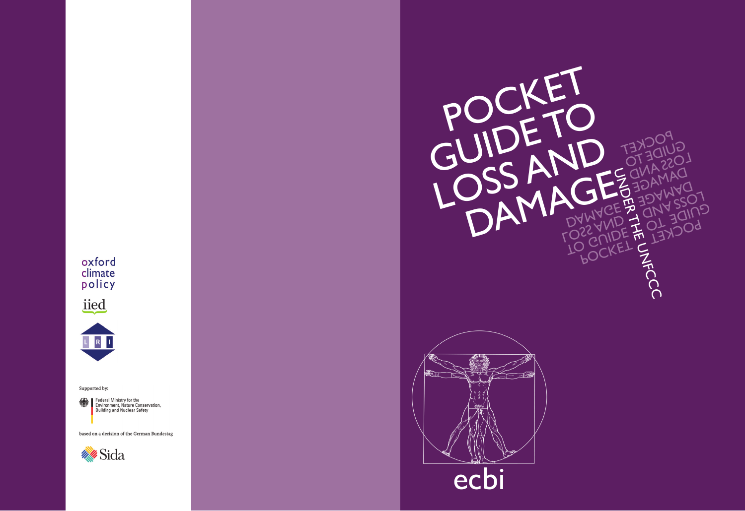# POCKET GUIDE TO LOSS AND DAMAGE

## UNDER THE UNFCCC

ecbi

oxford climate policy

iied

LRI

Supported by:

Federal Ministry for the Environment, Nature Conservation, Building and Nuclear Safety

based on a decision of the German Bundestag

Sida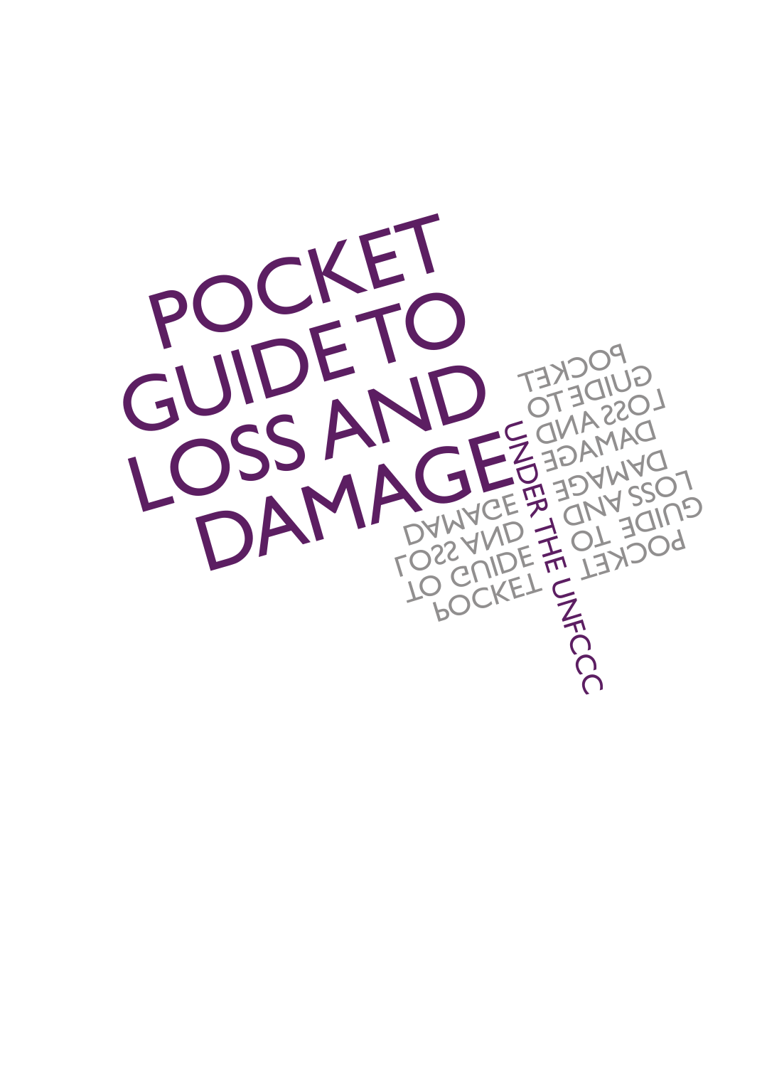# POCKET GUIDE TO LOSS AND DAMAGE

## UNDER THE UNFCCC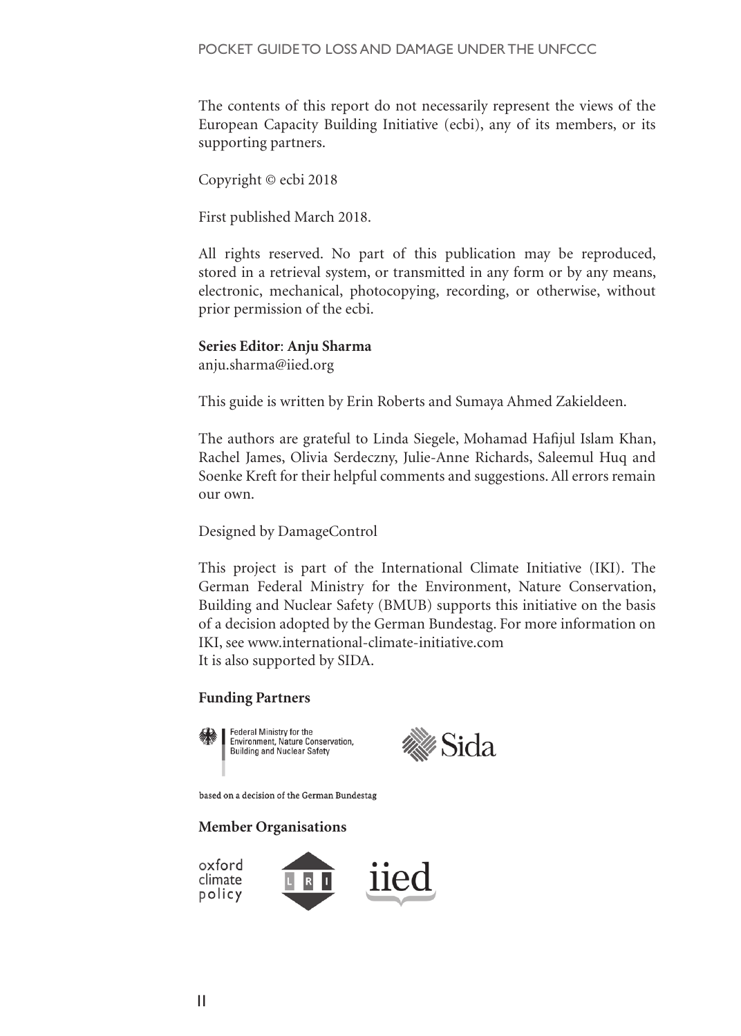The contents of this report do not necessarily represent the views of the European Capacity Building Initiative (ecbi), any of its members, or its supporting partners.

Copyright © ecbi 2018

First published March 2018.

All rights reserved. No part of this publication may be reproduced, stored in a retrieval system, or transmitted in any form or by any means, electronic, mechanical, photocopying, recording, or otherwise, without prior permission of the ecbi.

**Series Editor**: **Anju Sharma**
anju.sharma@iied.org

This guide is written by Erin Roberts and Sumaya Ahmed Zakieldeen.

The authors are grateful to Linda Siegele, Mohamad Hafijul Islam Khan, Rachel James, Olivia Serdeczny, Julie-Anne Richards, Saleemul Huq and Soenke Kreft for their helpful comments and suggestions. All errors remain our own.

Designed by DamageControl

This project is part of the International Climate Initiative (IKI). The German Federal Ministry for the Environment, Nature Conservation, Building and Nuclear Safety (BMUB) supports this initiative on the basis of a decision adopted by the German Bundestag. For more information on IKI, see www.international-climate-initiative.com
It is also supported by SIDA.

**Funding Partners**

Federal Ministry for the Environment, Nature Conservation, Building and Nuclear Safety

Sida

based on a decision of the German Bundestag

**Member Organisations**

oxford climate policy

LRI

iied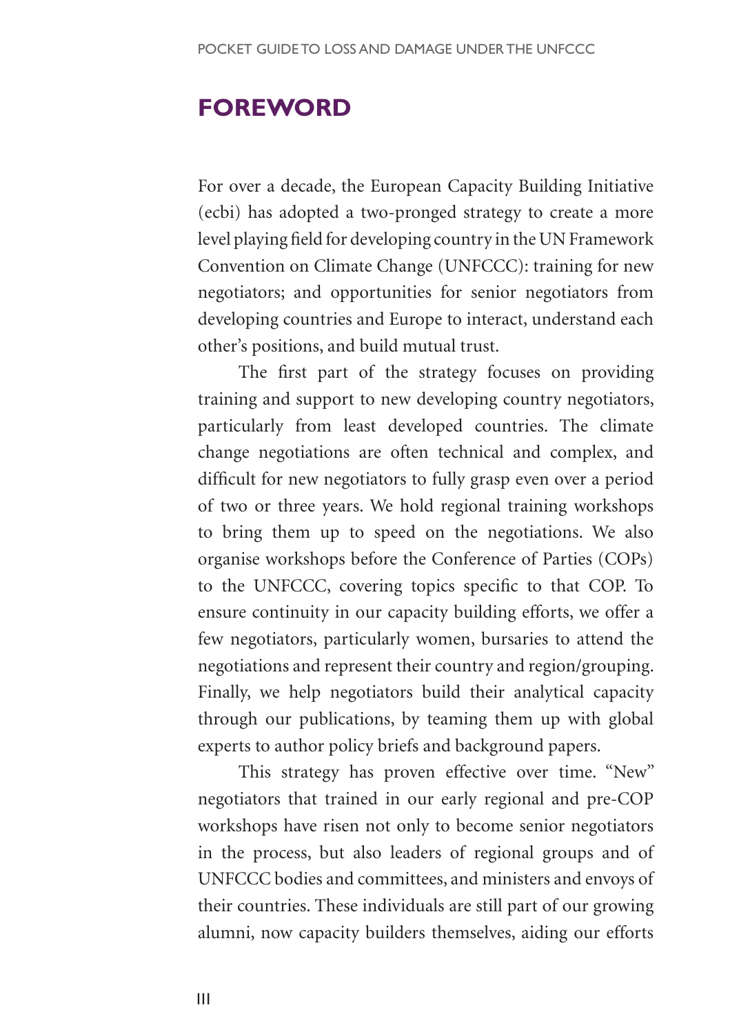# FOREWORD

For over a decade, the European Capacity Building Initiative (ecbi) has adopted a two-pronged strategy to create a more level playing field for developing country in the UN Framework Convention on Climate Change (UNFCCC): training for new negotiators; and opportunities for senior negotiators from developing countries and Europe to interact, understand each other's positions, and build mutual trust.

The first part of the strategy focuses on providing training and support to new developing country negotiators, particularly from least developed countries. The climate change negotiations are often technical and complex, and difficult for new negotiators to fully grasp even over a period of two or three years. We hold regional training workshops to bring them up to speed on the negotiations. We also organise workshops before the Conference of Parties (COPs) to the UNFCCC, covering topics specific to that COP. To ensure continuity in our capacity building efforts, we offer a few negotiators, particularly women, bursaries to attend the negotiations and represent their country and region/grouping. Finally, we help negotiators build their analytical capacity through our publications, by teaming them up with global experts to author policy briefs and background papers.

This strategy has proven effective over time. "New" negotiators that trained in our early regional and pre-COP workshops have risen not only to become senior negotiators in the process, but also leaders of regional groups and of UNFCCC bodies and committees, and ministers and envoys of their countries. These individuals are still part of our growing alumni, now capacity builders themselves, aiding our efforts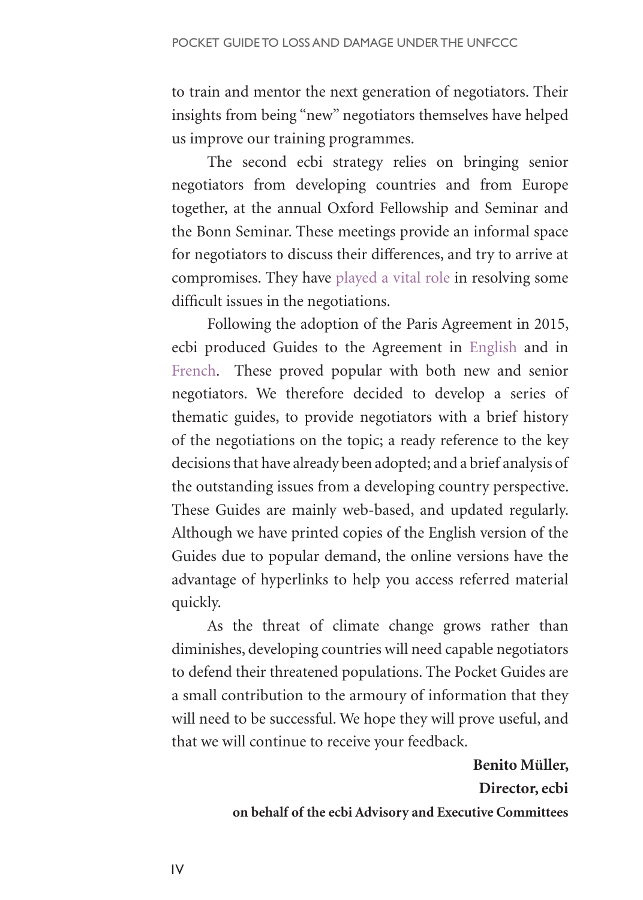to train and mentor the next generation of negotiators. Their insights from being "new" negotiators themselves have helped us improve our training programmes.

The second ecbi strategy relies on bringing senior negotiators from developing countries and from Europe together, at the annual Oxford Fellowship and Seminar and the Bonn Seminar. These meetings provide an informal space for negotiators to discuss their differences, and try to arrive at compromises. They have played a vital role in resolving some difficult issues in the negotiations.

Following the adoption of the Paris Agreement in 2015, ecbi produced Guides to the Agreement in English and in French. These proved popular with both new and senior negotiators. We therefore decided to develop a series of thematic guides, to provide negotiators with a brief history of the negotiations on the topic; a ready reference to the key decisions that have already been adopted; and a brief analysis of the outstanding issues from a developing country perspective. These Guides are mainly web-based, and updated regularly. Although we have printed copies of the English version of the Guides due to popular demand, the online versions have the advantage of hyperlinks to help you access referred material quickly.

As the threat of climate change grows rather than diminishes, developing countries will need capable negotiators to defend their threatened populations. The Pocket Guides are a small contribution to the armoury of information that they will need to be successful. We hope they will prove useful, and that we will continue to receive your feedback.

**Benito Müller,**
**Director, ecbi**
**on behalf of the ecbi Advisory and Executive Committees**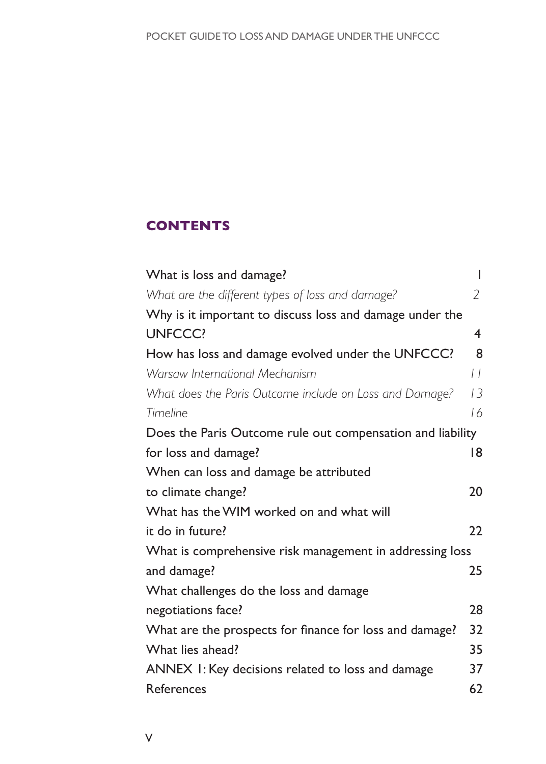## CONTENTS

| | |
|---|---|
| What is loss and damage? | 1 |
| *What are the different types of loss and damage?* | *2* |
| Why is it important to discuss loss and damage under the UNFCCC? | 4 |
| How has loss and damage evolved under the UNFCCC? | 8 |
| *Warsaw International Mechanism* | *11* |
| *What does the Paris Outcome include on Loss and Damage?* | *13* |
| *Timeline* | *16* |
| Does the Paris Outcome rule out compensation and liability for loss and damage? | 18 |
| When can loss and damage be attributed to climate change? | 20 |
| What has the WIM worked on and what will it do in future? | 22 |
| What is comprehensive risk management in addressing loss and damage? | 25 |
| What challenges do the loss and damage negotiations face? | 28 |
| What are the prospects for finance for loss and damage? | 32 |
| What lies ahead? | 35 |
| ANNEX 1: Key decisions related to loss and damage | 37 |
| References | 62 |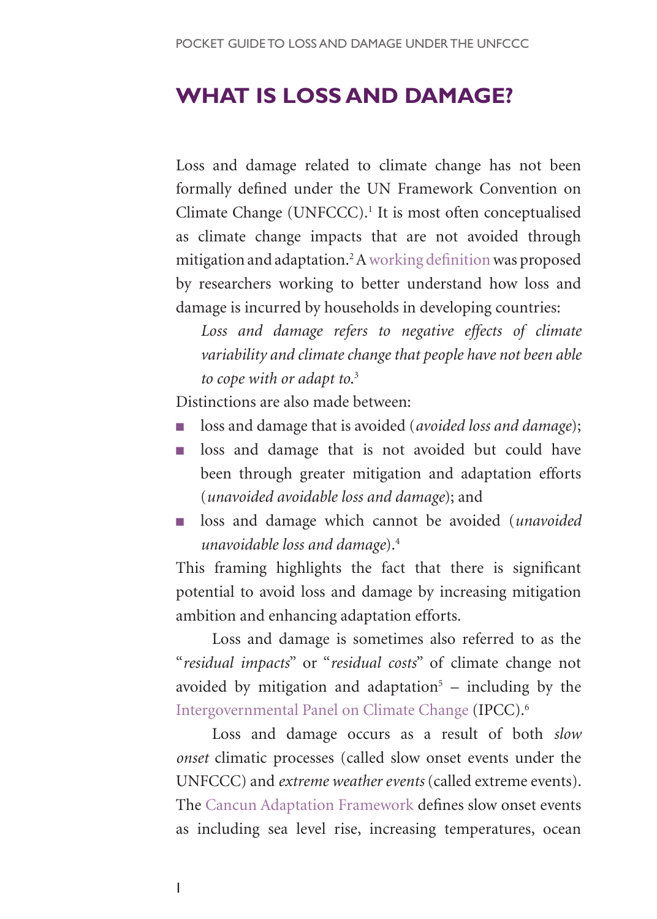# WHAT IS LOSS AND DAMAGE?

Loss and damage related to climate change has not been formally defined under the UN Framework Convention on Climate Change (UNFCCC).[1] It is most often conceptualised as climate change impacts that are not avoided through mitigation and adaptation.[2] A working definition was proposed by researchers working to better understand how loss and damage is incurred by households in developing countries:

> *Loss and damage refers to negative effects of climate variability and climate change that people have not been able to cope with or adapt to.*[3]

Distinctions are also made between:

- loss and damage that is avoided (*avoided loss and damage*);
- loss and damage that is not avoided but could have been through greater mitigation and adaptation efforts (*unavoided avoidable loss and damage*); and
- loss and damage which cannot be avoided (*unavoided unavoidable loss and damage*).[4]

This framing highlights the fact that there is significant potential to avoid loss and damage by increasing mitigation ambition and enhancing adaptation efforts.

Loss and damage is sometimes also referred to as the "*residual impacts*" or "*residual costs*" of climate change not avoided by mitigation and adaptation[5] – including by the Intergovernmental Panel on Climate Change (IPCC).[6]

Loss and damage occurs as a result of both *slow onset* climatic processes (called slow onset events under the UNFCCC) and *extreme weather events* (called extreme events). The Cancun Adaptation Framework defines slow onset events as including sea level rise, increasing temperatures, ocean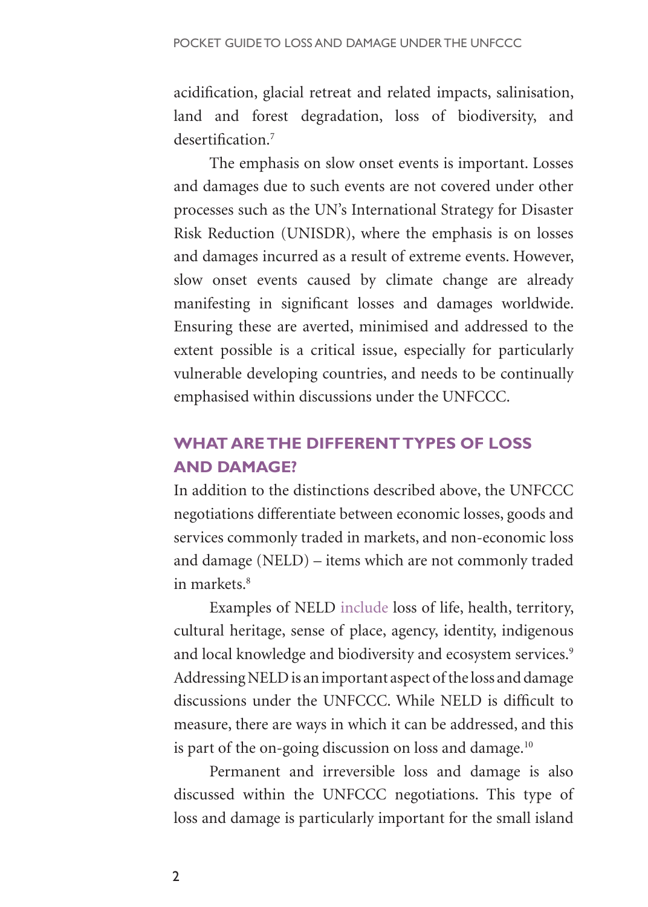acidification, glacial retreat and related impacts, salinisation, land and forest degradation, loss of biodiversity, and desertification.[7]

The emphasis on slow onset events is important. Losses and damages due to such events are not covered under other processes such as the UN's International Strategy for Disaster Risk Reduction (UNISDR), where the emphasis is on losses and damages incurred as a result of extreme events. However, slow onset events caused by climate change are already manifesting in significant losses and damages worldwide. Ensuring these are averted, minimised and addressed to the extent possible is a critical issue, especially for particularly vulnerable developing countries, and needs to be continually emphasised within discussions under the UNFCCC.

## WHAT ARE THE DIFFERENT TYPES OF LOSS AND DAMAGE?

In addition to the distinctions described above, the UNFCCC negotiations differentiate between economic losses, goods and services commonly traded in markets, and non-economic loss and damage (NELD) – items which are not commonly traded in markets.[8]

Examples of NELD include loss of life, health, territory, cultural heritage, sense of place, agency, identity, indigenous and local knowledge and biodiversity and ecosystem services.[9] Addressing NELD is an important aspect of the loss and damage discussions under the UNFCCC. While NELD is difficult to measure, there are ways in which it can be addressed, and this is part of the on-going discussion on loss and damage.[10]

Permanent and irreversible loss and damage is also discussed within the UNFCCC negotiations. This type of loss and damage is particularly important for the small island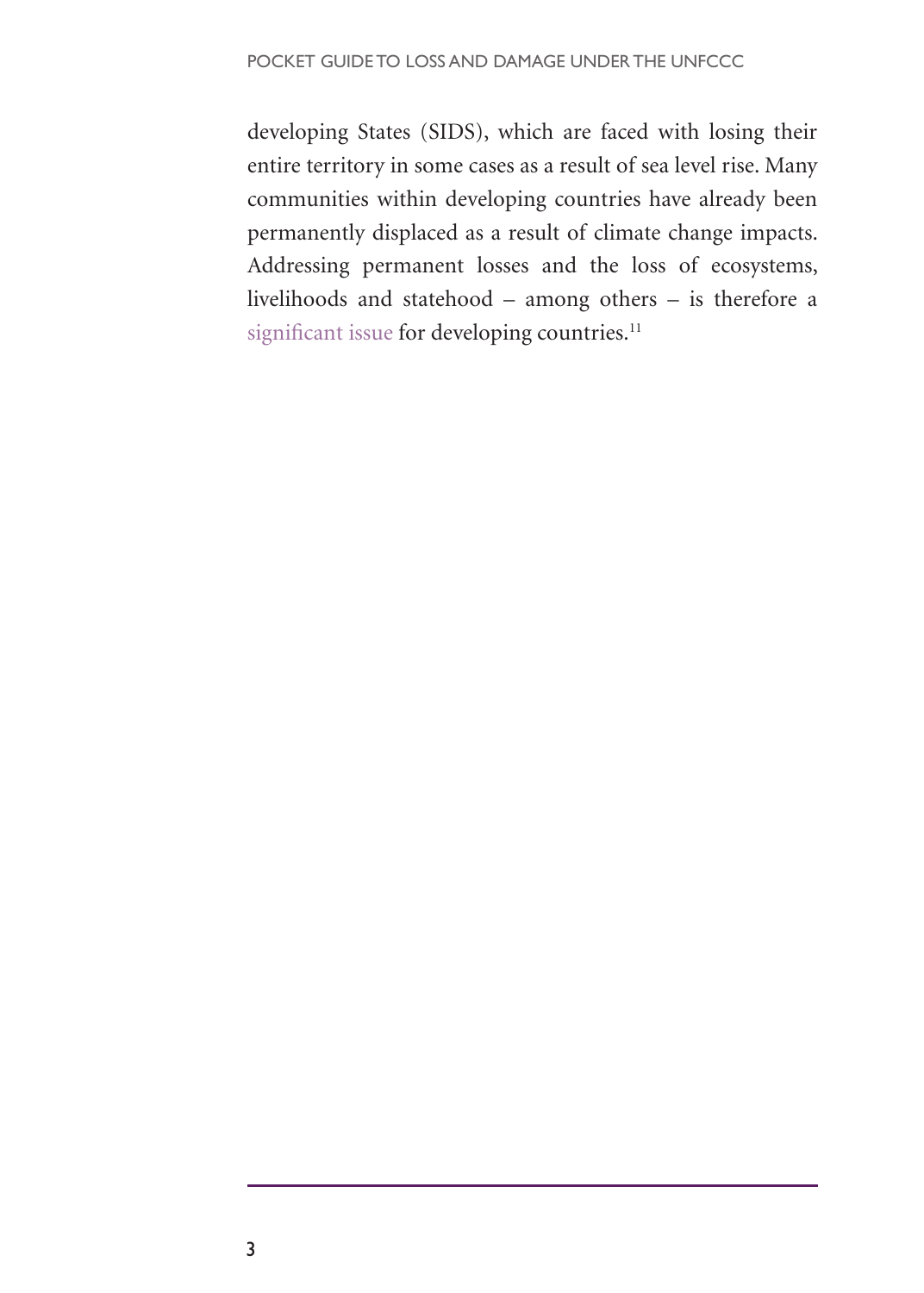developing States (SIDS), which are faced with losing their entire territory in some cases as a result of sea level rise. Many communities within developing countries have already been permanently displaced as a result of climate change impacts. Addressing permanent losses and the loss of ecosystems, livelihoods and statehood – among others – is therefore a significant issue for developing countries.[11]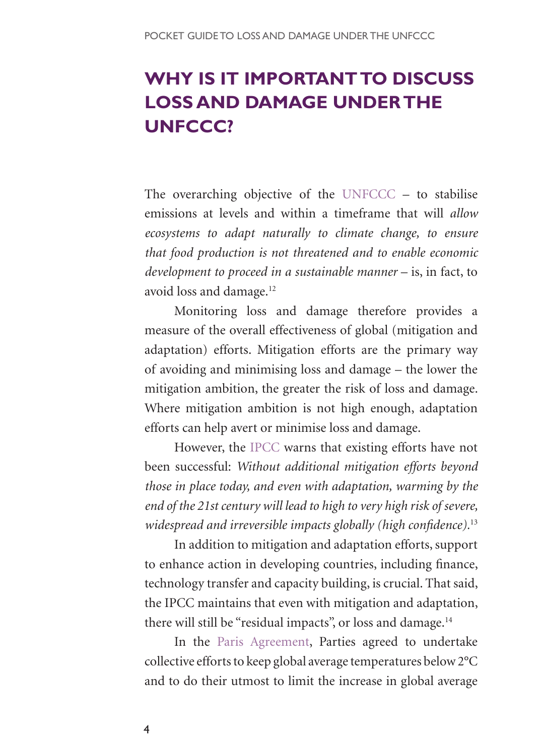## WHY IS IT IMPORTANT TO DISCUSS LOSS AND DAMAGE UNDER THE UNFCCC?

The overarching objective of the UNFCCC – to stabilise emissions at levels and within a timeframe that will *allow ecosystems to adapt naturally to climate change, to ensure that food production is not threatened and to enable economic development to proceed in a sustainable manner* – is, in fact, to avoid loss and damage.[12]

Monitoring loss and damage therefore provides a measure of the overall effectiveness of global (mitigation and adaptation) efforts. Mitigation efforts are the primary way of avoiding and minimising loss and damage – the lower the mitigation ambition, the greater the risk of loss and damage. Where mitigation ambition is not high enough, adaptation efforts can help avert or minimise loss and damage.

However, the IPCC warns that existing efforts have not been successful: *Without additional mitigation efforts beyond those in place today, and even with adaptation, warming by the end of the 21st century will lead to high to very high risk of severe, widespread and irreversible impacts globally (high confidence).*[13]

In addition to mitigation and adaptation efforts, support to enhance action in developing countries, including finance, technology transfer and capacity building, is crucial. That said, the IPCC maintains that even with mitigation and adaptation, there will still be "residual impacts", or loss and damage.[14]

In the Paris Agreement, Parties agreed to undertake collective efforts to keep global average temperatures below 2°C and to do their utmost to limit the increase in global average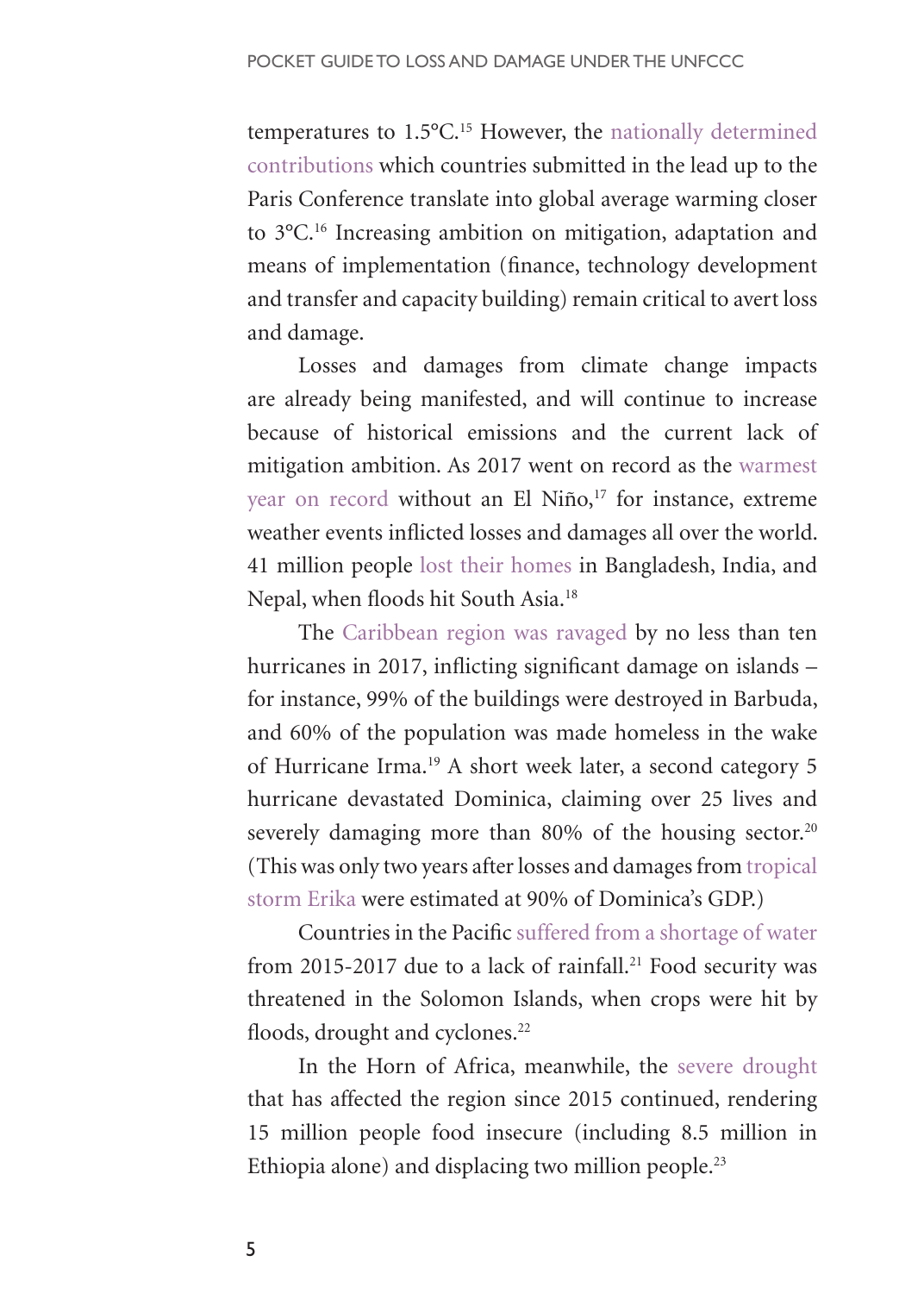temperatures to 1.5°C.[15] However, the nationally determined contributions which countries submitted in the lead up to the Paris Conference translate into global average warming closer to 3°C.[16] Increasing ambition on mitigation, adaptation and means of implementation (finance, technology development and transfer and capacity building) remain critical to avert loss and damage.

Losses and damages from climate change impacts are already being manifested, and will continue to increase because of historical emissions and the current lack of mitigation ambition. As 2017 went on record as the warmest year on record without an El Niño,[17] for instance, extreme weather events inflicted losses and damages all over the world. 41 million people lost their homes in Bangladesh, India, and Nepal, when floods hit South Asia.[18]

The Caribbean region was ravaged by no less than ten hurricanes in 2017, inflicting significant damage on islands – for instance, 99% of the buildings were destroyed in Barbuda, and 60% of the population was made homeless in the wake of Hurricane Irma.[19] A short week later, a second category 5 hurricane devastated Dominica, claiming over 25 lives and severely damaging more than 80% of the housing sector.[20] (This was only two years after losses and damages from tropical storm Erika were estimated at 90% of Dominica's GDP.)

Countries in the Pacific suffered from a shortage of water from 2015-2017 due to a lack of rainfall.[21] Food security was threatened in the Solomon Islands, when crops were hit by floods, drought and cyclones.[22]

In the Horn of Africa, meanwhile, the severe drought that has affected the region since 2015 continued, rendering 15 million people food insecure (including 8.5 million in Ethiopia alone) and displacing two million people.[23]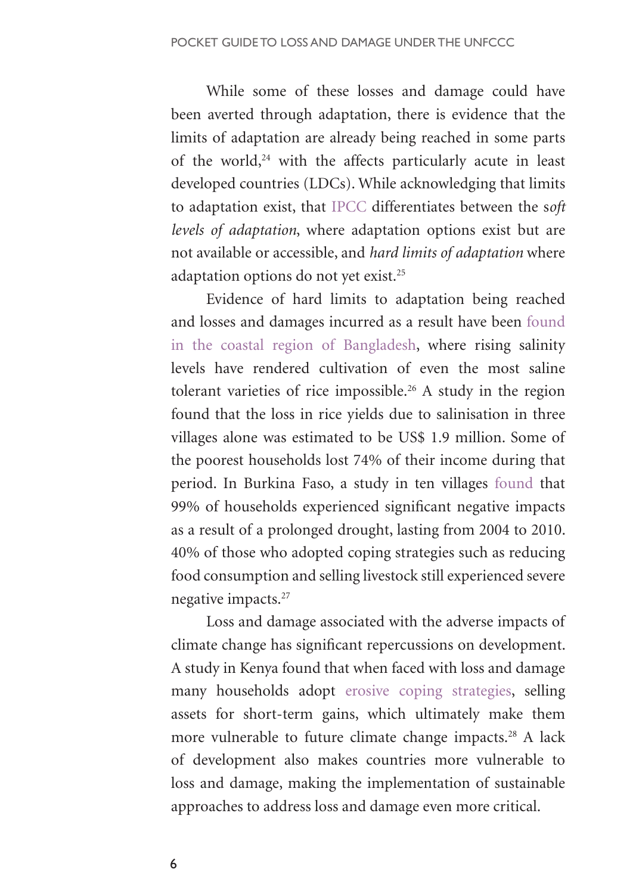While some of these losses and damage could have been averted through adaptation, there is evidence that the limits of adaptation are already being reached in some parts of the world,[24] with the affects particularly acute in least developed countries (LDCs). While acknowledging that limits to adaptation exist, that IPCC differentiates between the s*oft levels of adaptation*, where adaptation options exist but are not available or accessible, and *hard limits of adaptation* where adaptation options do not yet exist.[25]

Evidence of hard limits to adaptation being reached and losses and damages incurred as a result have been found in the coastal region of Bangladesh, where rising salinity levels have rendered cultivation of even the most saline tolerant varieties of rice impossible.[26] A study in the region found that the loss in rice yields due to salinisation in three villages alone was estimated to be US$ 1.9 million. Some of the poorest households lost 74% of their income during that period. In Burkina Faso, a study in ten villages found that 99% of households experienced significant negative impacts as a result of a prolonged drought, lasting from 2004 to 2010. 40% of those who adopted coping strategies such as reducing food consumption and selling livestock still experienced severe negative impacts.[27]

Loss and damage associated with the adverse impacts of climate change has significant repercussions on development. A study in Kenya found that when faced with loss and damage many households adopt erosive coping strategies, selling assets for short-term gains, which ultimately make them more vulnerable to future climate change impacts.[28] A lack of development also makes countries more vulnerable to loss and damage, making the implementation of sustainable approaches to address loss and damage even more critical.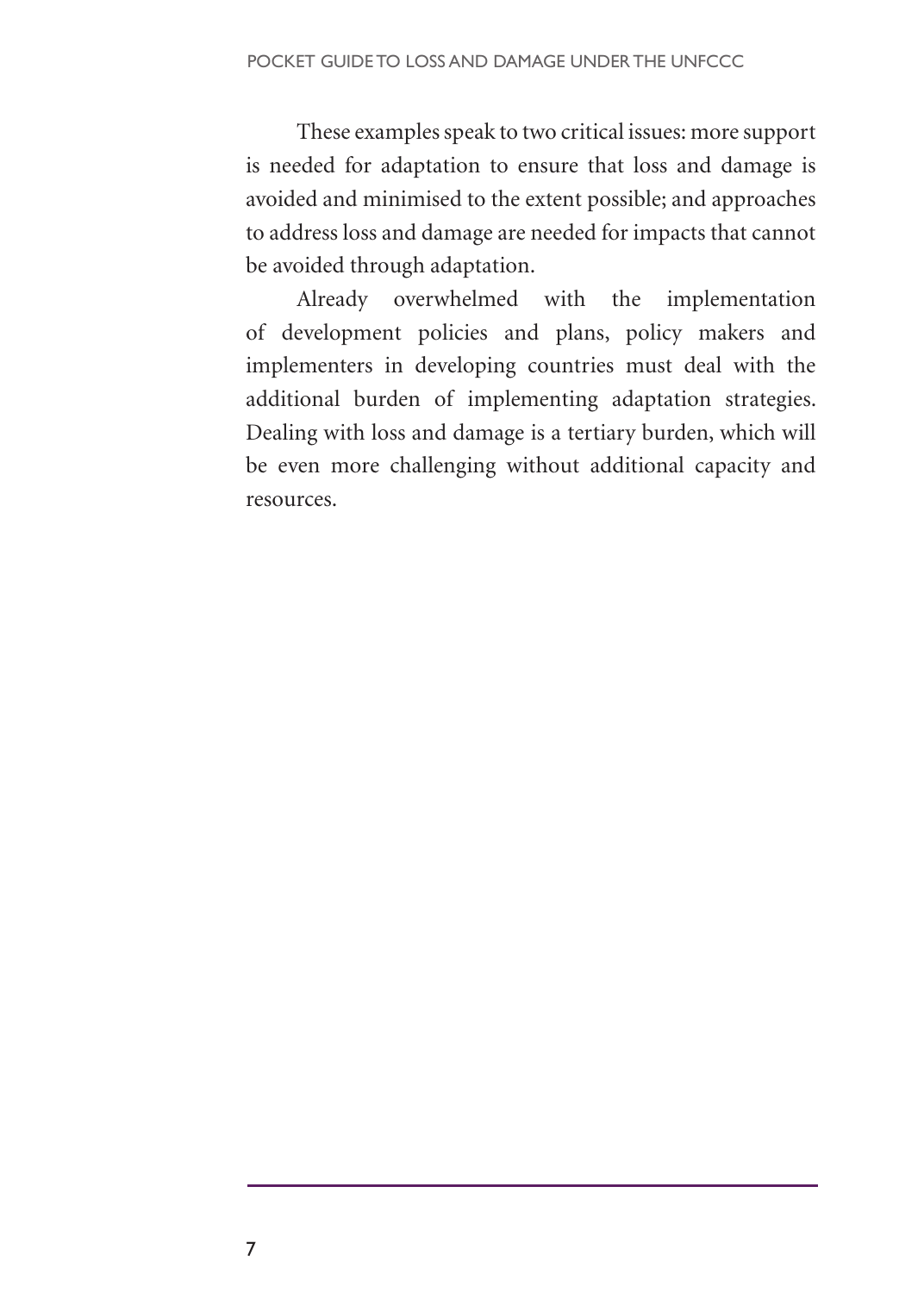These examples speak to two critical issues: more support is needed for adaptation to ensure that loss and damage is avoided and minimised to the extent possible; and approaches to address loss and damage are needed for impacts that cannot be avoided through adaptation.

Already overwhelmed with the implementation of development policies and plans, policy makers and implementers in developing countries must deal with the additional burden of implementing adaptation strategies. Dealing with loss and damage is a tertiary burden, which will be even more challenging without additional capacity and resources.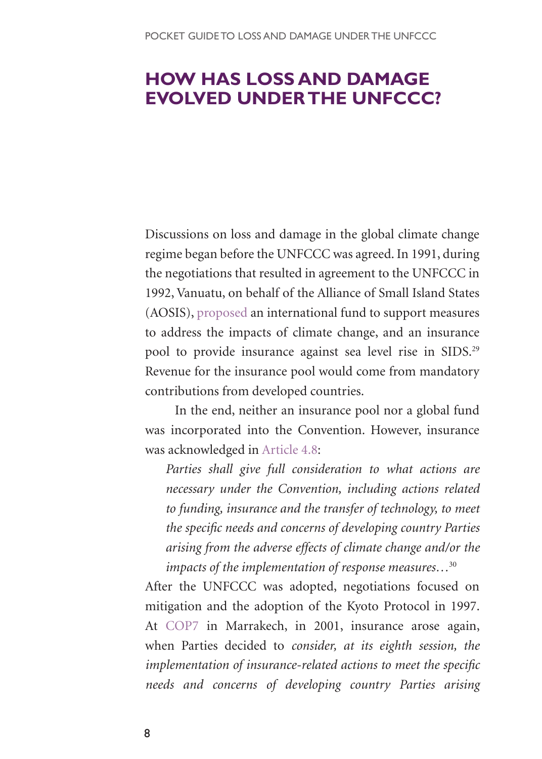## HOW HAS LOSS AND DAMAGE EVOLVED UNDER THE UNFCCC?

Discussions on loss and damage in the global climate change regime began before the UNFCCC was agreed. In 1991, during the negotiations that resulted in agreement to the UNFCCC in 1992, Vanuatu, on behalf of the Alliance of Small Island States (AOSIS), proposed an international fund to support measures to address the impacts of climate change, and an insurance pool to provide insurance against sea level rise in SIDS.[29] Revenue for the insurance pool would come from mandatory contributions from developed countries.

In the end, neither an insurance pool nor a global fund was incorporated into the Convention. However, insurance was acknowledged in Article 4.8:

> *Parties shall give full consideration to what actions are necessary under the Convention, including actions related to funding, insurance and the transfer of technology, to meet the specific needs and concerns of developing country Parties arising from the adverse effects of climate change and/or the impacts of the implementation of response measures…*[30]

After the UNFCCC was adopted, negotiations focused on mitigation and the adoption of the Kyoto Protocol in 1997. At COP7 in Marrakech, in 2001, insurance arose again, when Parties decided to *consider, at its eighth session, the implementation of insurance-related actions to meet the specific needs and concerns of developing country Parties arising*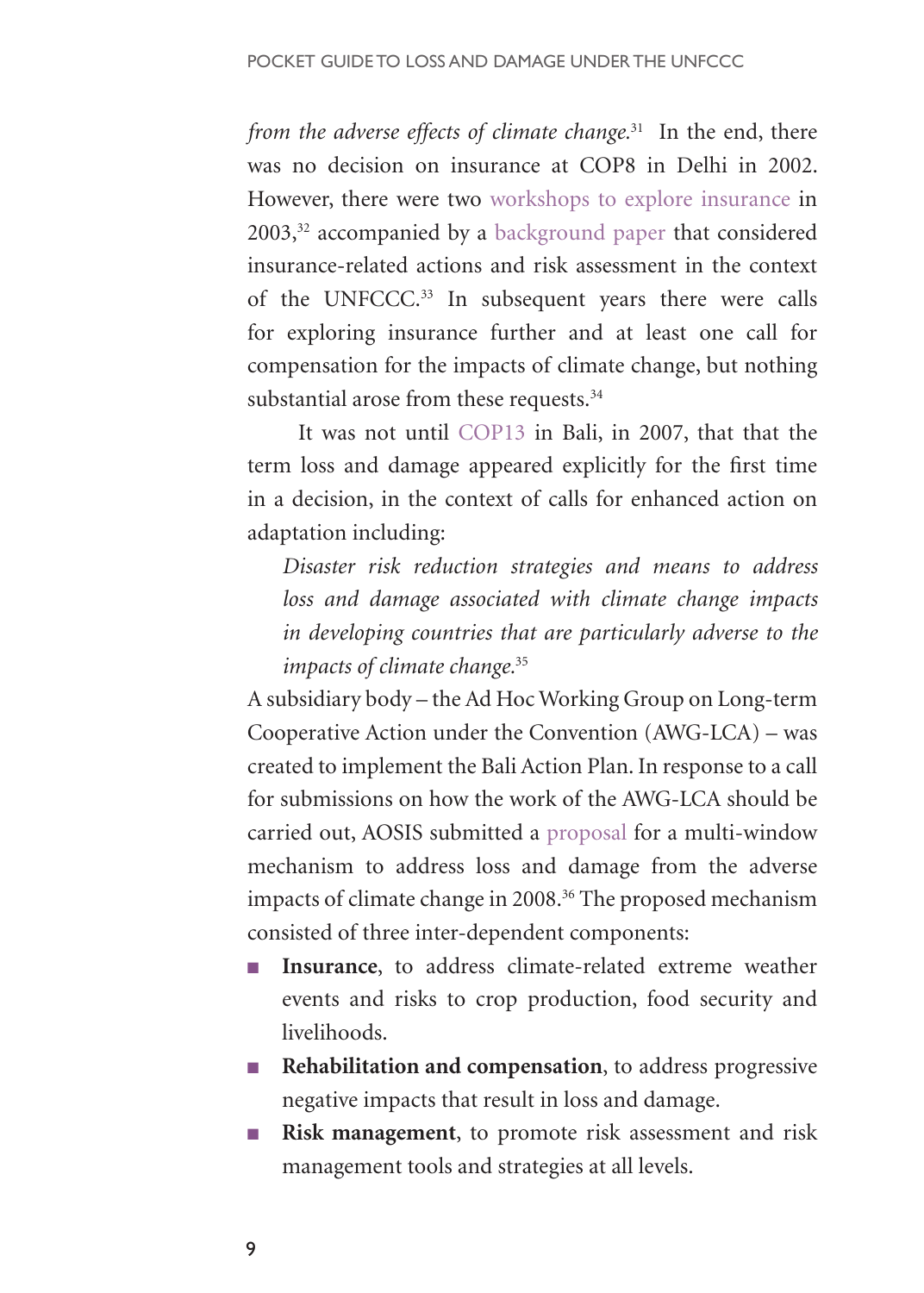*from the adverse effects of climate change.*[31] In the end, there was no decision on insurance at COP8 in Delhi in 2002. However, there were two workshops to explore insurance in 2003,[32] accompanied by a background paper that considered insurance-related actions and risk assessment in the context of the UNFCCC.[33] In subsequent years there were calls for exploring insurance further and at least one call for compensation for the impacts of climate change, but nothing substantial arose from these requests.[34]

It was not until COP13 in Bali, in 2007, that that the term loss and damage appeared explicitly for the first time in a decision, in the context of calls for enhanced action on adaptation including:

> *Disaster risk reduction strategies and means to address loss and damage associated with climate change impacts in developing countries that are particularly adverse to the impacts of climate change.*[35]

A subsidiary body – the Ad Hoc Working Group on Long-term Cooperative Action under the Convention (AWG-LCA) – was created to implement the Bali Action Plan. In response to a call for submissions on how the work of the AWG-LCA should be carried out, AOSIS submitted a proposal for a multi-window mechanism to address loss and damage from the adverse impacts of climate change in 2008.[36] The proposed mechanism consisted of three inter-dependent components:

- **Insurance**, to address climate-related extreme weather events and risks to crop production, food security and livelihoods.
- **Rehabilitation and compensation**, to address progressive negative impacts that result in loss and damage.
- **Risk management**, to promote risk assessment and risk management tools and strategies at all levels.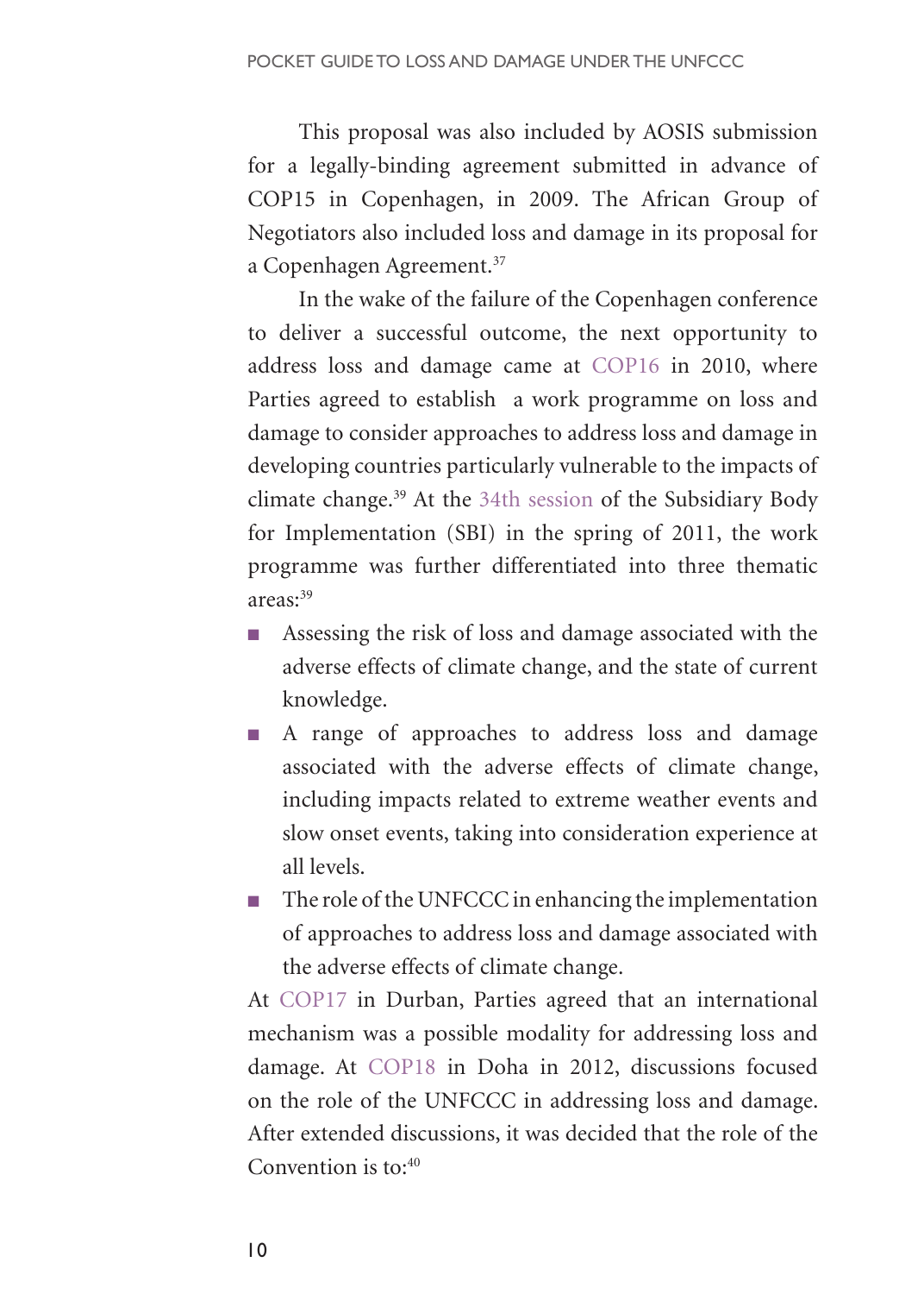This proposal was also included by AOSIS submission for a legally-binding agreement submitted in advance of COP15 in Copenhagen, in 2009. The African Group of Negotiators also included loss and damage in its proposal for a Copenhagen Agreement.[37]

In the wake of the failure of the Copenhagen conference to deliver a successful outcome, the next opportunity to address loss and damage came at COP16 in 2010, where Parties agreed to establish a work programme on loss and damage to consider approaches to address loss and damage in developing countries particularly vulnerable to the impacts of climate change.[39] At the 34th session of the Subsidiary Body for Implementation (SBI) in the spring of 2011, the work programme was further differentiated into three thematic areas:[39]

- Assessing the risk of loss and damage associated with the adverse effects of climate change, and the state of current knowledge.
- A range of approaches to address loss and damage associated with the adverse effects of climate change, including impacts related to extreme weather events and slow onset events, taking into consideration experience at all levels.
- The role of the UNFCCC in enhancing the implementation of approaches to address loss and damage associated with the adverse effects of climate change.

At COP17 in Durban, Parties agreed that an international mechanism was a possible modality for addressing loss and damage. At COP18 in Doha in 2012, discussions focused on the role of the UNFCCC in addressing loss and damage. After extended discussions, it was decided that the role of the Convention is to:[40]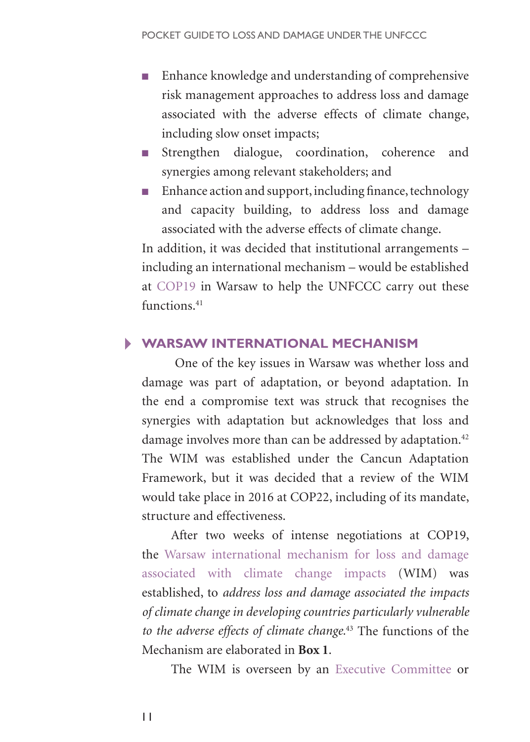- Enhance knowledge and understanding of comprehensive risk management approaches to address loss and damage associated with the adverse effects of climate change, including slow onset impacts;
- Strengthen dialogue, coordination, coherence and synergies among relevant stakeholders; and
- Enhance action and support, including finance, technology and capacity building, to address loss and damage associated with the adverse effects of climate change.

In addition, it was decided that institutional arrangements – including an international mechanism – would be established at COP19 in Warsaw to help the UNFCCC carry out these functions.[41]

## WARSAW INTERNATIONAL MECHANISM

One of the key issues in Warsaw was whether loss and damage was part of adaptation, or beyond adaptation. In the end a compromise text was struck that recognises the synergies with adaptation but acknowledges that loss and damage involves more than can be addressed by adaptation.[42] The WIM was established under the Cancun Adaptation Framework, but it was decided that a review of the WIM would take place in 2016 at COP22, including of its mandate, structure and effectiveness.

After two weeks of intense negotiations at COP19, the Warsaw international mechanism for loss and damage associated with climate change impacts (WIM) was established, to *address loss and damage associated the impacts of climate change in developing countries particularly vulnerable to the adverse effects of climate change.*[43] The functions of the Mechanism are elaborated in **Box 1**.

The WIM is overseen by an Executive Committee or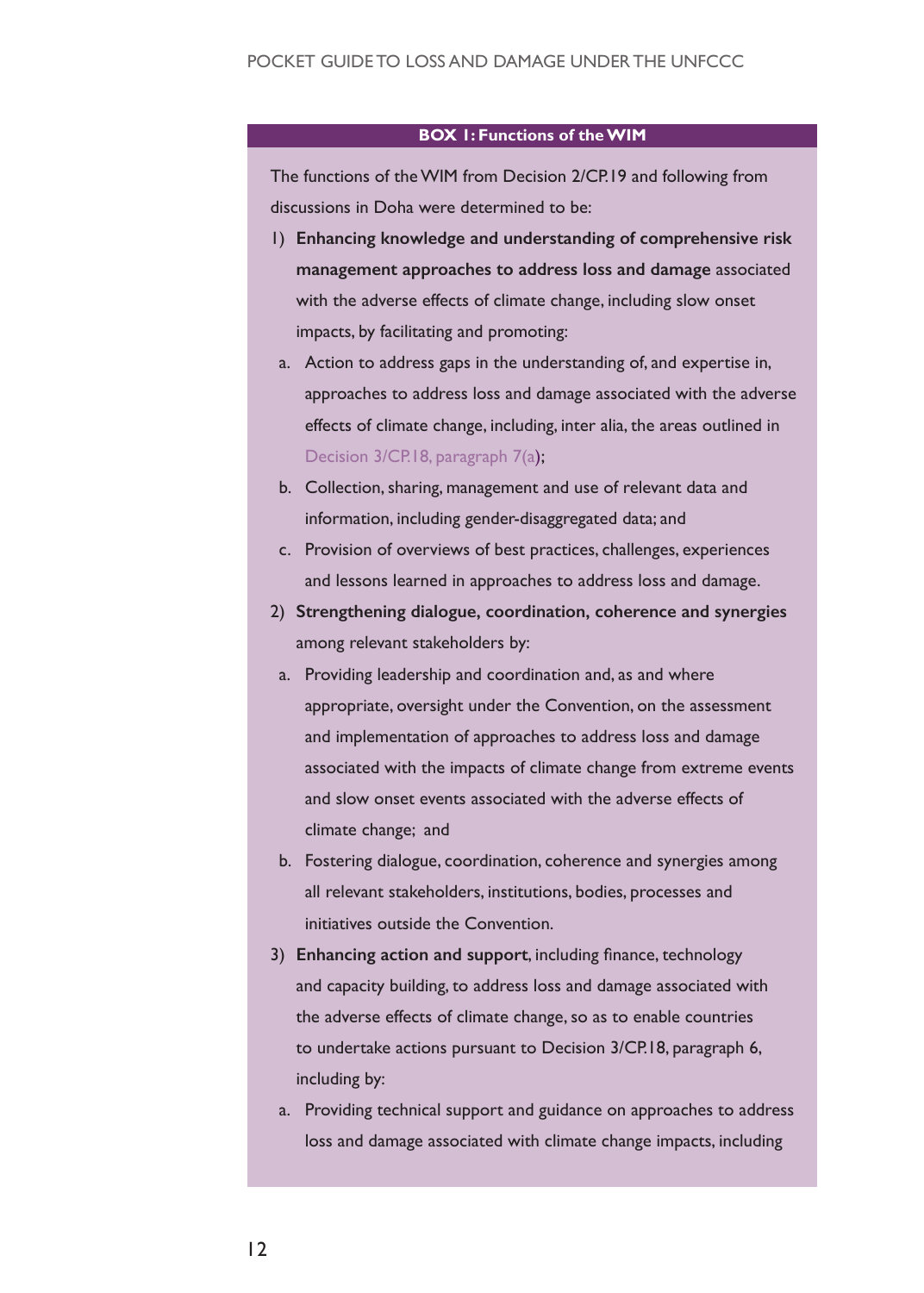**BOX 1: Functions of the WIM**

The functions of the WIM from Decision 2/CP.19 and following from discussions in Doha were determined to be:

1) **Enhancing knowledge and understanding of comprehensive risk management approaches to address loss and damage** associated with the adverse effects of climate change, including slow onset impacts, by facilitating and promoting:
   a. Action to address gaps in the understanding of, and expertise in, approaches to address loss and damage associated with the adverse effects of climate change, including, inter alia, the areas outlined in Decision 3/CP.18, paragraph 7(a);
   b. Collection, sharing, management and use of relevant data and information, including gender-disaggregated data; and
   c. Provision of overviews of best practices, challenges, experiences and lessons learned in approaches to address loss and damage.
2) **Strengthening dialogue, coordination, coherence and synergies** among relevant stakeholders by:
   a. Providing leadership and coordination and, as and where appropriate, oversight under the Convention, on the assessment and implementation of approaches to address loss and damage associated with the impacts of climate change from extreme events and slow onset events associated with the adverse effects of climate change; and
   b. Fostering dialogue, coordination, coherence and synergies among all relevant stakeholders, institutions, bodies, processes and initiatives outside the Convention.
3) **Enhancing action and support**, including finance, technology and capacity building, to address loss and damage associated with the adverse effects of climate change, so as to enable countries to undertake actions pursuant to Decision 3/CP.18, paragraph 6, including by:
   a. Providing technical support and guidance on approaches to address loss and damage associated with climate change impacts, including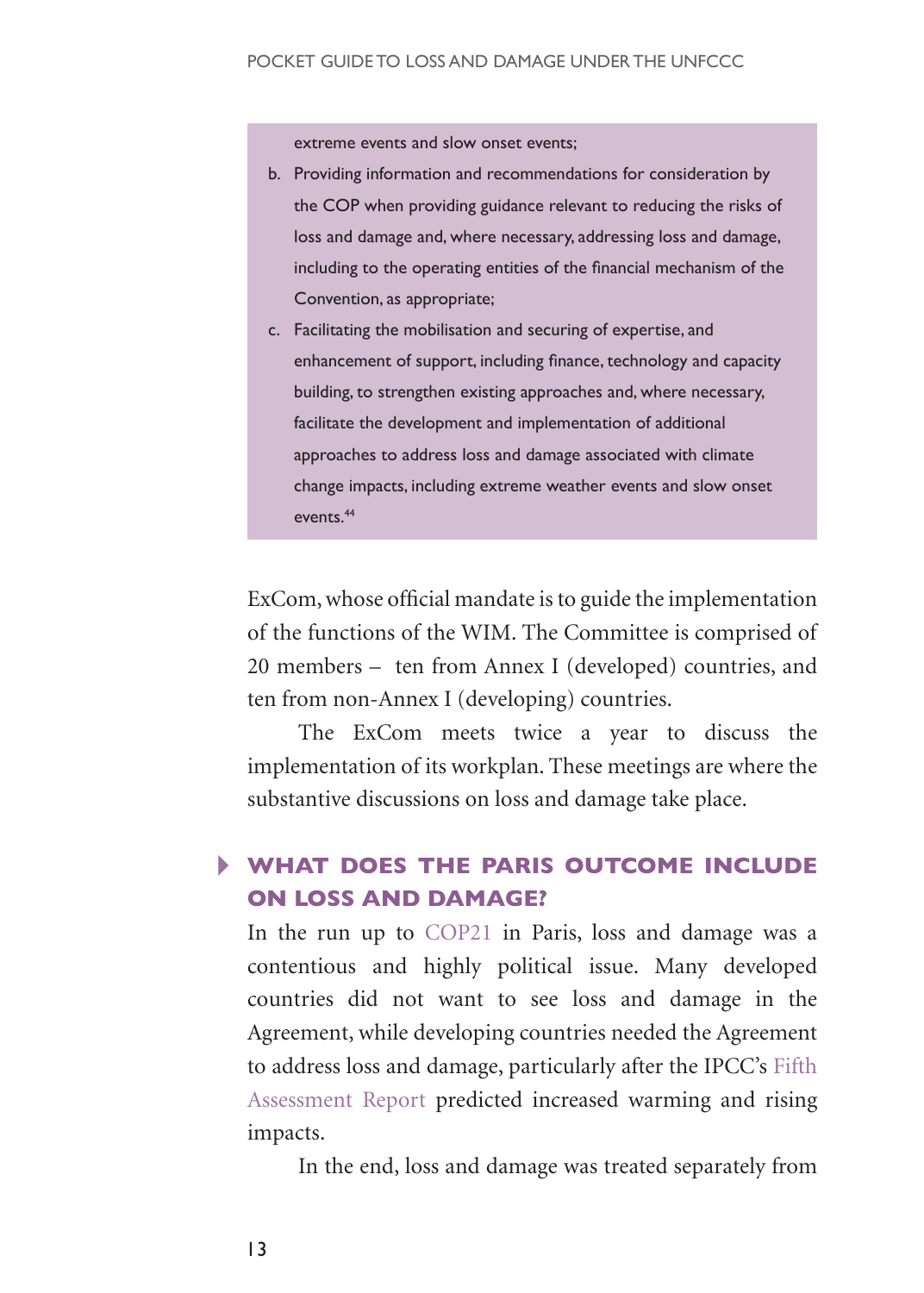extreme events and slow onset events;

b. Providing information and recommendations for consideration by the COP when providing guidance relevant to reducing the risks of loss and damage and, where necessary, addressing loss and damage, including to the operating entities of the financial mechanism of the Convention, as appropriate;
c. Facilitating the mobilisation and securing of expertise, and enhancement of support, including finance, technology and capacity building, to strengthen existing approaches and, where necessary, facilitate the development and implementation of additional approaches to address loss and damage associated with climate change impacts, including extreme weather events and slow onset events.[44]

ExCom, whose official mandate is to guide the implementation of the functions of the WIM. The Committee is comprised of 20 members – ten from Annex I (developed) countries, and ten from non-Annex I (developing) countries.

The ExCom meets twice a year to discuss the implementation of its workplan. These meetings are where the substantive discussions on loss and damage take place.

## WHAT DOES THE PARIS OUTCOME INCLUDE ON LOSS AND DAMAGE?

In the run up to COP21 in Paris, loss and damage was a contentious and highly political issue. Many developed countries did not want to see loss and damage in the Agreement, while developing countries needed the Agreement to address loss and damage, particularly after the IPCC's Fifth Assessment Report predicted increased warming and rising impacts.

In the end, loss and damage was treated separately from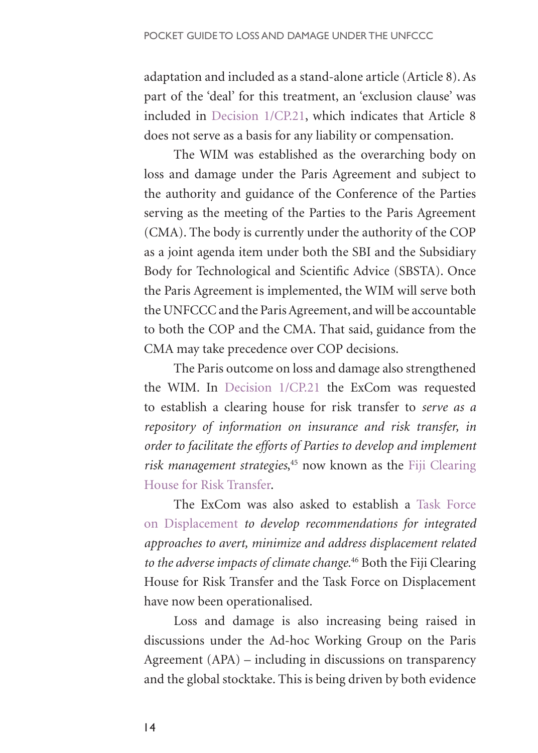adaptation and included as a stand-alone article (Article 8). As part of the 'deal' for this treatment, an 'exclusion clause' was included in Decision 1/CP.21, which indicates that Article 8 does not serve as a basis for any liability or compensation.

The WIM was established as the overarching body on loss and damage under the Paris Agreement and subject to the authority and guidance of the Conference of the Parties serving as the meeting of the Parties to the Paris Agreement (CMA). The body is currently under the authority of the COP as a joint agenda item under both the SBI and the Subsidiary Body for Technological and Scientific Advice (SBSTA). Once the Paris Agreement is implemented, the WIM will serve both the UNFCCC and the Paris Agreement, and will be accountable to both the COP and the CMA. That said, guidance from the CMA may take precedence over COP decisions.

The Paris outcome on loss and damage also strengthened the WIM. In Decision 1/CP.21 the ExCom was requested to establish a clearing house for risk transfer to *serve as a repository of information on insurance and risk transfer, in order to facilitate the efforts of Parties to develop and implement risk management strategies*,[45] now known as the Fiji Clearing House for Risk Transfer.

The ExCom was also asked to establish a Task Force on Displacement *to develop recommendations for integrated approaches to avert, minimize and address displacement related to the adverse impacts of climate change.*[46] Both the Fiji Clearing House for Risk Transfer and the Task Force on Displacement have now been operationalised.

Loss and damage is also increasing being raised in discussions under the Ad-hoc Working Group on the Paris Agreement (APA) – including in discussions on transparency and the global stocktake. This is being driven by both evidence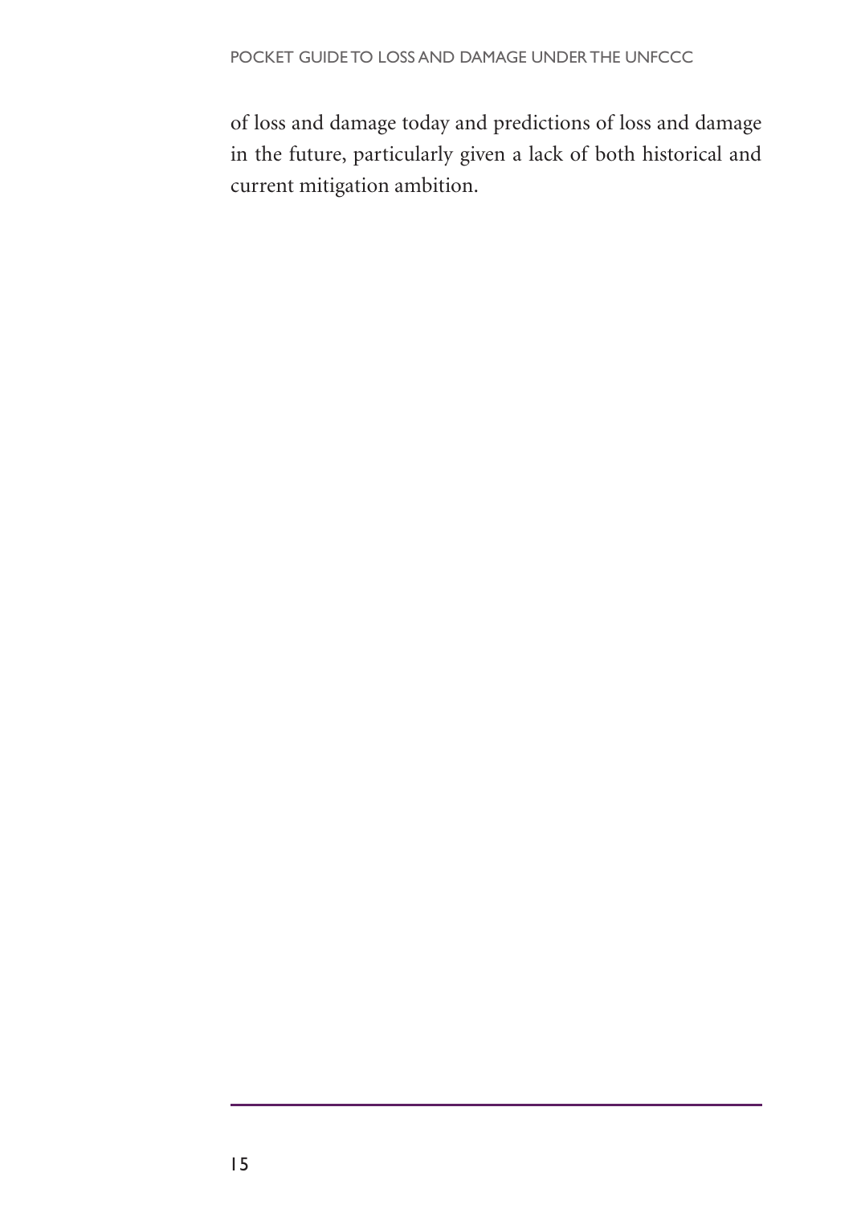of loss and damage today and predictions of loss and damage in the future, particularly given a lack of both historical and current mitigation ambition.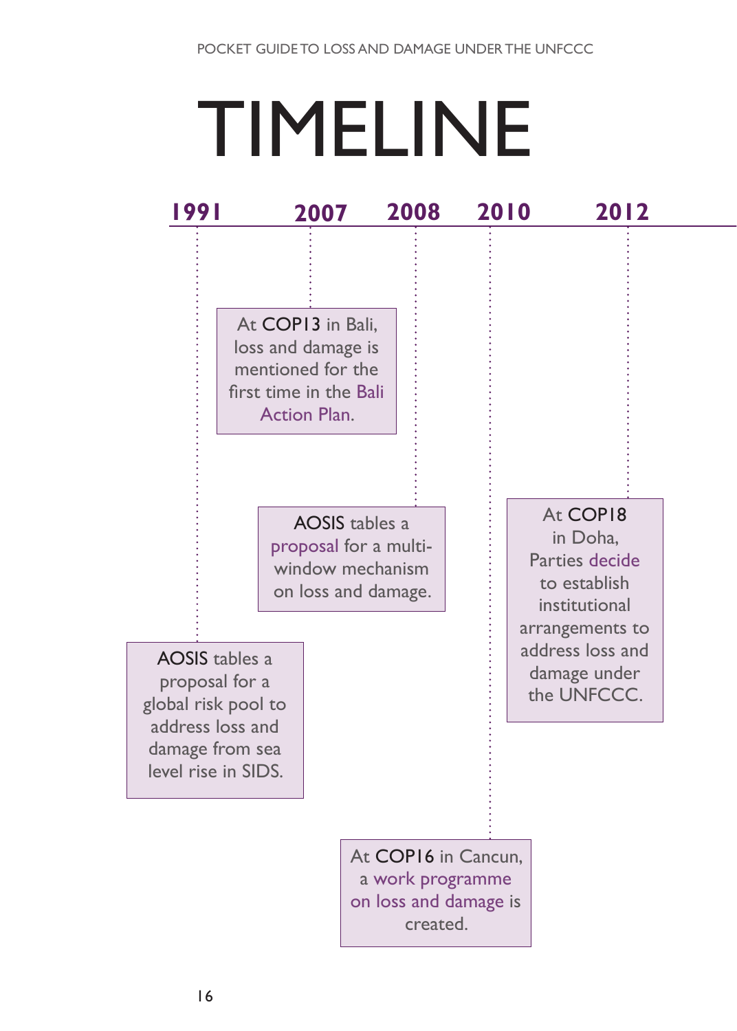# TIMELINE

**1991**

AOSIS tables a proposal for a global risk pool to address loss and damage from sea level rise in SIDS.

**2007**

At COP13 in Bali, loss and damage is mentioned for the first time in the Bali Action Plan.

**2008**

AOSIS tables a proposal for a multi-window mechanism on loss and damage.

**2010**

At COP16 in Cancun, a work programme on loss and damage is created.

**2012**

At COP18 in Doha, Parties decide to establish institutional arrangements to address loss and damage under the UNFCCC.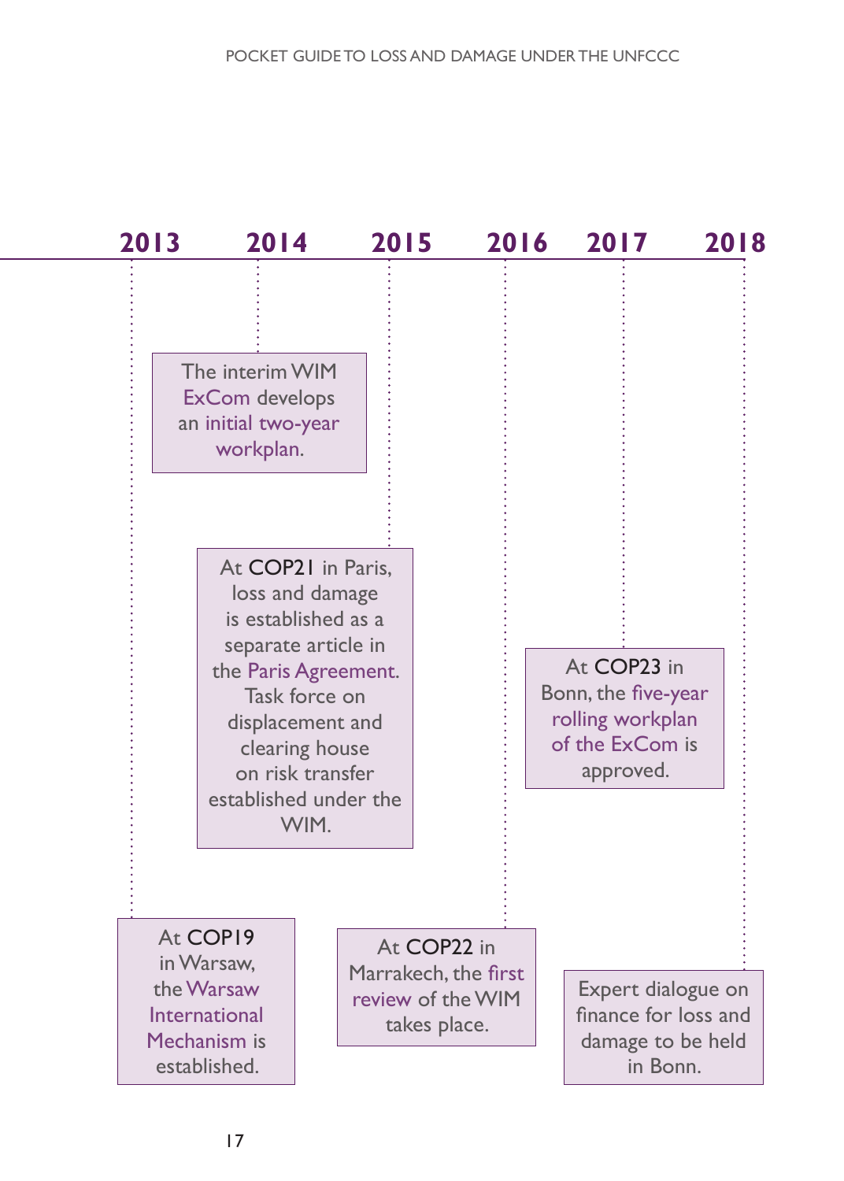**2013** **2014** **2015** **2016** **2017** **2018**

**2013:** At COP19 in Warsaw, the Warsaw International Mechanism is established.

**2014:** The interim WIM ExCom develops an initial two-year workplan.

**2015:** At COP21 in Paris, loss and damage is established as a separate article in the Paris Agreement. Task force on displacement and clearing house on risk transfer established under the WIM.

**2016:** At COP22 in Marrakech, the first review of the WIM takes place.

**2017:** At COP23 in Bonn, the five-year rolling workplan of the ExCom is approved.

**2018:** Expert dialogue on finance for loss and damage to be held in Bonn.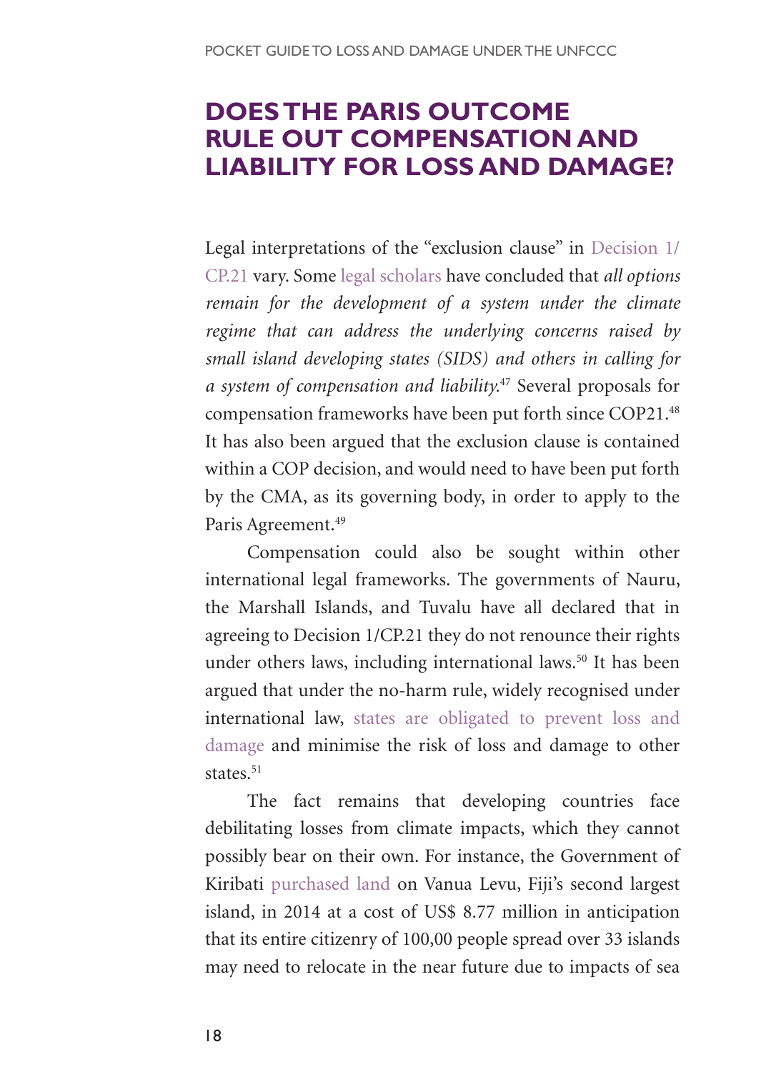## DOES THE PARIS OUTCOME RULE OUT COMPENSATION AND LIABILITY FOR LOSS AND DAMAGE?

Legal interpretations of the "exclusion clause" in Decision 1/CP.21 vary. Some legal scholars have concluded that *all options remain for the development of a system under the climate regime that can address the underlying concerns raised by small island developing states (SIDS) and others in calling for a system of compensation and liability.*[47] Several proposals for compensation frameworks have been put forth since COP21.[48] It has also been argued that the exclusion clause is contained within a COP decision, and would need to have been put forth by the CMA, as its governing body, in order to apply to the Paris Agreement.[49]

Compensation could also be sought within other international legal frameworks. The governments of Nauru, the Marshall Islands, and Tuvalu have all declared that in agreeing to Decision 1/CP.21 they do not renounce their rights under others laws, including international laws.[50] It has been argued that under the no-harm rule, widely recognised under international law, states are obligated to prevent loss and damage and minimise the risk of loss and damage to other states.[51]

The fact remains that developing countries face debilitating losses from climate impacts, which they cannot possibly bear on their own. For instance, the Government of Kiribati purchased land on Vanua Levu, Fiji's second largest island, in 2014 at a cost of US$ 8.77 million in anticipation that its entire citizenry of 100,00 people spread over 33 islands may need to relocate in the near future due to impacts of sea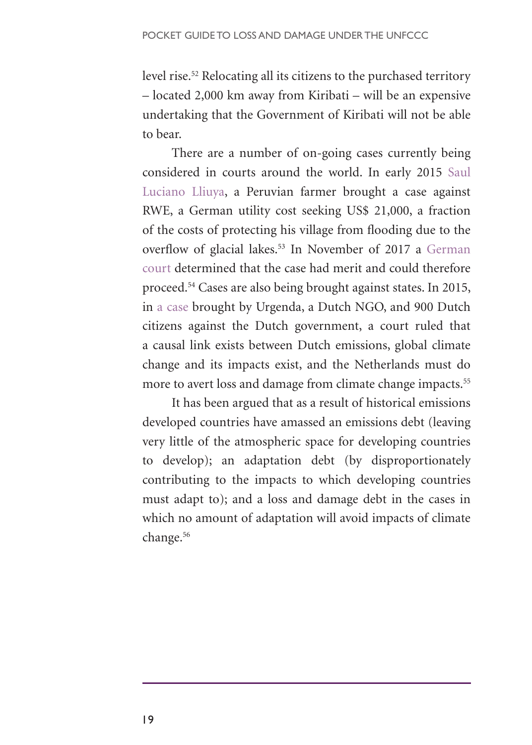level rise.[52] Relocating all its citizens to the purchased territory – located 2,000 km away from Kiribati – will be an expensive undertaking that the Government of Kiribati will not be able to bear.

There are a number of on-going cases currently being considered in courts around the world. In early 2015 Saul Luciano Lliuya, a Peruvian farmer brought a case against RWE, a German utility cost seeking US$ 21,000, a fraction of the costs of protecting his village from flooding due to the overflow of glacial lakes.[53] In November of 2017 a German court determined that the case had merit and could therefore proceed.[54] Cases are also being brought against states. In 2015, in a case brought by Urgenda, a Dutch NGO, and 900 Dutch citizens against the Dutch government, a court ruled that a causal link exists between Dutch emissions, global climate change and its impacts exist, and the Netherlands must do more to avert loss and damage from climate change impacts.[55]

It has been argued that as a result of historical emissions developed countries have amassed an emissions debt (leaving very little of the atmospheric space for developing countries to develop); an adaptation debt (by disproportionately contributing to the impacts to which developing countries must adapt to); and a loss and damage debt in the cases in which no amount of adaptation will avoid impacts of climate change.[56]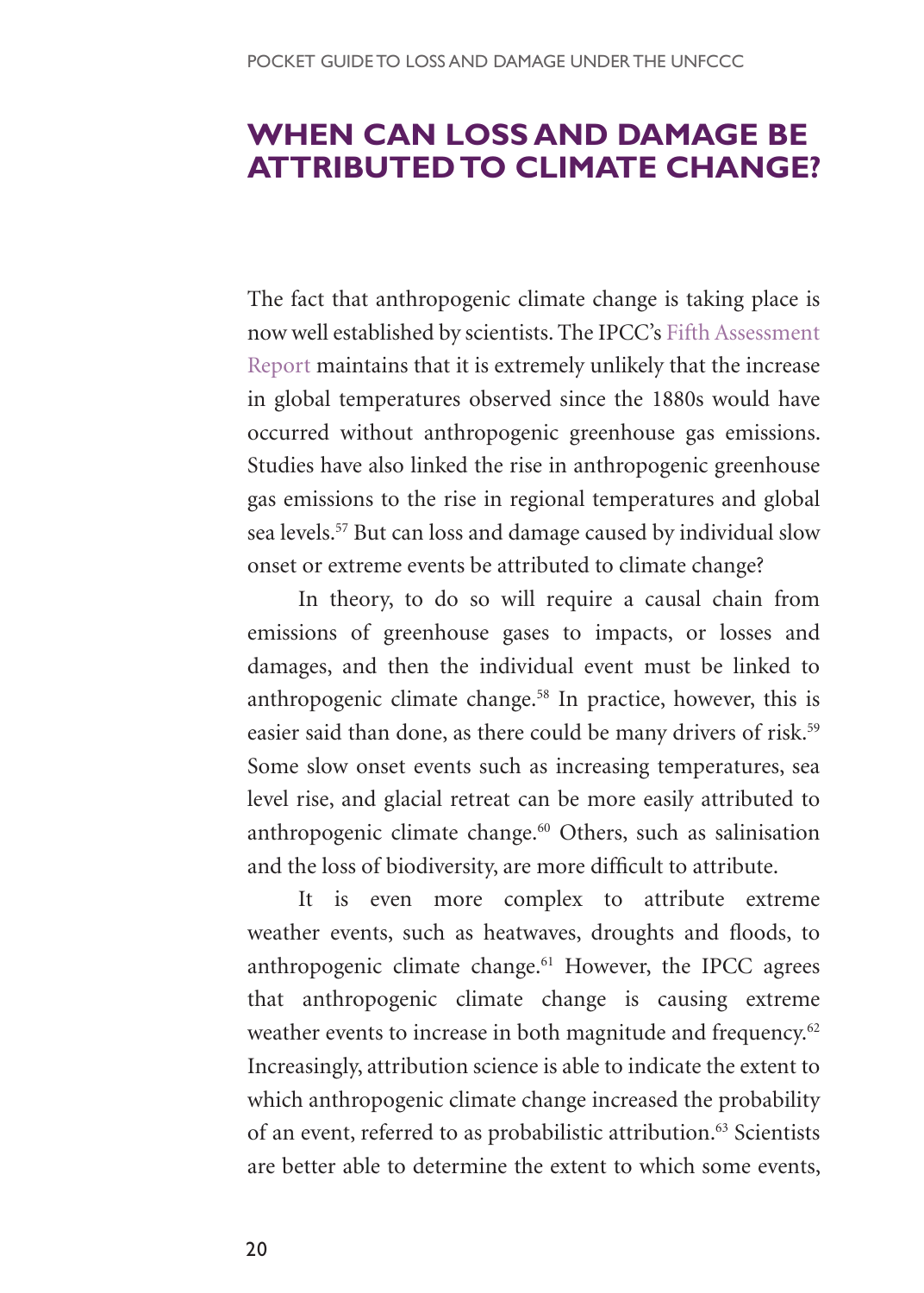# WHEN CAN LOSS AND DAMAGE BE ATTRIBUTED TO CLIMATE CHANGE?

The fact that anthropogenic climate change is taking place is now well established by scientists. The IPCC's Fifth Assessment Report maintains that it is extremely unlikely that the increase in global temperatures observed since the 1880s would have occurred without anthropogenic greenhouse gas emissions. Studies have also linked the rise in anthropogenic greenhouse gas emissions to the rise in regional temperatures and global sea levels.[57] But can loss and damage caused by individual slow onset or extreme events be attributed to climate change?

In theory, to do so will require a causal chain from emissions of greenhouse gases to impacts, or losses and damages, and then the individual event must be linked to anthropogenic climate change.[58] In practice, however, this is easier said than done, as there could be many drivers of risk.[59] Some slow onset events such as increasing temperatures, sea level rise, and glacial retreat can be more easily attributed to anthropogenic climate change.[60] Others, such as salinisation and the loss of biodiversity, are more difficult to attribute.

It is even more complex to attribute extreme weather events, such as heatwaves, droughts and floods, to anthropogenic climate change.[61] However, the IPCC agrees that anthropogenic climate change is causing extreme weather events to increase in both magnitude and frequency.[62] Increasingly, attribution science is able to indicate the extent to which anthropogenic climate change increased the probability of an event, referred to as probabilistic attribution.[63] Scientists are better able to determine the extent to which some events,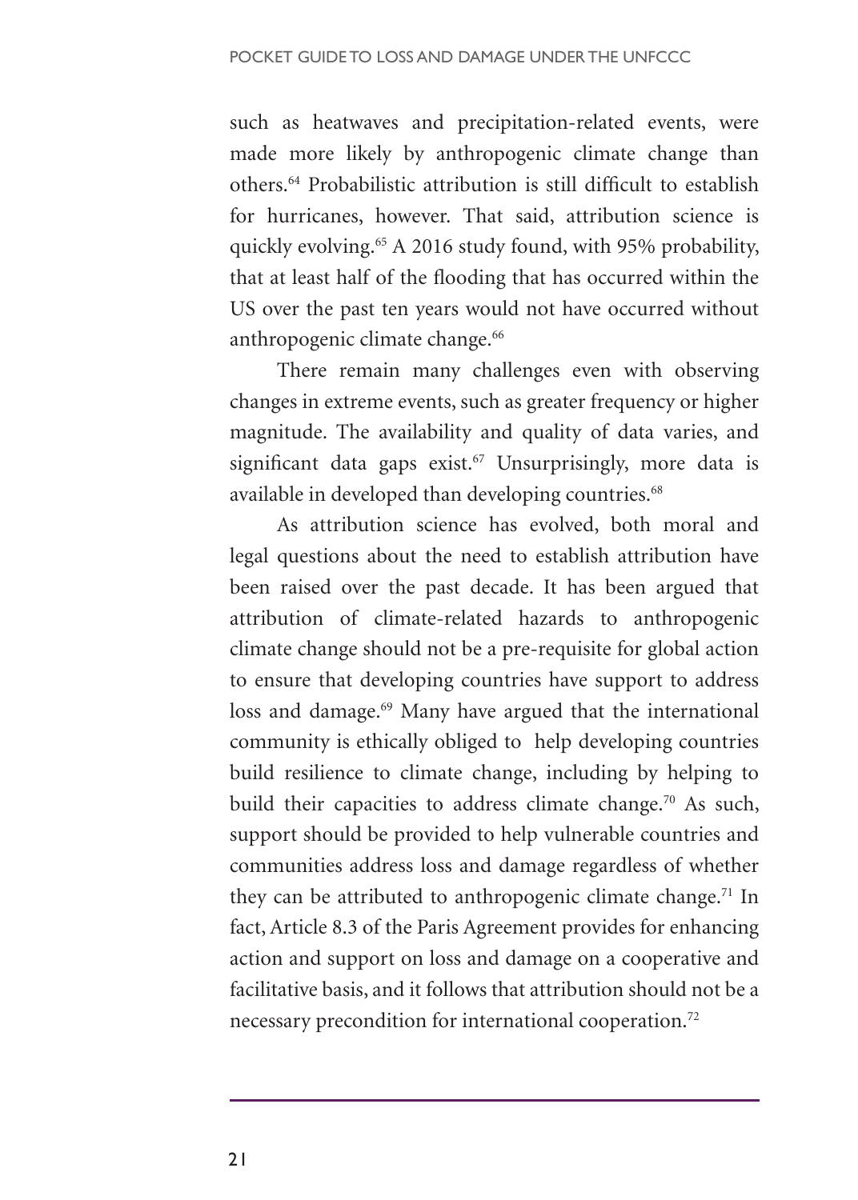such as heatwaves and precipitation-related events, were made more likely by anthropogenic climate change than others.[64] Probabilistic attribution is still difficult to establish for hurricanes, however. That said, attribution science is quickly evolving.[65] A 2016 study found, with 95% probability, that at least half of the flooding that has occurred within the US over the past ten years would not have occurred without anthropogenic climate change.[66]

There remain many challenges even with observing changes in extreme events, such as greater frequency or higher magnitude. The availability and quality of data varies, and significant data gaps exist.[67] Unsurprisingly, more data is available in developed than developing countries.[68]

As attribution science has evolved, both moral and legal questions about the need to establish attribution have been raised over the past decade. It has been argued that attribution of climate-related hazards to anthropogenic climate change should not be a pre-requisite for global action to ensure that developing countries have support to address loss and damage.[69] Many have argued that the international community is ethically obliged to help developing countries build resilience to climate change, including by helping to build their capacities to address climate change.[70] As such, support should be provided to help vulnerable countries and communities address loss and damage regardless of whether they can be attributed to anthropogenic climate change.[71] In fact, Article 8.3 of the Paris Agreement provides for enhancing action and support on loss and damage on a cooperative and facilitative basis, and it follows that attribution should not be a necessary precondition for international cooperation.[72]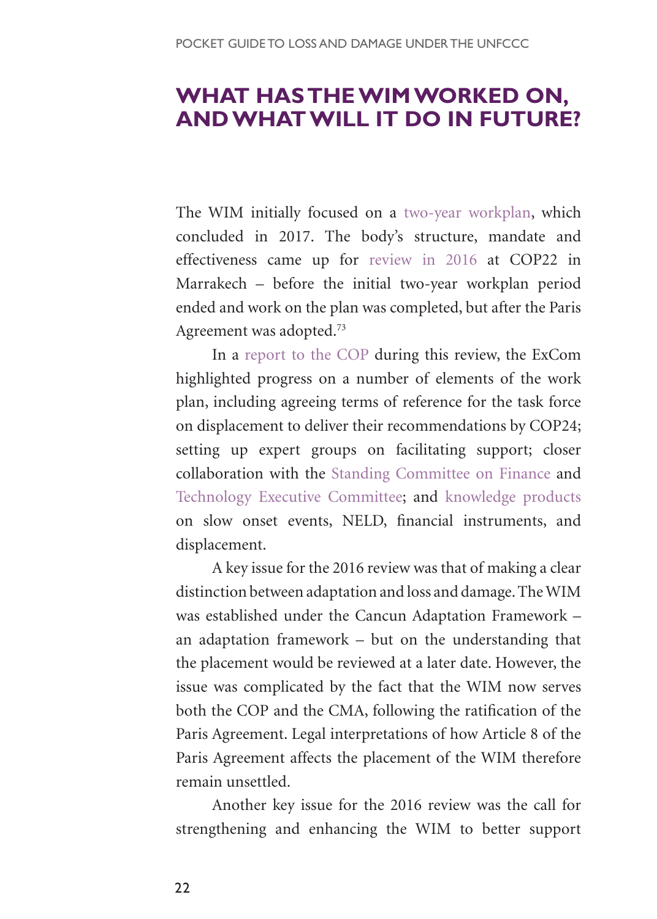## WHAT HAS THE WIM WORKED ON, AND WHAT WILL IT DO IN FUTURE?

The WIM initially focused on a two-year workplan, which concluded in 2017. The body's structure, mandate and effectiveness came up for review in 2016 at COP22 in Marrakech – before the initial two-year workplan period ended and work on the plan was completed, but after the Paris Agreement was adopted.[73]

In a report to the COP during this review, the ExCom highlighted progress on a number of elements of the work plan, including agreeing terms of reference for the task force on displacement to deliver their recommendations by COP24; setting up expert groups on facilitating support; closer collaboration with the Standing Committee on Finance and Technology Executive Committee; and knowledge products on slow onset events, NELD, financial instruments, and displacement.

A key issue for the 2016 review was that of making a clear distinction between adaptation and loss and damage. The WIM was established under the Cancun Adaptation Framework – an adaptation framework – but on the understanding that the placement would be reviewed at a later date. However, the issue was complicated by the fact that the WIM now serves both the COP and the CMA, following the ratification of the Paris Agreement. Legal interpretations of how Article 8 of the Paris Agreement affects the placement of the WIM therefore remain unsettled.

Another key issue for the 2016 review was the call for strengthening and enhancing the WIM to better support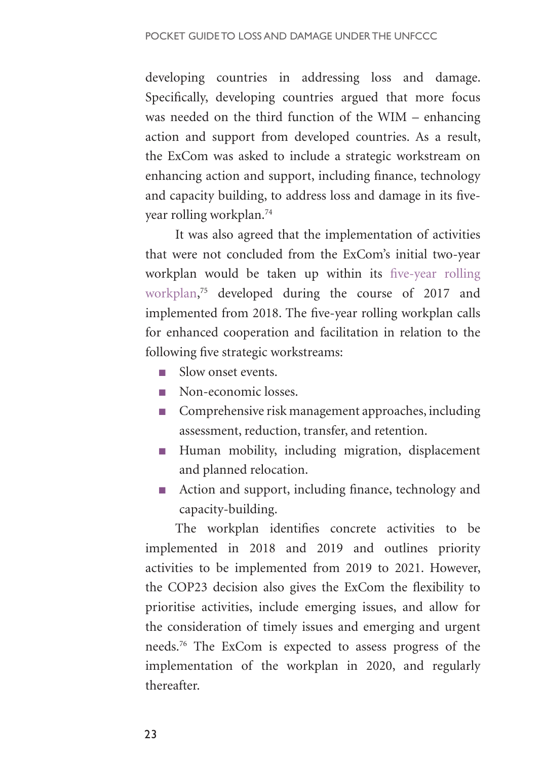developing countries in addressing loss and damage. Specifically, developing countries argued that more focus was needed on the third function of the WIM – enhancing action and support from developed countries. As a result, the ExCom was asked to include a strategic workstream on enhancing action and support, including finance, technology and capacity building, to address loss and damage in its five-year rolling workplan.[74]

It was also agreed that the implementation of activities that were not concluded from the ExCom's initial two-year workplan would be taken up within its five-year rolling workplan,[75] developed during the course of 2017 and implemented from 2018. The five-year rolling workplan calls for enhanced cooperation and facilitation in relation to the following five strategic workstreams:

- Slow onset events.
- Non-economic losses.
- Comprehensive risk management approaches, including assessment, reduction, transfer, and retention.
- Human mobility, including migration, displacement and planned relocation.
- Action and support, including finance, technology and capacity-building.

The workplan identifies concrete activities to be implemented in 2018 and 2019 and outlines priority activities to be implemented from 2019 to 2021. However, the COP23 decision also gives the ExCom the flexibility to prioritise activities, include emerging issues, and allow for the consideration of timely issues and emerging and urgent needs.[76] The ExCom is expected to assess progress of the implementation of the workplan in 2020, and regularly thereafter.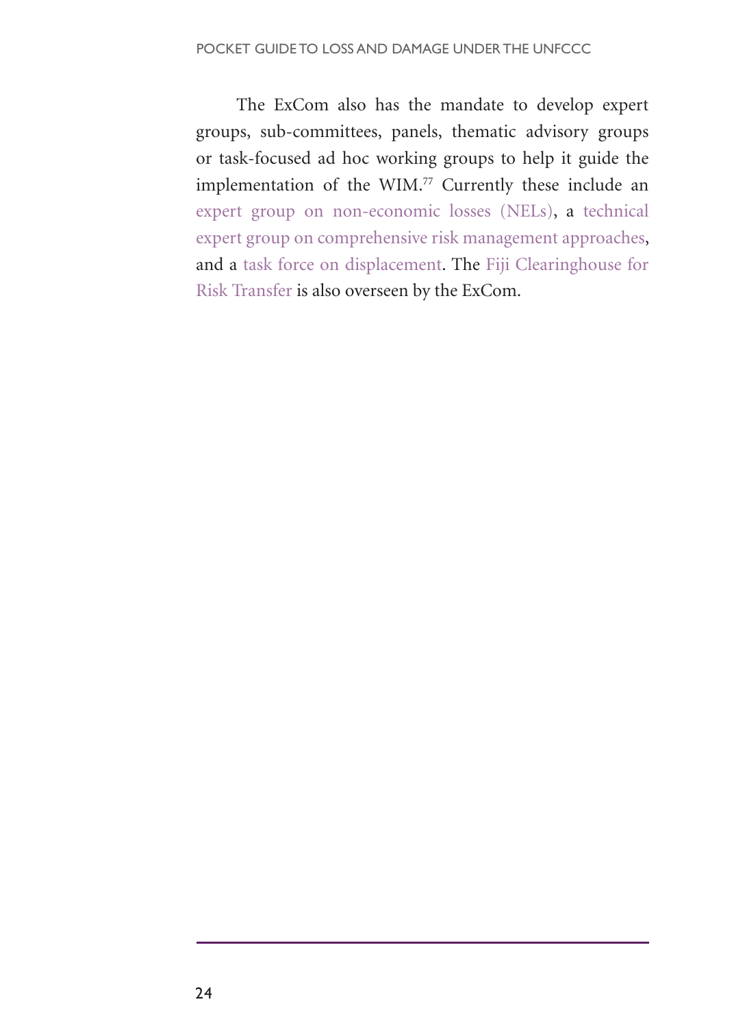The ExCom also has the mandate to develop expert groups, sub-committees, panels, thematic advisory groups or task-focused ad hoc working groups to help it guide the implementation of the WIM.[77] Currently these include an expert group on non-economic losses (NELs), a technical expert group on comprehensive risk management approaches, and a task force on displacement. The Fiji Clearinghouse for Risk Transfer is also overseen by the ExCom.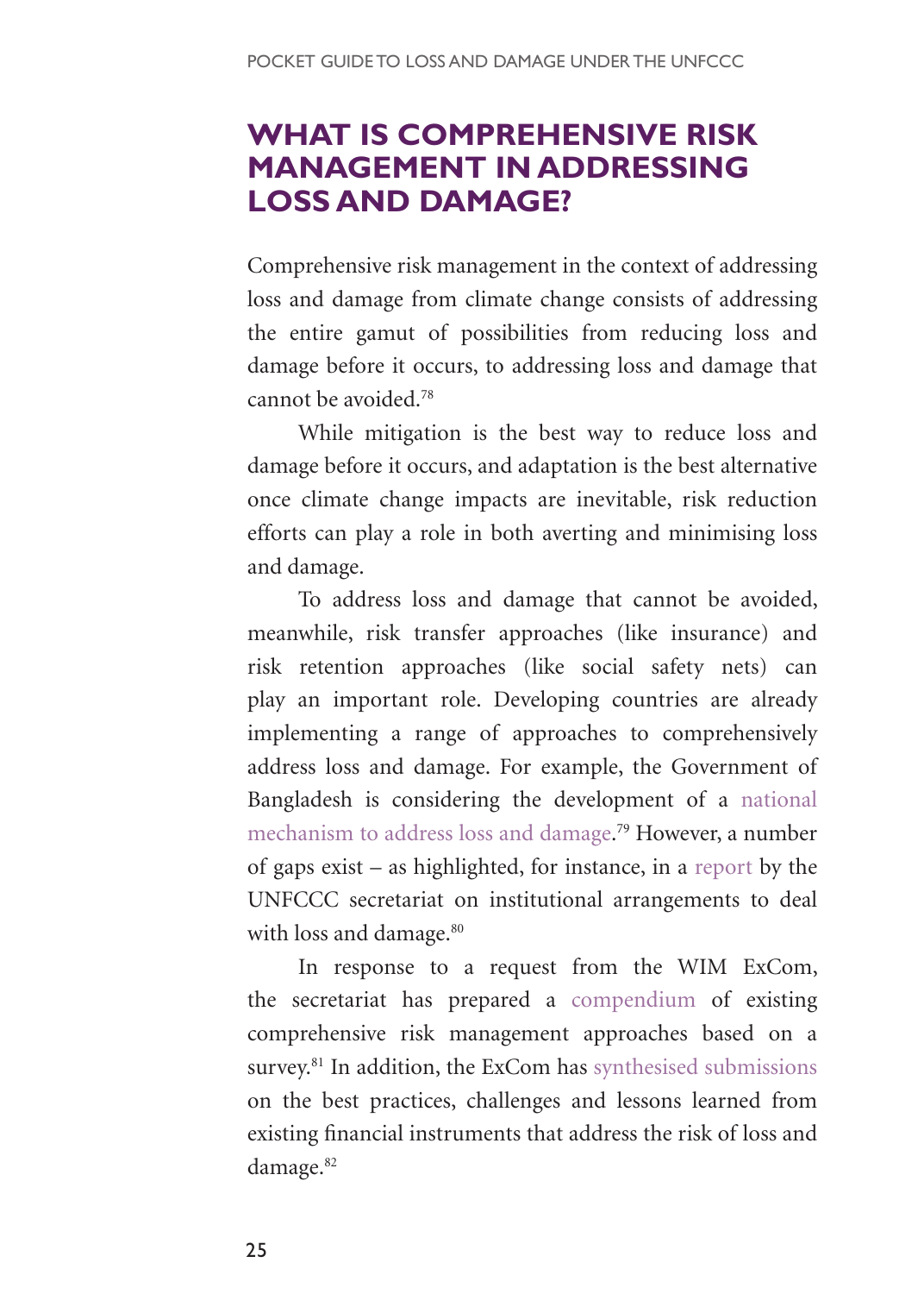## WHAT IS COMPREHENSIVE RISK MANAGEMENT IN ADDRESSING LOSS AND DAMAGE?

Comprehensive risk management in the context of addressing loss and damage from climate change consists of addressing the entire gamut of possibilities from reducing loss and damage before it occurs, to addressing loss and damage that cannot be avoided.[78]

While mitigation is the best way to reduce loss and damage before it occurs, and adaptation is the best alternative once climate change impacts are inevitable, risk reduction efforts can play a role in both averting and minimising loss and damage.

To address loss and damage that cannot be avoided, meanwhile, risk transfer approaches (like insurance) and risk retention approaches (like social safety nets) can play an important role. Developing countries are already implementing a range of approaches to comprehensively address loss and damage. For example, the Government of Bangladesh is considering the development of a national mechanism to address loss and damage.[79] However, a number of gaps exist – as highlighted, for instance, in a report by the UNFCCC secretariat on institutional arrangements to deal with loss and damage.[80]

In response to a request from the WIM ExCom, the secretariat has prepared a compendium of existing comprehensive risk management approaches based on a survey.[81] In addition, the ExCom has synthesised submissions on the best practices, challenges and lessons learned from existing financial instruments that address the risk of loss and damage.[82]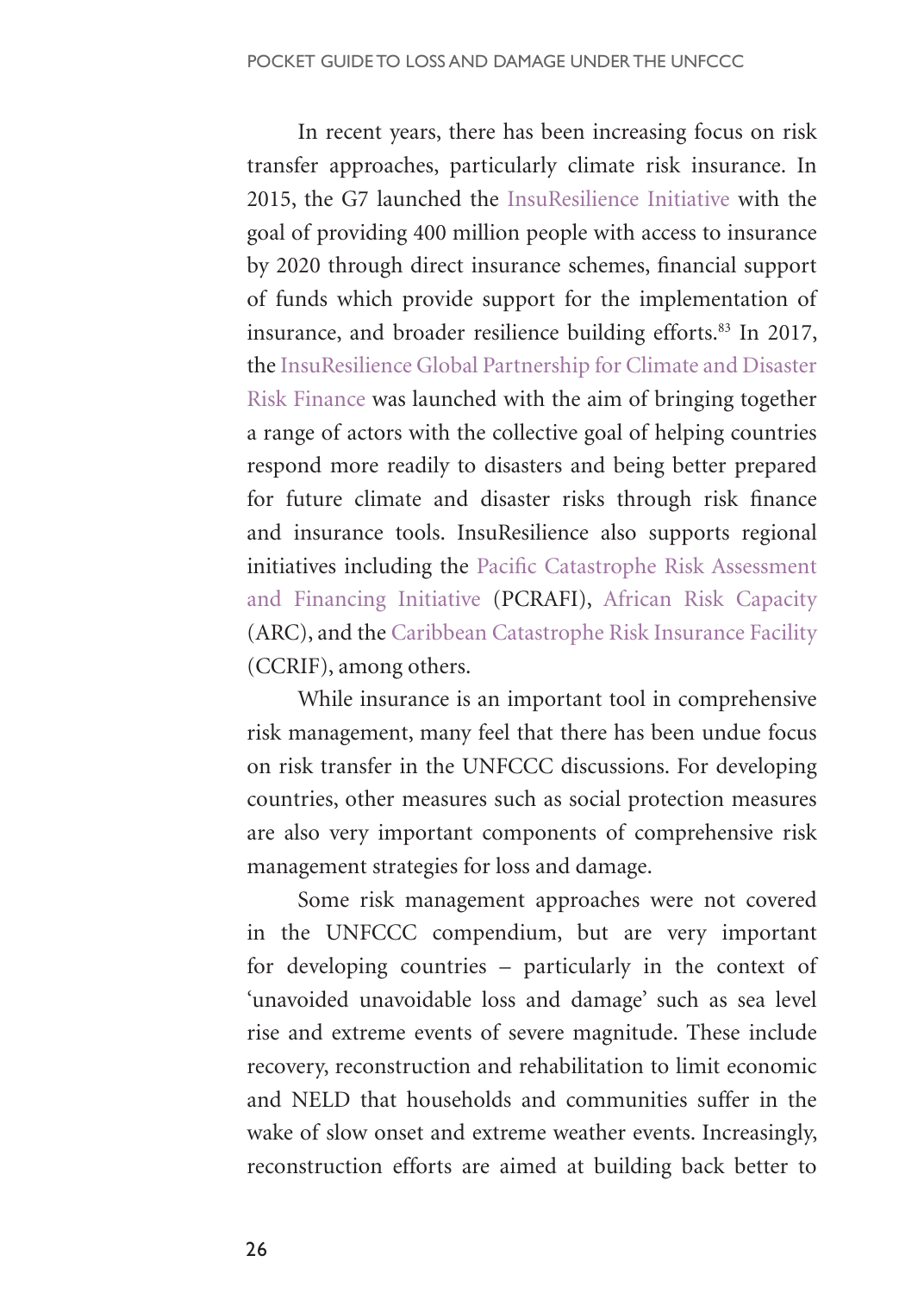In recent years, there has been increasing focus on risk transfer approaches, particularly climate risk insurance. In 2015, the G7 launched the InsuResilience Initiative with the goal of providing 400 million people with access to insurance by 2020 through direct insurance schemes, financial support of funds which provide support for the implementation of insurance, and broader resilience building efforts.[83] In 2017, the InsuResilience Global Partnership for Climate and Disaster Risk Finance was launched with the aim of bringing together a range of actors with the collective goal of helping countries respond more readily to disasters and being better prepared for future climate and disaster risks through risk finance and insurance tools. InsuResilience also supports regional initiatives including the Pacific Catastrophe Risk Assessment and Financing Initiative (PCRAFI), African Risk Capacity (ARC), and the Caribbean Catastrophe Risk Insurance Facility (CCRIF), among others.

While insurance is an important tool in comprehensive risk management, many feel that there has been undue focus on risk transfer in the UNFCCC discussions. For developing countries, other measures such as social protection measures are also very important components of comprehensive risk management strategies for loss and damage.

Some risk management approaches were not covered in the UNFCCC compendium, but are very important for developing countries – particularly in the context of 'unavoided unavoidable loss and damage' such as sea level rise and extreme events of severe magnitude. These include recovery, reconstruction and rehabilitation to limit economic and NELD that households and communities suffer in the wake of slow onset and extreme weather events. Increasingly, reconstruction efforts are aimed at building back better to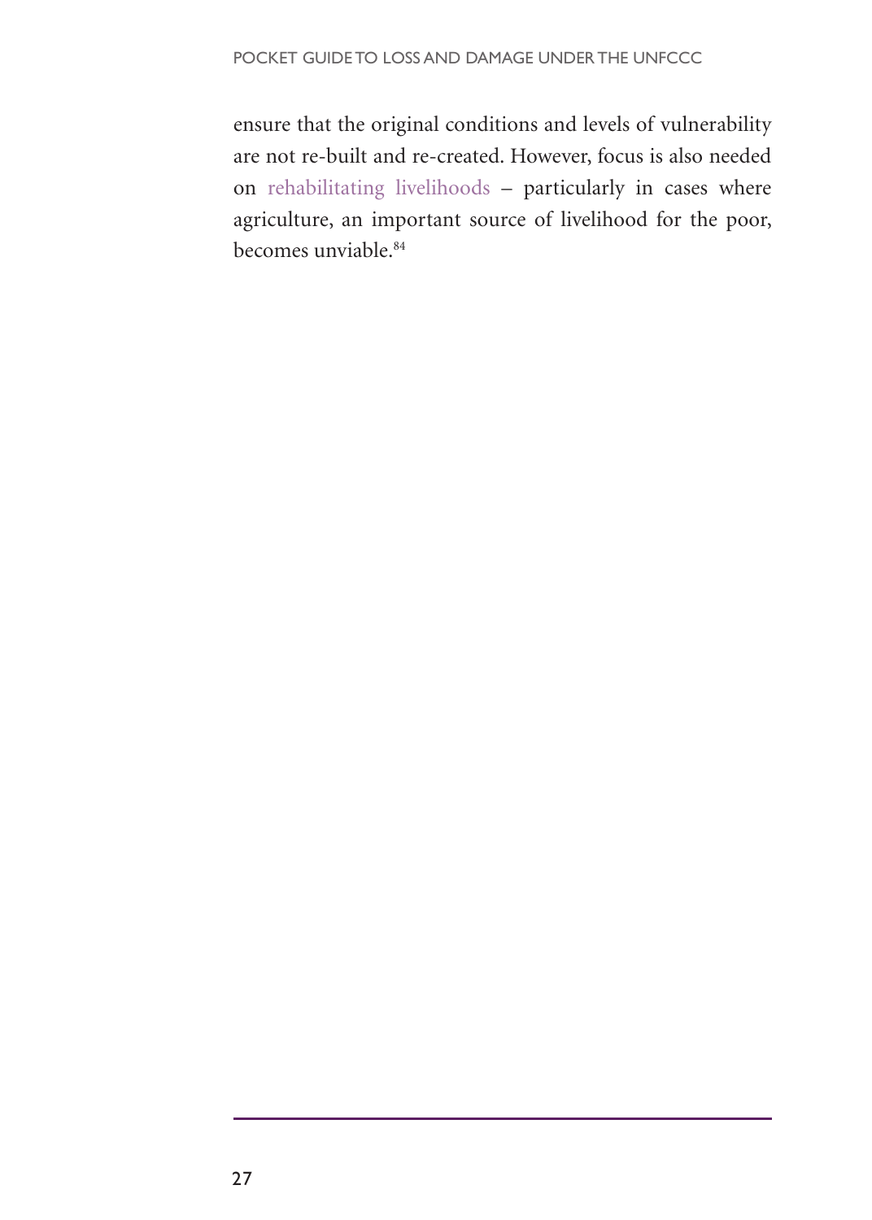ensure that the original conditions and levels of vulnerability are not re-built and re-created. However, focus is also needed on rehabilitating livelihoods – particularly in cases where agriculture, an important source of livelihood for the poor, becomes unviable.[84]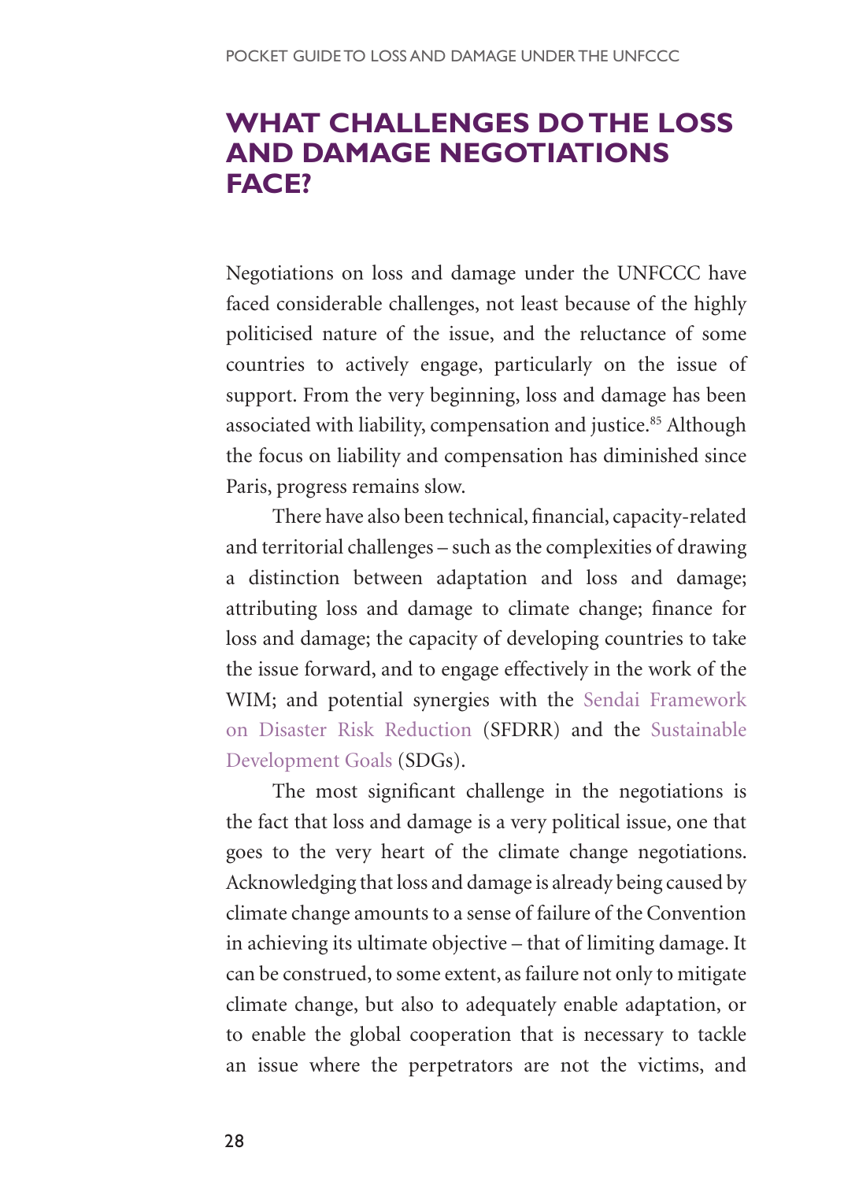## WHAT CHALLENGES DO THE LOSS AND DAMAGE NEGOTIATIONS FACE?

Negotiations on loss and damage under the UNFCCC have faced considerable challenges, not least because of the highly politicised nature of the issue, and the reluctance of some countries to actively engage, particularly on the issue of support. From the very beginning, loss and damage has been associated with liability, compensation and justice.[85] Although the focus on liability and compensation has diminished since Paris, progress remains slow.

There have also been technical, financial, capacity-related and territorial challenges – such as the complexities of drawing a distinction between adaptation and loss and damage; attributing loss and damage to climate change; finance for loss and damage; the capacity of developing countries to take the issue forward, and to engage effectively in the work of the WIM; and potential synergies with the Sendai Framework on Disaster Risk Reduction (SFDRR) and the Sustainable Development Goals (SDGs).

The most significant challenge in the negotiations is the fact that loss and damage is a very political issue, one that goes to the very heart of the climate change negotiations. Acknowledging that loss and damage is already being caused by climate change amounts to a sense of failure of the Convention in achieving its ultimate objective – that of limiting damage. It can be construed, to some extent, as failure not only to mitigate climate change, but also to adequately enable adaptation, or to enable the global cooperation that is necessary to tackle an issue where the perpetrators are not the victims, and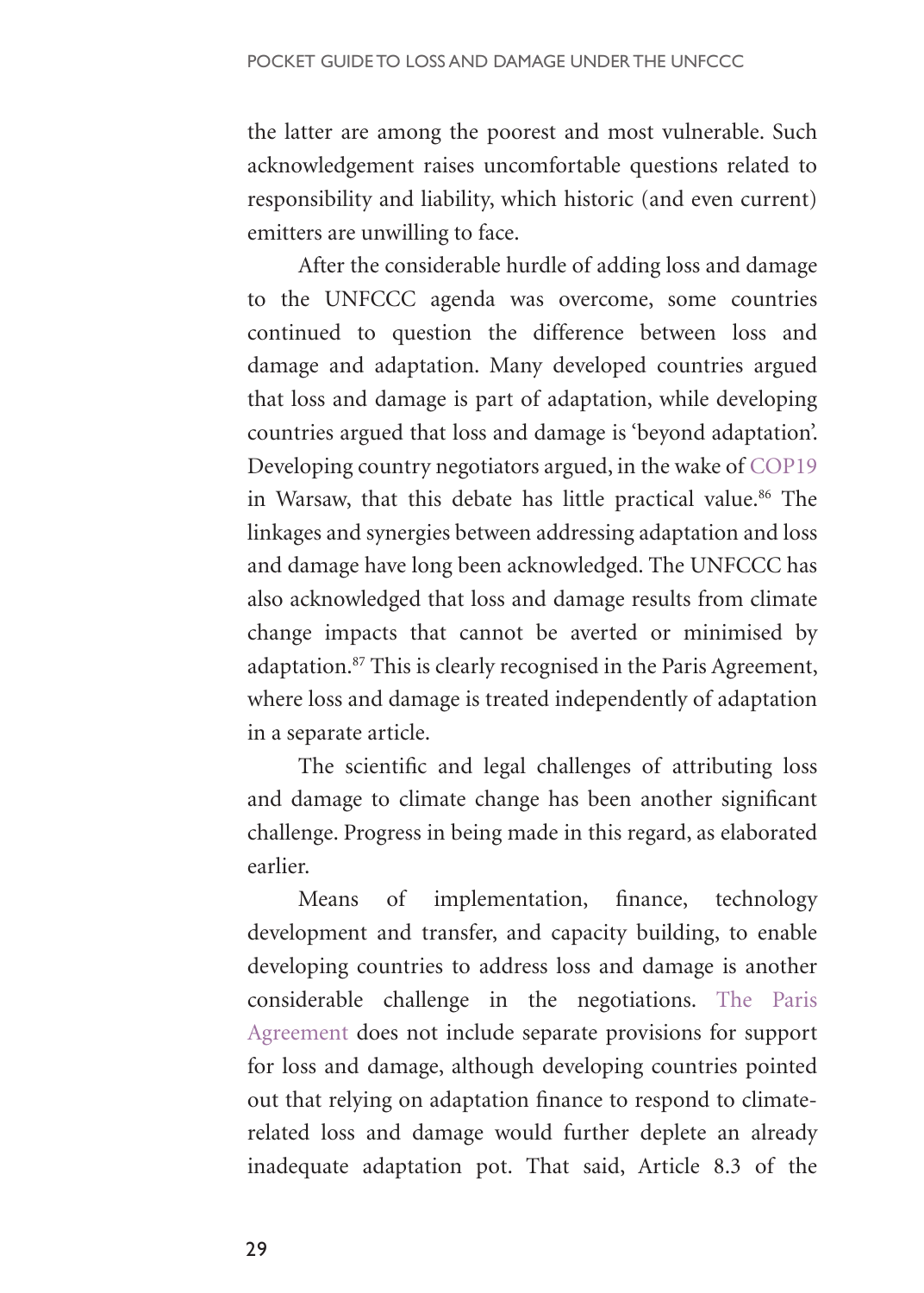the latter are among the poorest and most vulnerable. Such acknowledgement raises uncomfortable questions related to responsibility and liability, which historic (and even current) emitters are unwilling to face.

After the considerable hurdle of adding loss and damage to the UNFCCC agenda was overcome, some countries continued to question the difference between loss and damage and adaptation. Many developed countries argued that loss and damage is part of adaptation, while developing countries argued that loss and damage is 'beyond adaptation'. Developing country negotiators argued, in the wake of COP19 in Warsaw, that this debate has little practical value.[86] The linkages and synergies between addressing adaptation and loss and damage have long been acknowledged. The UNFCCC has also acknowledged that loss and damage results from climate change impacts that cannot be averted or minimised by adaptation.[87] This is clearly recognised in the Paris Agreement, where loss and damage is treated independently of adaptation in a separate article.

The scientific and legal challenges of attributing loss and damage to climate change has been another significant challenge. Progress in being made in this regard, as elaborated earlier.

Means of implementation, finance, technology development and transfer, and capacity building, to enable developing countries to address loss and damage is another considerable challenge in the negotiations. The Paris Agreement does not include separate provisions for support for loss and damage, although developing countries pointed out that relying on adaptation finance to respond to climate-related loss and damage would further deplete an already inadequate adaptation pot. That said, Article 8.3 of the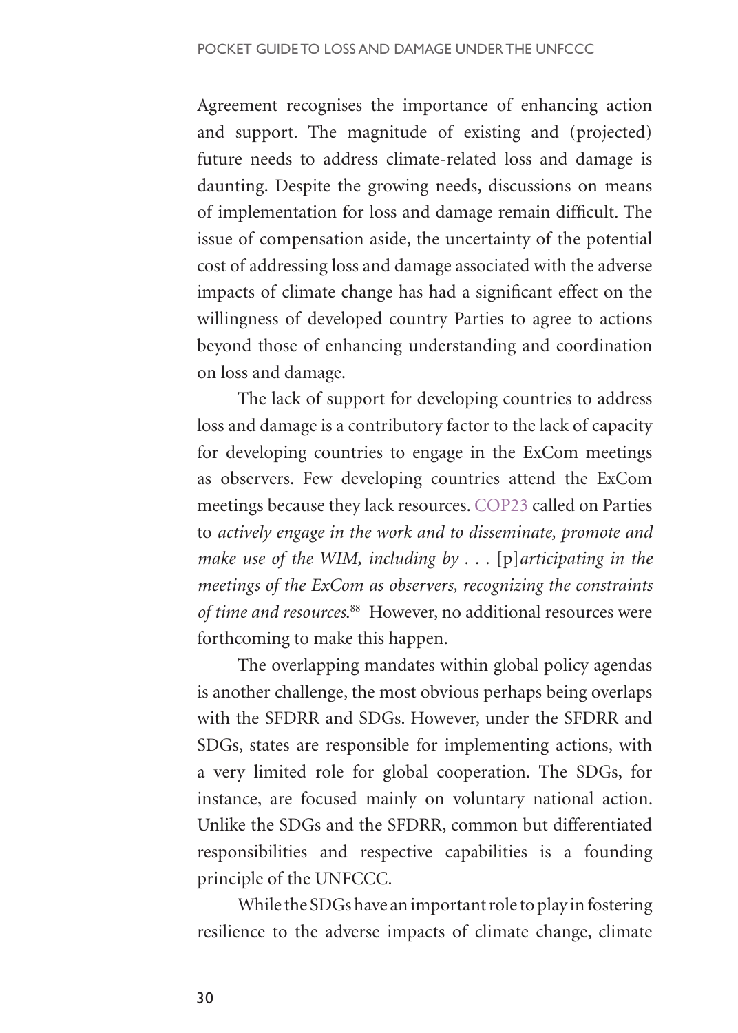Agreement recognises the importance of enhancing action and support. The magnitude of existing and (projected) future needs to address climate-related loss and damage is daunting. Despite the growing needs, discussions on means of implementation for loss and damage remain difficult. The issue of compensation aside, the uncertainty of the potential cost of addressing loss and damage associated with the adverse impacts of climate change has had a significant effect on the willingness of developed country Parties to agree to actions beyond those of enhancing understanding and coordination on loss and damage.

The lack of support for developing countries to address loss and damage is a contributory factor to the lack of capacity for developing countries to engage in the ExCom meetings as observers. Few developing countries attend the ExCom meetings because they lack resources. COP23 called on Parties to *actively engage in the work and to disseminate, promote and make use of the WIM, including by . . .* [p]*articipating in the meetings of the ExCom as observers, recognizing the constraints of time and resources.*[88] However, no additional resources were forthcoming to make this happen.

The overlapping mandates within global policy agendas is another challenge, the most obvious perhaps being overlaps with the SFDRR and SDGs. However, under the SFDRR and SDGs, states are responsible for implementing actions, with a very limited role for global cooperation. The SDGs, for instance, are focused mainly on voluntary national action. Unlike the SDGs and the SFDRR, common but differentiated responsibilities and respective capabilities is a founding principle of the UNFCCC.

While the SDGs have an important role to play in fostering resilience to the adverse impacts of climate change, climate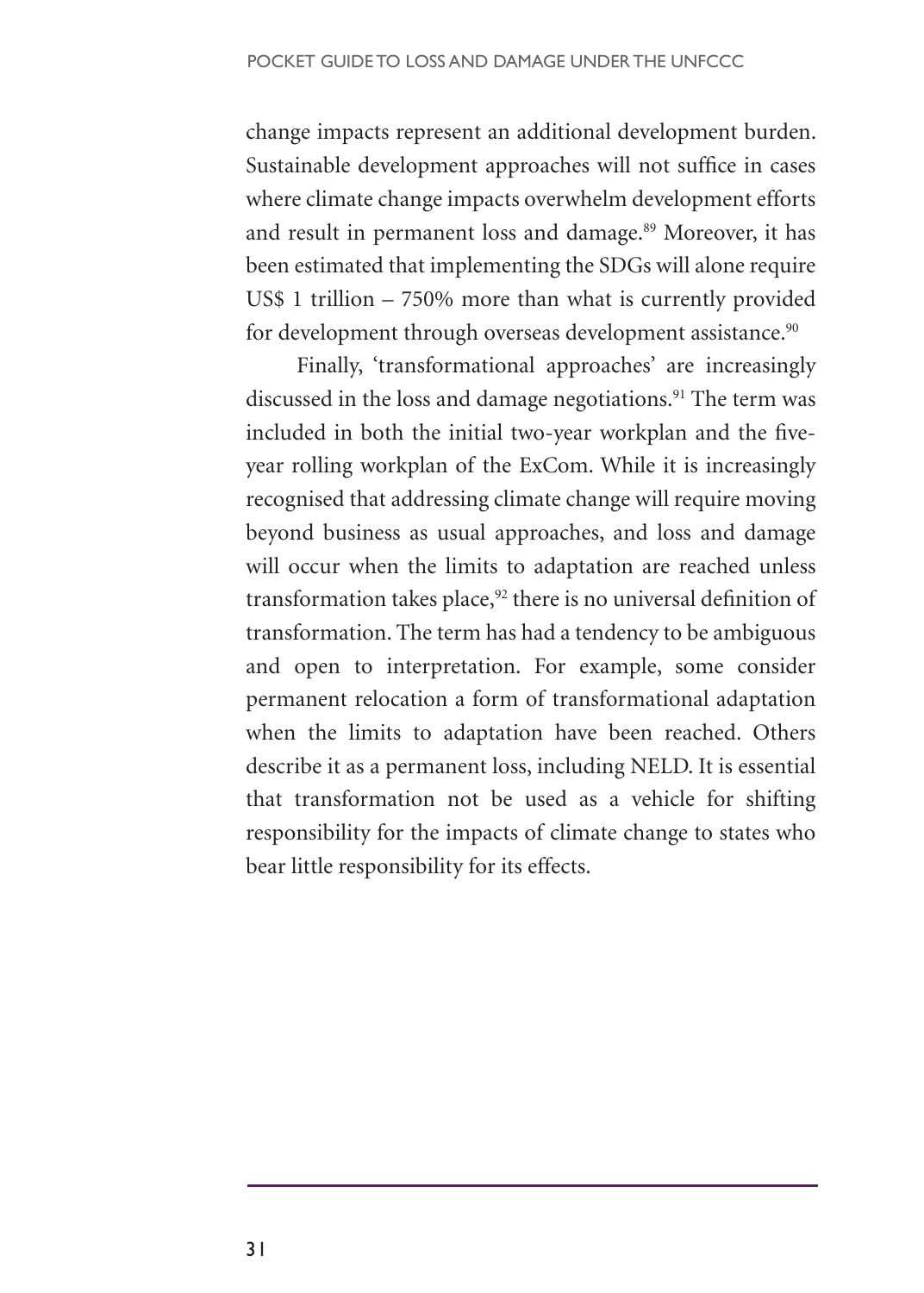change impacts represent an additional development burden. Sustainable development approaches will not suffice in cases where climate change impacts overwhelm development efforts and result in permanent loss and damage.[89] Moreover, it has been estimated that implementing the SDGs will alone require US$ 1 trillion – 750% more than what is currently provided for development through overseas development assistance.[90]

Finally, 'transformational approaches' are increasingly discussed in the loss and damage negotiations.[91] The term was included in both the initial two-year workplan and the five-year rolling workplan of the ExCom. While it is increasingly recognised that addressing climate change will require moving beyond business as usual approaches, and loss and damage will occur when the limits to adaptation are reached unless transformation takes place,[92] there is no universal definition of transformation. The term has had a tendency to be ambiguous and open to interpretation. For example, some consider permanent relocation a form of transformational adaptation when the limits to adaptation have been reached. Others describe it as a permanent loss, including NELD. It is essential that transformation not be used as a vehicle for shifting responsibility for the impacts of climate change to states who bear little responsibility for its effects.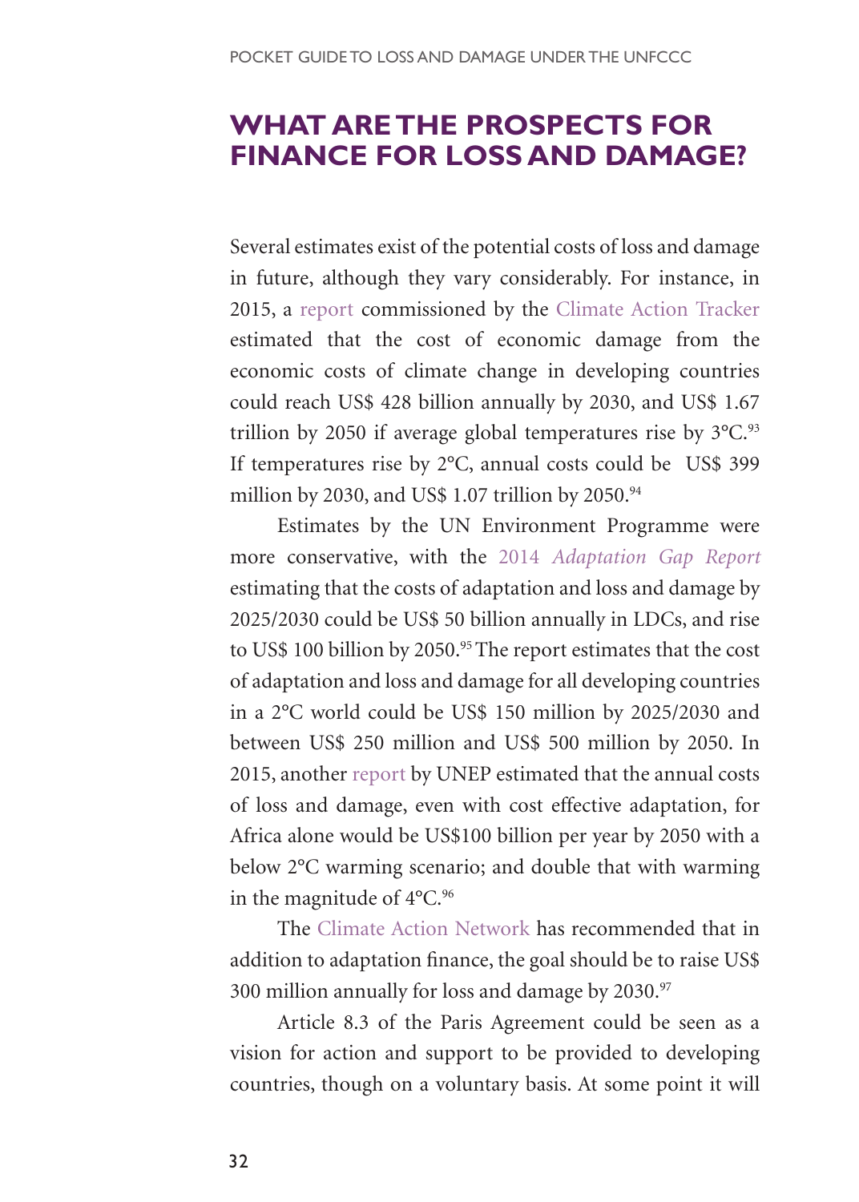## WHAT ARE THE PROSPECTS FOR FINANCE FOR LOSS AND DAMAGE?

Several estimates exist of the potential costs of loss and damage in future, although they vary considerably. For instance, in 2015, a report commissioned by the Climate Action Tracker estimated that the cost of economic damage from the economic costs of climate change in developing countries could reach US$ 428 billion annually by 2030, and US$ 1.67 trillion by 2050 if average global temperatures rise by 3°C.[93] If temperatures rise by 2°C, annual costs could be US$ 399 million by 2030, and US$ 1.07 trillion by 2050.[94]

Estimates by the UN Environment Programme were more conservative, with the 2014 *Adaptation Gap Report* estimating that the costs of adaptation and loss and damage by 2025/2030 could be US$ 50 billion annually in LDCs, and rise to US$ 100 billion by 2050.[95] The report estimates that the cost of adaptation and loss and damage for all developing countries in a 2°C world could be US$ 150 million by 2025/2030 and between US$ 250 million and US$ 500 million by 2050. In 2015, another report by UNEP estimated that the annual costs of loss and damage, even with cost effective adaptation, for Africa alone would be US$100 billion per year by 2050 with a below 2°C warming scenario; and double that with warming in the magnitude of 4°C.[96]

The Climate Action Network has recommended that in addition to adaptation finance, the goal should be to raise US$ 300 million annually for loss and damage by 2030.[97]

Article 8.3 of the Paris Agreement could be seen as a vision for action and support to be provided to developing countries, though on a voluntary basis. At some point it will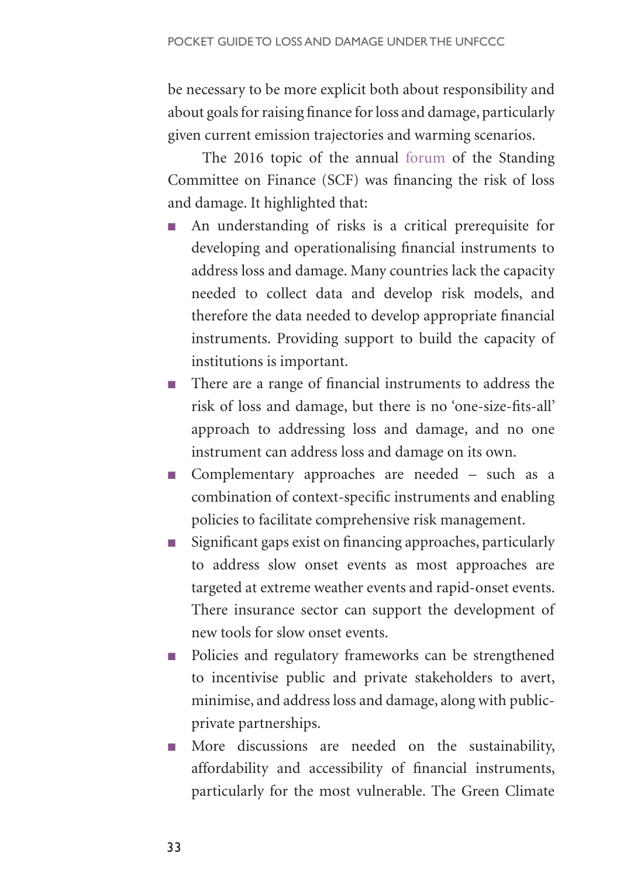be necessary to be more explicit both about responsibility and about goals for raising finance for loss and damage, particularly given current emission trajectories and warming scenarios.

The 2016 topic of the annual forum of the Standing Committee on Finance (SCF) was financing the risk of loss and damage. It highlighted that:

- An understanding of risks is a critical prerequisite for developing and operationalising financial instruments to address loss and damage. Many countries lack the capacity needed to collect data and develop risk models, and therefore the data needed to develop appropriate financial instruments. Providing support to build the capacity of institutions is important.
- There are a range of financial instruments to address the risk of loss and damage, but there is no 'one-size-fits-all' approach to addressing loss and damage, and no one instrument can address loss and damage on its own.
- Complementary approaches are needed – such as a combination of context-specific instruments and enabling policies to facilitate comprehensive risk management.
- Significant gaps exist on financing approaches, particularly to address slow onset events as most approaches are targeted at extreme weather events and rapid-onset events. There insurance sector can support the development of new tools for slow onset events.
- Policies and regulatory frameworks can be strengthened to incentivise public and private stakeholders to avert, minimise, and address loss and damage, along with public-private partnerships.
- More discussions are needed on the sustainability, affordability and accessibility of financial instruments, particularly for the most vulnerable. The Green Climate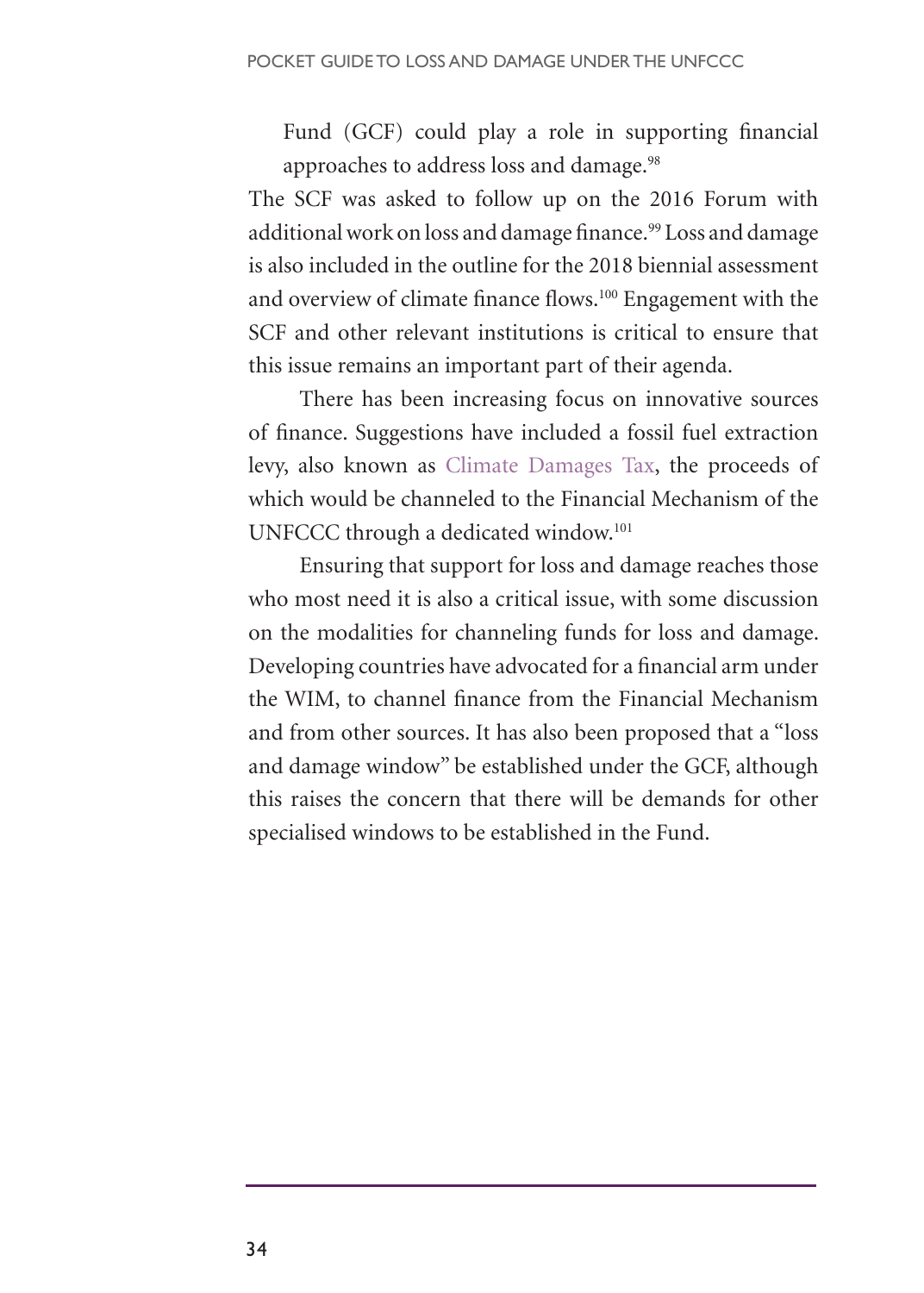Fund (GCF) could play a role in supporting financial approaches to address loss and damage.[98]

The SCF was asked to follow up on the 2016 Forum with additional work on loss and damage finance.[99] Loss and damage is also included in the outline for the 2018 biennial assessment and overview of climate finance flows.[100] Engagement with the SCF and other relevant institutions is critical to ensure that this issue remains an important part of their agenda.

There has been increasing focus on innovative sources of finance. Suggestions have included a fossil fuel extraction levy, also known as Climate Damages Tax, the proceeds of which would be channeled to the Financial Mechanism of the UNFCCC through a dedicated window.[101]

Ensuring that support for loss and damage reaches those who most need it is also a critical issue, with some discussion on the modalities for channeling funds for loss and damage. Developing countries have advocated for a financial arm under the WIM, to channel finance from the Financial Mechanism and from other sources. It has also been proposed that a "loss and damage window" be established under the GCF, although this raises the concern that there will be demands for other specialised windows to be established in the Fund.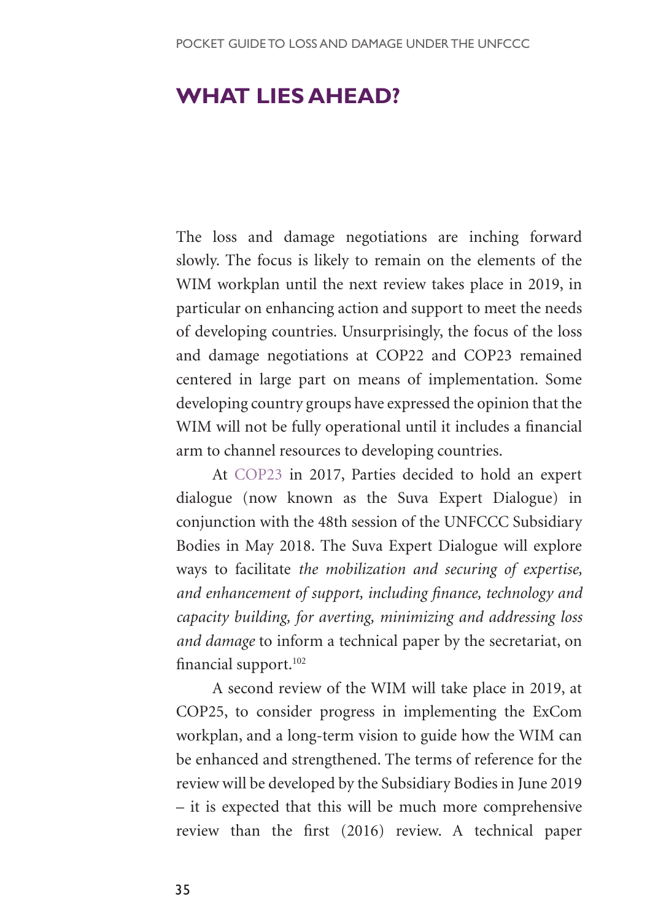## WHAT LIES AHEAD?

The loss and damage negotiations are inching forward slowly. The focus is likely to remain on the elements of the WIM workplan until the next review takes place in 2019, in particular on enhancing action and support to meet the needs of developing countries. Unsurprisingly, the focus of the loss and damage negotiations at COP22 and COP23 remained centered in large part on means of implementation. Some developing country groups have expressed the opinion that the WIM will not be fully operational until it includes a financial arm to channel resources to developing countries.

At COP23 in 2017, Parties decided to hold an expert dialogue (now known as the Suva Expert Dialogue) in conjunction with the 48th session of the UNFCCC Subsidiary Bodies in May 2018. The Suva Expert Dialogue will explore ways to facilitate *the mobilization and securing of expertise, and enhancement of support, including finance, technology and capacity building, for averting, minimizing and addressing loss and damage* to inform a technical paper by the secretariat, on financial support.[102]

A second review of the WIM will take place in 2019, at COP25, to consider progress in implementing the ExCom workplan, and a long-term vision to guide how the WIM can be enhanced and strengthened. The terms of reference for the review will be developed by the Subsidiary Bodies in June 2019 – it is expected that this will be much more comprehensive review than the first (2016) review. A technical paper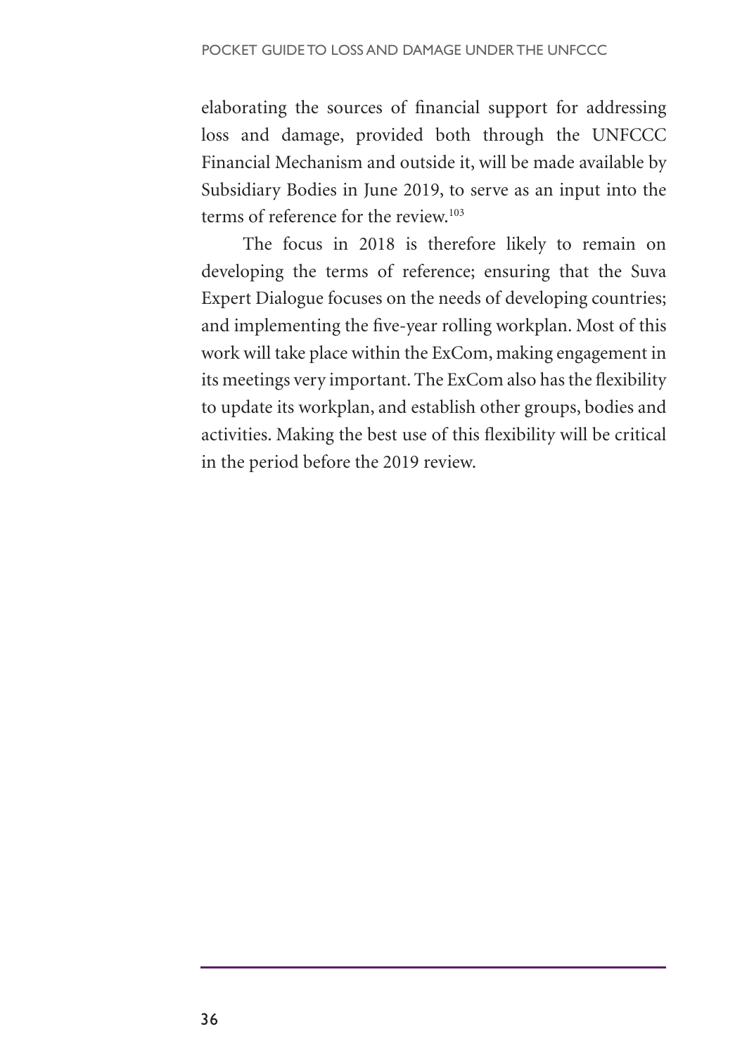elaborating the sources of financial support for addressing loss and damage, provided both through the UNFCCC Financial Mechanism and outside it, will be made available by Subsidiary Bodies in June 2019, to serve as an input into the terms of reference for the review.[103]

The focus in 2018 is therefore likely to remain on developing the terms of reference; ensuring that the Suva Expert Dialogue focuses on the needs of developing countries; and implementing the five-year rolling workplan. Most of this work will take place within the ExCom, making engagement in its meetings very important. The ExCom also has the flexibility to update its workplan, and establish other groups, bodies and activities. Making the best use of this flexibility will be critical in the period before the 2019 review.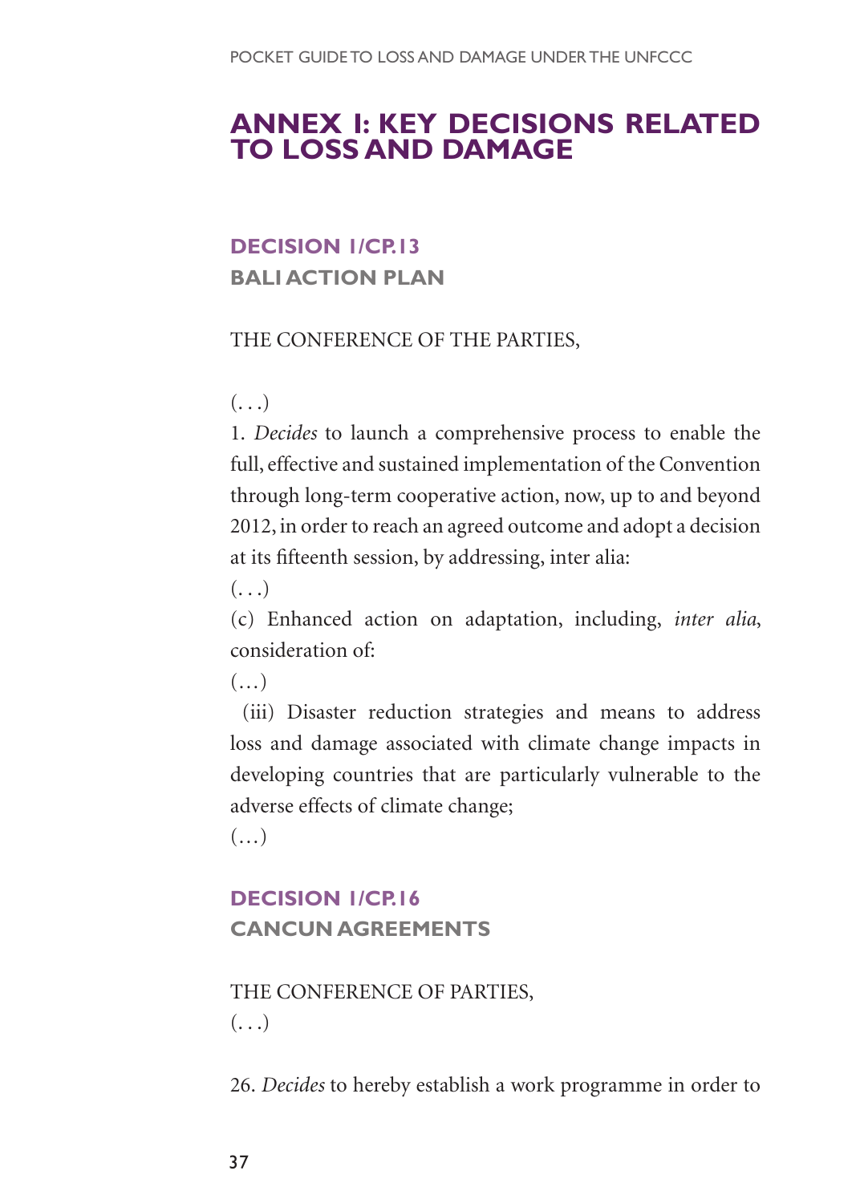# ANNEX I: KEY DECISIONS RELATED TO LOSS AND DAMAGE

### DECISION 1/CP.13

**BALI ACTION PLAN**

THE CONFERENCE OF THE PARTIES,

(. . .)

1. *Decides* to launch a comprehensive process to enable the full, effective and sustained implementation of the Convention through long-term cooperative action, now, up to and beyond 2012, in order to reach an agreed outcome and adopt a decision at its fifteenth session, by addressing, inter alia:

(. . .)

(c) Enhanced action on adaptation, including, *inter alia*, consideration of:

(…)

(iii) Disaster reduction strategies and means to address loss and damage associated with climate change impacts in developing countries that are particularly vulnerable to the adverse effects of climate change;

(…)

### DECISION 1/CP.16

**CANCUN AGREEMENTS**

THE CONFERENCE OF PARTIES,

(. . .)

26. *Decides* to hereby establish a work programme in order to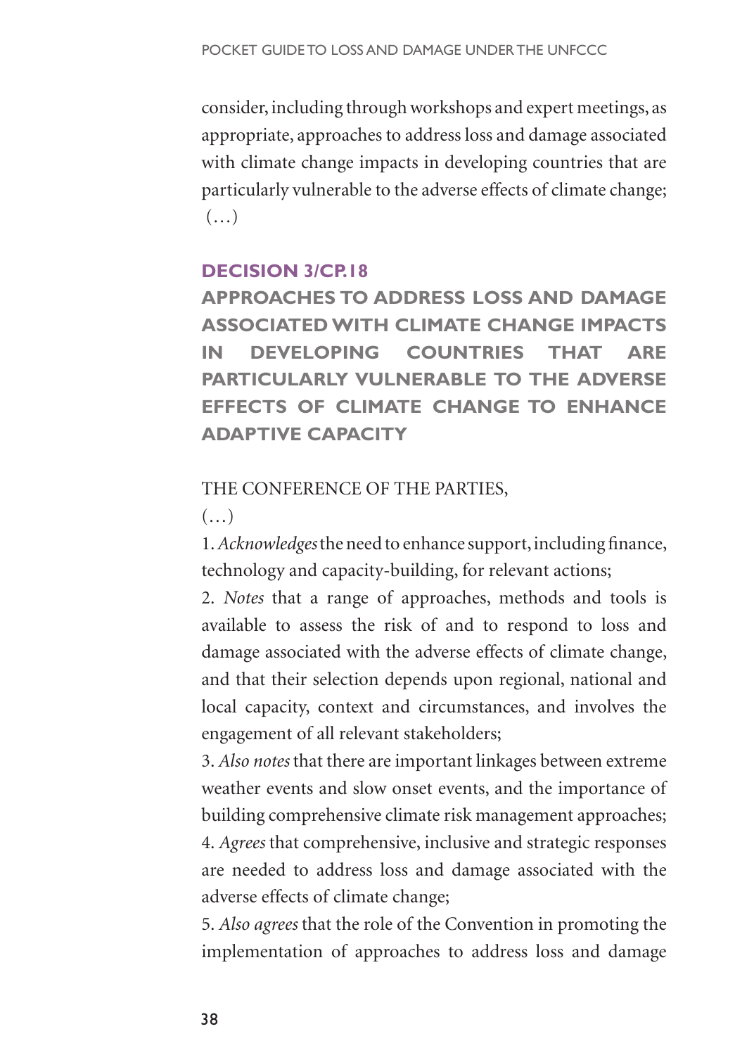consider, including through workshops and expert meetings, as appropriate, approaches to address loss and damage associated with climate change impacts in developing countries that are particularly vulnerable to the adverse effects of climate change; (…)

## DECISION 3/CP.18

### APPROACHES TO ADDRESS LOSS AND DAMAGE ASSOCIATED WITH CLIMATE CHANGE IMPACTS IN DEVELOPING COUNTRIES THAT ARE PARTICULARLY VULNERABLE TO THE ADVERSE EFFECTS OF CLIMATE CHANGE TO ENHANCE ADAPTIVE CAPACITY

THE CONFERENCE OF THE PARTIES,

(…)

1. *Acknowledges* the need to enhance support, including finance, technology and capacity-building, for relevant actions;
2. *Notes* that a range of approaches, methods and tools is available to assess the risk of and to respond to loss and damage associated with the adverse effects of climate change, and that their selection depends upon regional, national and local capacity, context and circumstances, and involves the engagement of all relevant stakeholders;
3. *Also notes* that there are important linkages between extreme weather events and slow onset events, and the importance of building comprehensive climate risk management approaches;
4. *Agrees* that comprehensive, inclusive and strategic responses are needed to address loss and damage associated with the adverse effects of climate change;
5. *Also agrees* that the role of the Convention in promoting the implementation of approaches to address loss and damage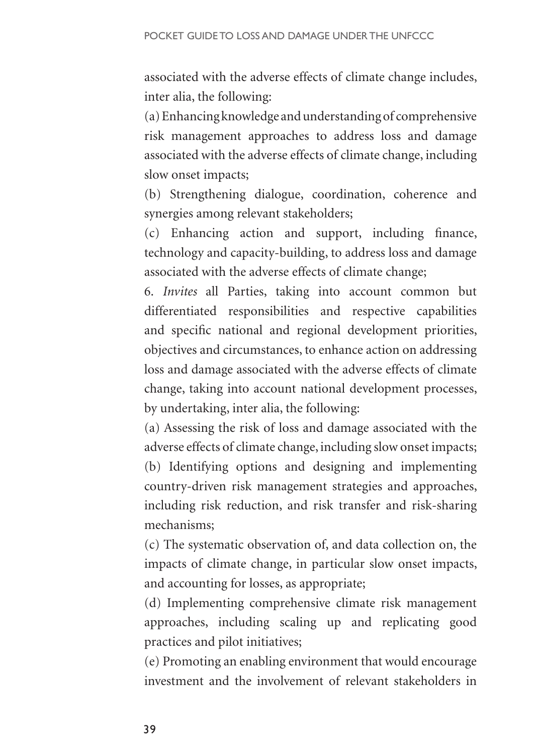associated with the adverse effects of climate change includes, inter alia, the following:

(a) Enhancing knowledge and understanding of comprehensive risk management approaches to address loss and damage associated with the adverse effects of climate change, including slow onset impacts;

(b) Strengthening dialogue, coordination, coherence and synergies among relevant stakeholders;

(c) Enhancing action and support, including finance, technology and capacity-building, to address loss and damage associated with the adverse effects of climate change;

6. *Invites* all Parties, taking into account common but differentiated responsibilities and respective capabilities and specific national and regional development priorities, objectives and circumstances, to enhance action on addressing loss and damage associated with the adverse effects of climate change, taking into account national development processes, by undertaking, inter alia, the following:

(a) Assessing the risk of loss and damage associated with the adverse effects of climate change, including slow onset impacts;

(b) Identifying options and designing and implementing country-driven risk management strategies and approaches, including risk reduction, and risk transfer and risk-sharing mechanisms;

(c) The systematic observation of, and data collection on, the impacts of climate change, in particular slow onset impacts, and accounting for losses, as appropriate;

(d) Implementing comprehensive climate risk management approaches, including scaling up and replicating good practices and pilot initiatives;

(e) Promoting an enabling environment that would encourage investment and the involvement of relevant stakeholders in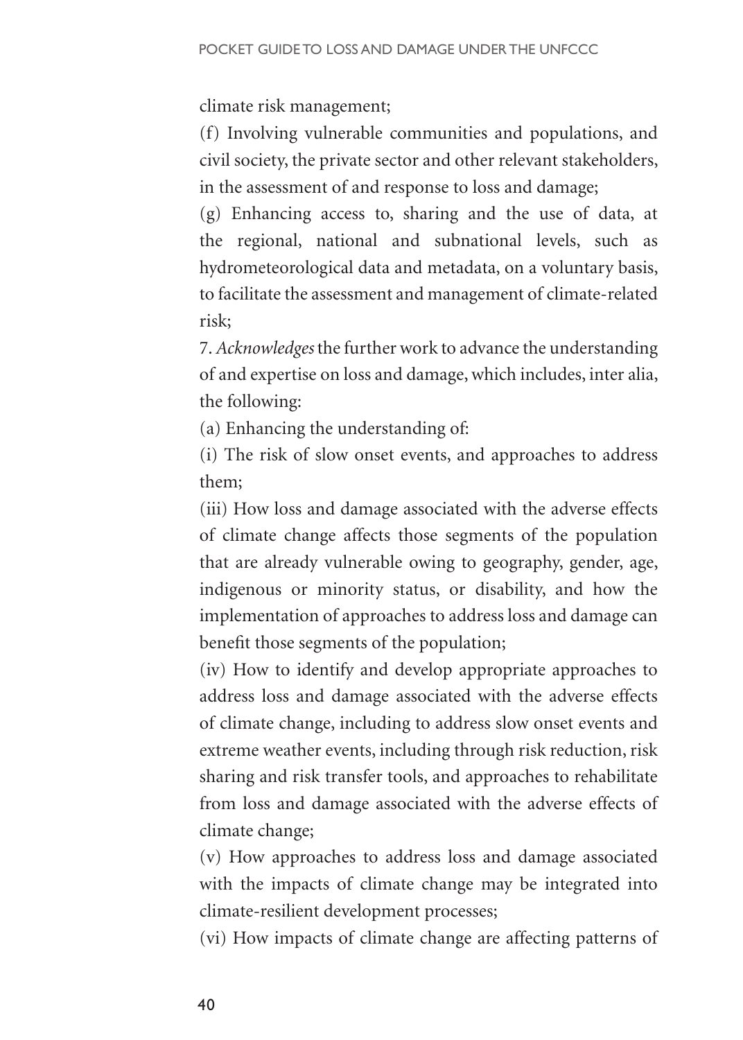climate risk management;

(f) Involving vulnerable communities and populations, and civil society, the private sector and other relevant stakeholders, in the assessment of and response to loss and damage;

(g) Enhancing access to, sharing and the use of data, at the regional, national and subnational levels, such as hydrometeorological data and metadata, on a voluntary basis, to facilitate the assessment and management of climate-related risk;

7. *Acknowledges* the further work to advance the understanding of and expertise on loss and damage, which includes, inter alia, the following:

(a) Enhancing the understanding of:

(i) The risk of slow onset events, and approaches to address them;

(iii) How loss and damage associated with the adverse effects of climate change affects those segments of the population that are already vulnerable owing to geography, gender, age, indigenous or minority status, or disability, and how the implementation of approaches to address loss and damage can benefit those segments of the population;

(iv) How to identify and develop appropriate approaches to address loss and damage associated with the adverse effects of climate change, including to address slow onset events and extreme weather events, including through risk reduction, risk sharing and risk transfer tools, and approaches to rehabilitate from loss and damage associated with the adverse effects of climate change;

(v) How approaches to address loss and damage associated with the impacts of climate change may be integrated into climate-resilient development processes;

(vi) How impacts of climate change are affecting patterns of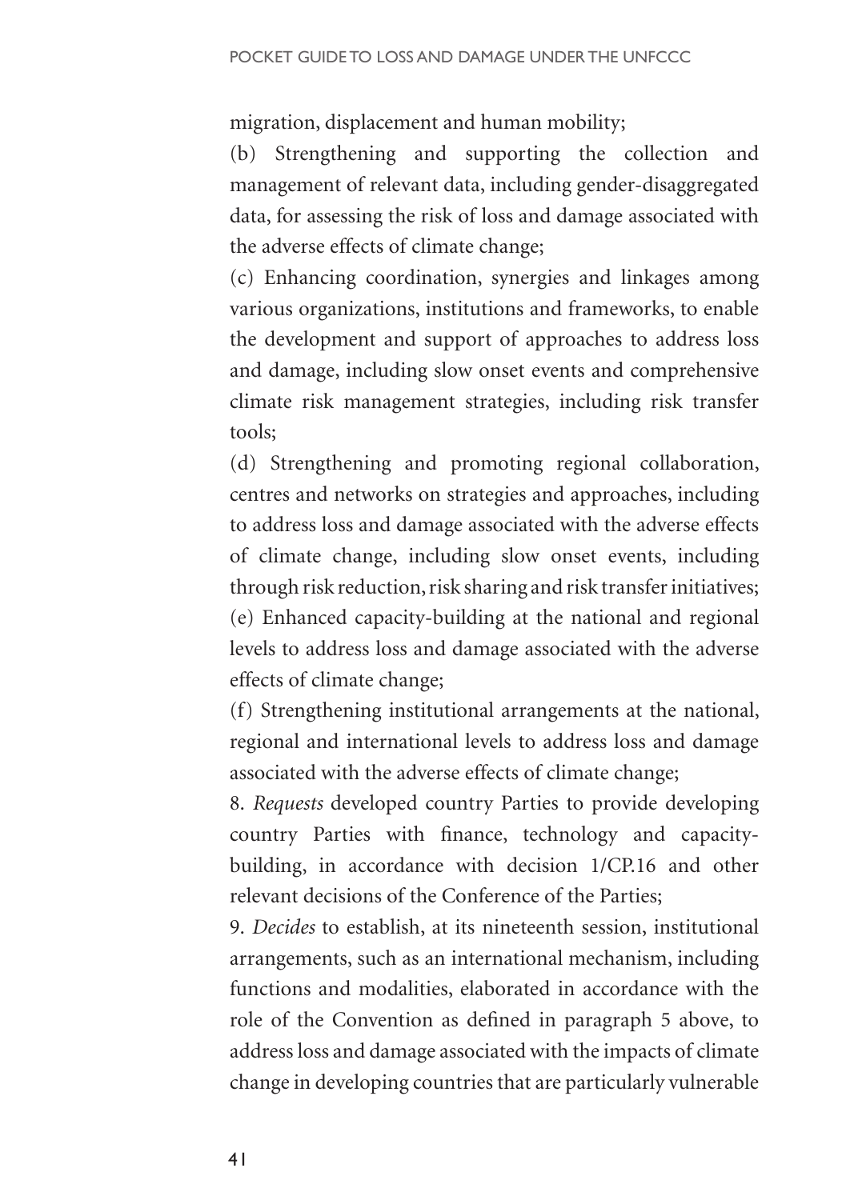migration, displacement and human mobility;

(b) Strengthening and supporting the collection and management of relevant data, including gender-disaggregated data, for assessing the risk of loss and damage associated with the adverse effects of climate change;

(c) Enhancing coordination, synergies and linkages among various organizations, institutions and frameworks, to enable the development and support of approaches to address loss and damage, including slow onset events and comprehensive climate risk management strategies, including risk transfer tools;

(d) Strengthening and promoting regional collaboration, centres and networks on strategies and approaches, including to address loss and damage associated with the adverse effects of climate change, including slow onset events, including through risk reduction, risk sharing and risk transfer initiatives;

(e) Enhanced capacity-building at the national and regional levels to address loss and damage associated with the adverse effects of climate change;

(f) Strengthening institutional arrangements at the national, regional and international levels to address loss and damage associated with the adverse effects of climate change;

8. *Requests* developed country Parties to provide developing country Parties with finance, technology and capacity-building, in accordance with decision 1/CP.16 and other relevant decisions of the Conference of the Parties;

9. *Decides* to establish, at its nineteenth session, institutional arrangements, such as an international mechanism, including functions and modalities, elaborated in accordance with the role of the Convention as defined in paragraph 5 above, to address loss and damage associated with the impacts of climate change in developing countries that are particularly vulnerable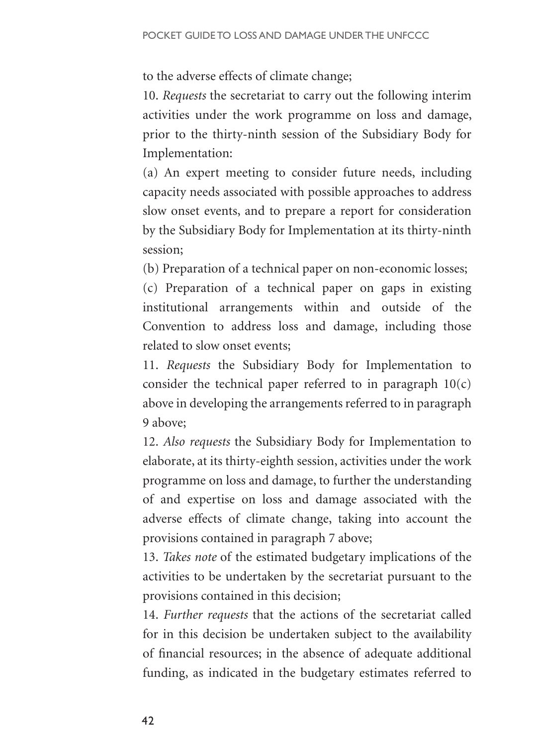to the adverse effects of climate change;

10. *Requests* the secretariat to carry out the following interim activities under the work programme on loss and damage, prior to the thirty-ninth session of the Subsidiary Body for Implementation:

(a) An expert meeting to consider future needs, including capacity needs associated with possible approaches to address slow onset events, and to prepare a report for consideration by the Subsidiary Body for Implementation at its thirty-ninth session;

(b) Preparation of a technical paper on non-economic losses;

(c) Preparation of a technical paper on gaps in existing institutional arrangements within and outside of the Convention to address loss and damage, including those related to slow onset events;

11. *Requests* the Subsidiary Body for Implementation to consider the technical paper referred to in paragraph 10(c) above in developing the arrangements referred to in paragraph 9 above;

12. *Also requests* the Subsidiary Body for Implementation to elaborate, at its thirty-eighth session, activities under the work programme on loss and damage, to further the understanding of and expertise on loss and damage associated with the adverse effects of climate change, taking into account the provisions contained in paragraph 7 above;

13. *Takes note* of the estimated budgetary implications of the activities to be undertaken by the secretariat pursuant to the provisions contained in this decision;

14. *Further requests* that the actions of the secretariat called for in this decision be undertaken subject to the availability of financial resources; in the absence of adequate additional funding, as indicated in the budgetary estimates referred to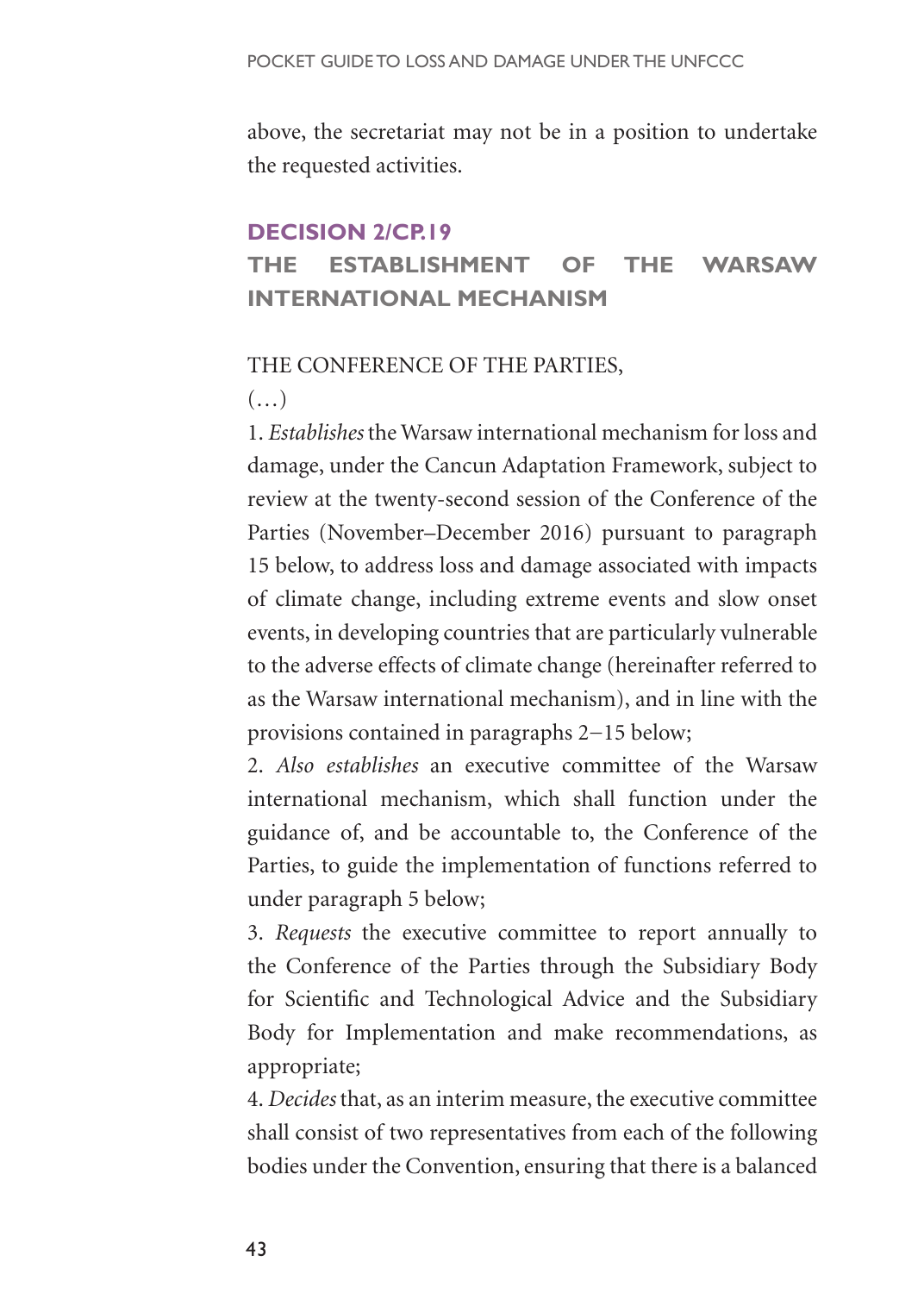above, the secretariat may not be in a position to undertake the requested activities.

## DECISION 2/CP.19

## THE ESTABLISHMENT OF THE WARSAW INTERNATIONAL MECHANISM

THE CONFERENCE OF THE PARTIES,

(…)

1. *Establishes* the Warsaw international mechanism for loss and damage, under the Cancun Adaptation Framework, subject to review at the twenty-second session of the Conference of the Parties (November–December 2016) pursuant to paragraph 15 below, to address loss and damage associated with impacts of climate change, including extreme events and slow onset events, in developing countries that are particularly vulnerable to the adverse effects of climate change (hereinafter referred to as the Warsaw international mechanism), and in line with the provisions contained in paragraphs 2–15 below;

2. *Also establishes* an executive committee of the Warsaw international mechanism, which shall function under the guidance of, and be accountable to, the Conference of the Parties, to guide the implementation of functions referred to under paragraph 5 below;

3. *Requests* the executive committee to report annually to the Conference of the Parties through the Subsidiary Body for Scientific and Technological Advice and the Subsidiary Body for Implementation and make recommendations, as appropriate;

4. *Decides* that, as an interim measure, the executive committee shall consist of two representatives from each of the following bodies under the Convention, ensuring that there is a balanced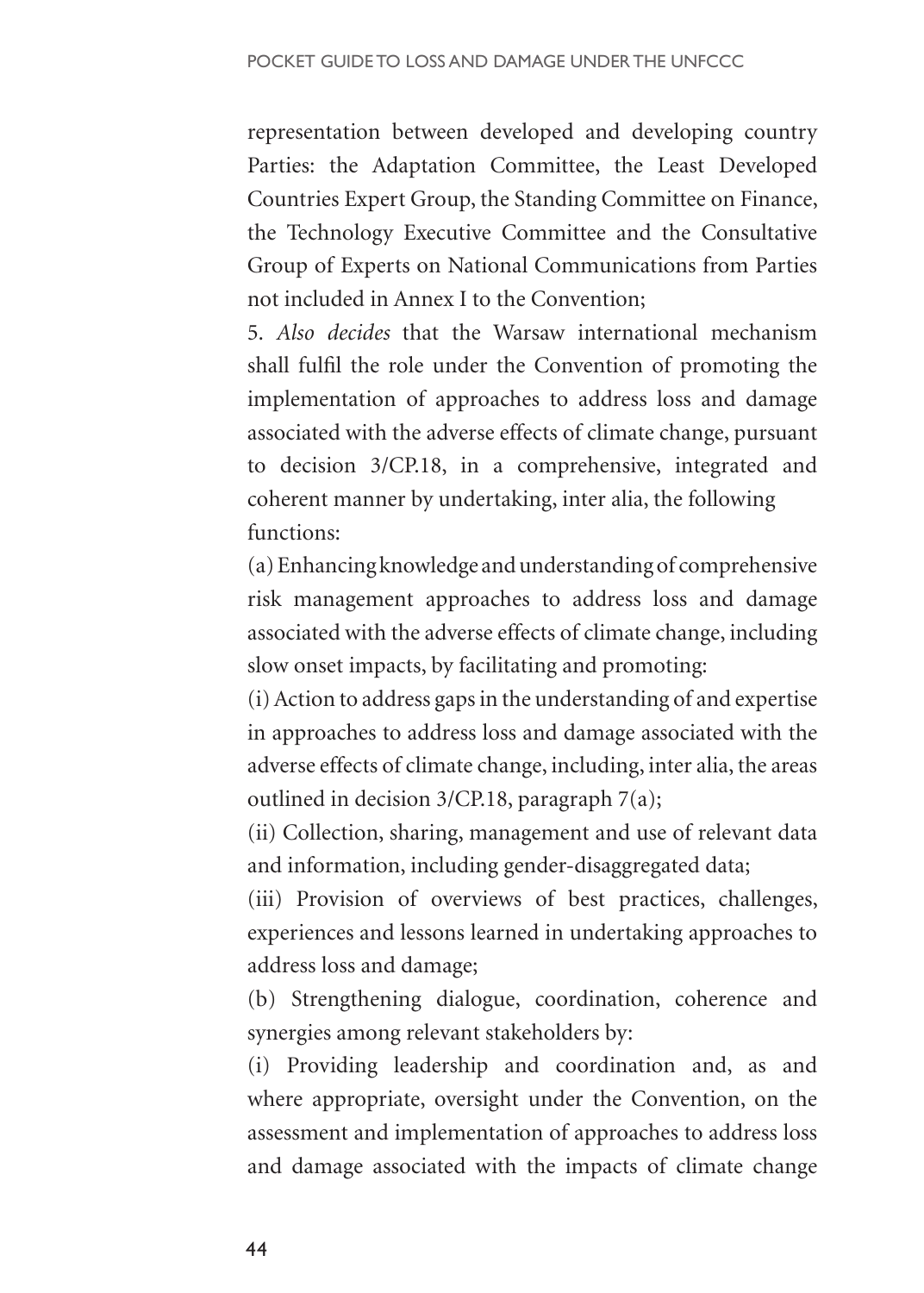representation between developed and developing country Parties: the Adaptation Committee, the Least Developed Countries Expert Group, the Standing Committee on Finance, the Technology Executive Committee and the Consultative Group of Experts on National Communications from Parties not included in Annex I to the Convention;

5. *Also decides* that the Warsaw international mechanism shall fulfil the role under the Convention of promoting the implementation of approaches to address loss and damage associated with the adverse effects of climate change, pursuant to decision 3/CP.18, in a comprehensive, integrated and coherent manner by undertaking, inter alia, the following functions:

(a) Enhancing knowledge and understanding of comprehensive risk management approaches to address loss and damage associated with the adverse effects of climate change, including slow onset impacts, by facilitating and promoting:

(i) Action to address gaps in the understanding of and expertise in approaches to address loss and damage associated with the adverse effects of climate change, including, inter alia, the areas outlined in decision 3/CP.18, paragraph 7(a);

(ii) Collection, sharing, management and use of relevant data and information, including gender-disaggregated data;

(iii) Provision of overviews of best practices, challenges, experiences and lessons learned in undertaking approaches to address loss and damage;

(b) Strengthening dialogue, coordination, coherence and synergies among relevant stakeholders by:

(i) Providing leadership and coordination and, as and where appropriate, oversight under the Convention, on the assessment and implementation of approaches to address loss and damage associated with the impacts of climate change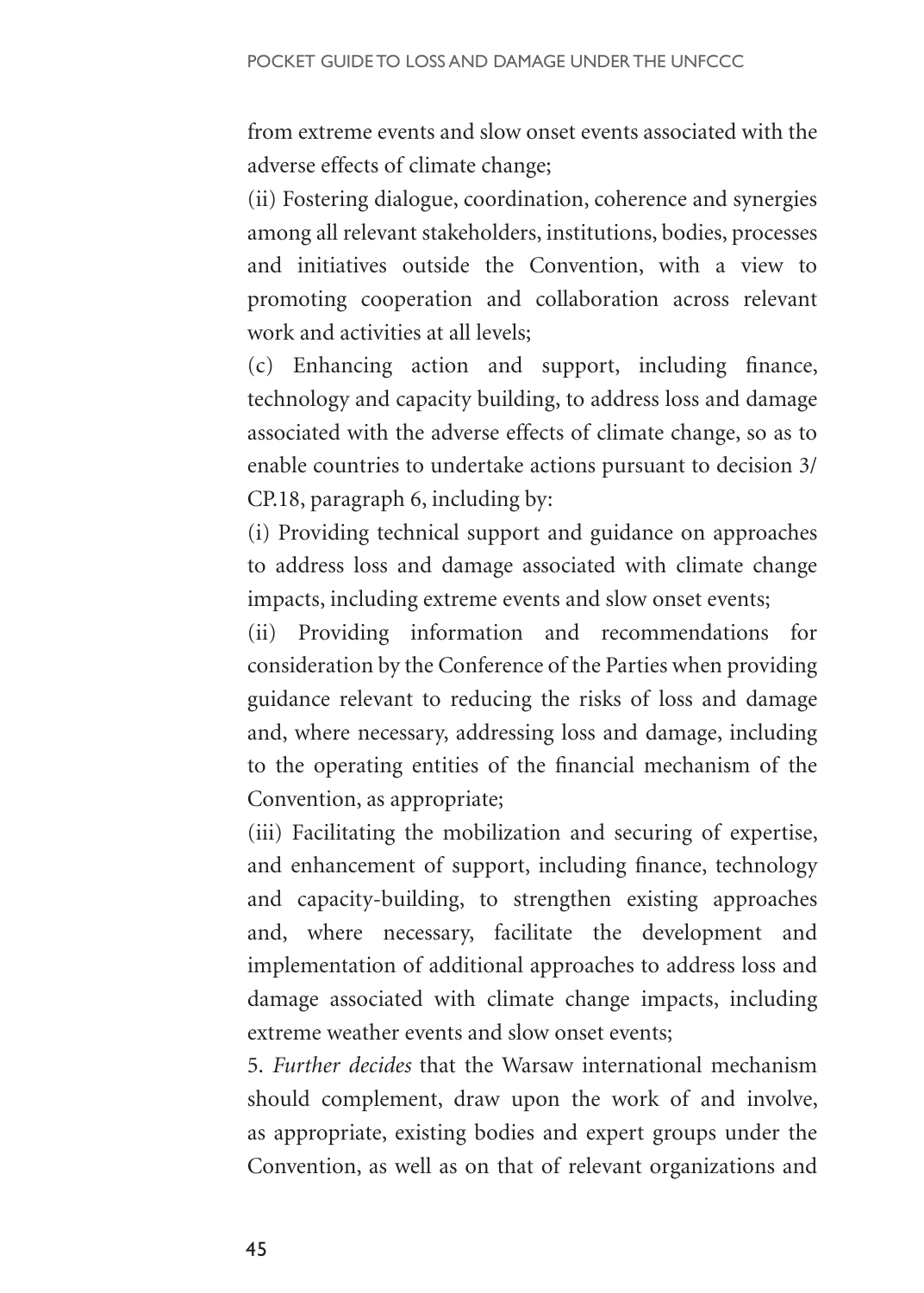from extreme events and slow onset events associated with the adverse effects of climate change;

(ii) Fostering dialogue, coordination, coherence and synergies among all relevant stakeholders, institutions, bodies, processes and initiatives outside the Convention, with a view to promoting cooperation and collaboration across relevant work and activities at all levels;

(c) Enhancing action and support, including finance, technology and capacity building, to address loss and damage associated with the adverse effects of climate change, so as to enable countries to undertake actions pursuant to decision 3/CP.18, paragraph 6, including by:

(i) Providing technical support and guidance on approaches to address loss and damage associated with climate change impacts, including extreme events and slow onset events;

(ii) Providing information and recommendations for consideration by the Conference of the Parties when providing guidance relevant to reducing the risks of loss and damage and, where necessary, addressing loss and damage, including to the operating entities of the financial mechanism of the Convention, as appropriate;

(iii) Facilitating the mobilization and securing of expertise, and enhancement of support, including finance, technology and capacity-building, to strengthen existing approaches and, where necessary, facilitate the development and implementation of additional approaches to address loss and damage associated with climate change impacts, including extreme weather events and slow onset events;

5. *Further decides* that the Warsaw international mechanism should complement, draw upon the work of and involve, as appropriate, existing bodies and expert groups under the Convention, as well as on that of relevant organizations and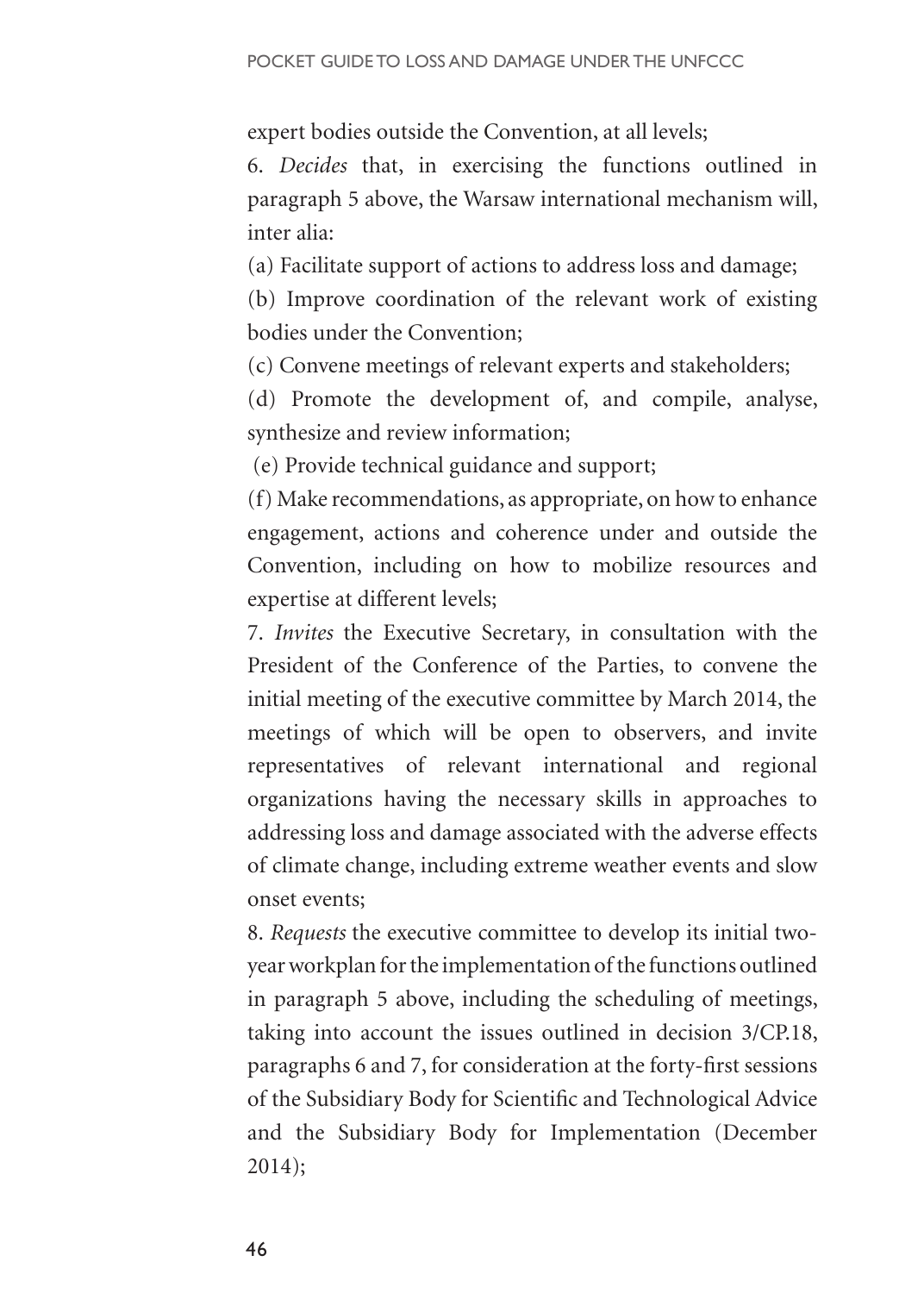expert bodies outside the Convention, at all levels;

6. *Decides* that, in exercising the functions outlined in paragraph 5 above, the Warsaw international mechanism will, inter alia:

(a) Facilitate support of actions to address loss and damage;

(b) Improve coordination of the relevant work of existing bodies under the Convention;

(c) Convene meetings of relevant experts and stakeholders;

(d) Promote the development of, and compile, analyse, synthesize and review information;

(e) Provide technical guidance and support;

(f) Make recommendations, as appropriate, on how to enhance engagement, actions and coherence under and outside the Convention, including on how to mobilize resources and expertise at different levels;

7. *Invites* the Executive Secretary, in consultation with the President of the Conference of the Parties, to convene the initial meeting of the executive committee by March 2014, the meetings of which will be open to observers, and invite representatives of relevant international and regional organizations having the necessary skills in approaches to addressing loss and damage associated with the adverse effects of climate change, including extreme weather events and slow onset events;

8. *Requests* the executive committee to develop its initial two-year workplan for the implementation of the functions outlined in paragraph 5 above, including the scheduling of meetings, taking into account the issues outlined in decision 3/CP.18, paragraphs 6 and 7, for consideration at the forty-first sessions of the Subsidiary Body for Scientific and Technological Advice and the Subsidiary Body for Implementation (December 2014);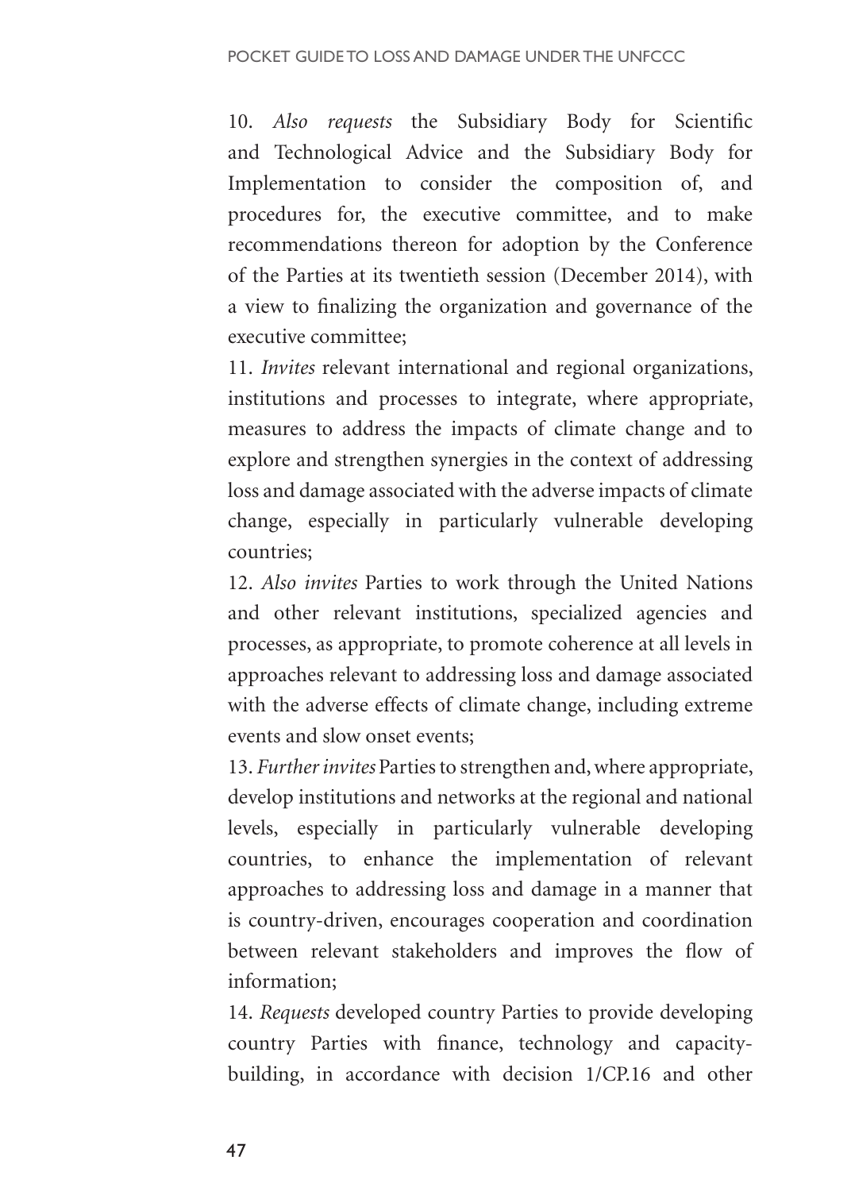10. *Also requests* the Subsidiary Body for Scientific and Technological Advice and the Subsidiary Body for Implementation to consider the composition of, and procedures for, the executive committee, and to make recommendations thereon for adoption by the Conference of the Parties at its twentieth session (December 2014), with a view to finalizing the organization and governance of the executive committee;

11. *Invites* relevant international and regional organizations, institutions and processes to integrate, where appropriate, measures to address the impacts of climate change and to explore and strengthen synergies in the context of addressing loss and damage associated with the adverse impacts of climate change, especially in particularly vulnerable developing countries;

12. *Also invites* Parties to work through the United Nations and other relevant institutions, specialized agencies and processes, as appropriate, to promote coherence at all levels in approaches relevant to addressing loss and damage associated with the adverse effects of climate change, including extreme events and slow onset events;

13. *Further invites* Parties to strengthen and, where appropriate, develop institutions and networks at the regional and national levels, especially in particularly vulnerable developing countries, to enhance the implementation of relevant approaches to addressing loss and damage in a manner that is country-driven, encourages cooperation and coordination between relevant stakeholders and improves the flow of information;

14. *Requests* developed country Parties to provide developing country Parties with finance, technology and capacity-building, in accordance with decision 1/CP.16 and other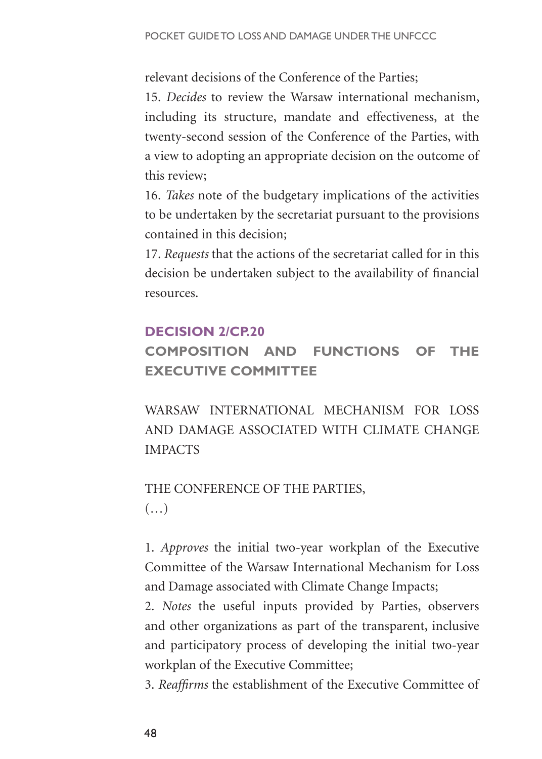relevant decisions of the Conference of the Parties;

15. *Decides* to review the Warsaw international mechanism, including its structure, mandate and effectiveness, at the twenty-second session of the Conference of the Parties, with a view to adopting an appropriate decision on the outcome of this review;

16. *Takes* note of the budgetary implications of the activities to be undertaken by the secretariat pursuant to the provisions contained in this decision;

17. *Requests* that the actions of the secretariat called for in this decision be undertaken subject to the availability of financial resources.

## DECISION 2/CP.20

## COMPOSITION AND FUNCTIONS OF THE EXECUTIVE COMMITTEE

WARSAW INTERNATIONAL MECHANISM FOR LOSS AND DAMAGE ASSOCIATED WITH CLIMATE CHANGE IMPACTS

THE CONFERENCE OF THE PARTIES,

(…)

1. *Approves* the initial two-year workplan of the Executive Committee of the Warsaw International Mechanism for Loss and Damage associated with Climate Change Impacts;

2. *Notes* the useful inputs provided by Parties, observers and other organizations as part of the transparent, inclusive and participatory process of developing the initial two-year workplan of the Executive Committee;

3. *Reaffirms* the establishment of the Executive Committee of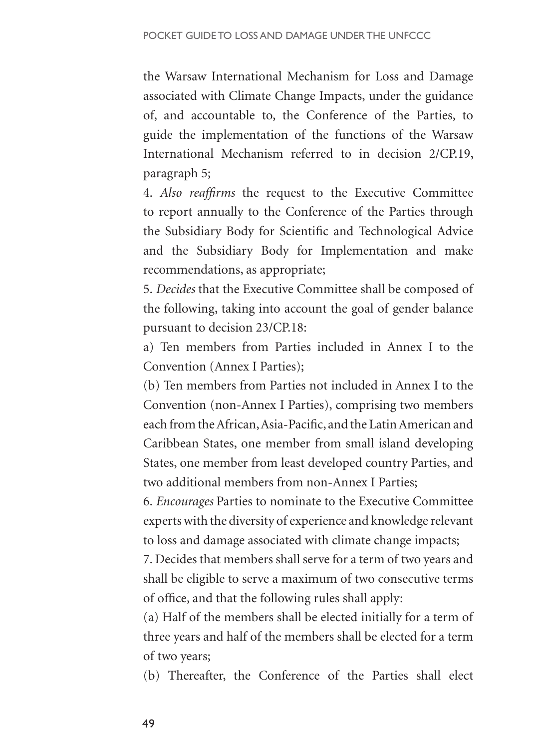the Warsaw International Mechanism for Loss and Damage associated with Climate Change Impacts, under the guidance of, and accountable to, the Conference of the Parties, to guide the implementation of the functions of the Warsaw International Mechanism referred to in decision 2/CP.19, paragraph 5;

4. *Also reaffirms* the request to the Executive Committee to report annually to the Conference of the Parties through the Subsidiary Body for Scientific and Technological Advice and the Subsidiary Body for Implementation and make recommendations, as appropriate;

5. *Decides* that the Executive Committee shall be composed of the following, taking into account the goal of gender balance pursuant to decision 23/CP.18:

a) Ten members from Parties included in Annex I to the Convention (Annex I Parties);

(b) Ten members from Parties not included in Annex I to the Convention (non-Annex I Parties), comprising two members each from the African, Asia-Pacific, and the Latin American and Caribbean States, one member from small island developing States, one member from least developed country Parties, and two additional members from non-Annex I Parties;

6. *Encourages* Parties to nominate to the Executive Committee experts with the diversity of experience and knowledge relevant to loss and damage associated with climate change impacts;

7. Decides that members shall serve for a term of two years and shall be eligible to serve a maximum of two consecutive terms of office, and that the following rules shall apply:

(a) Half of the members shall be elected initially for a term of three years and half of the members shall be elected for a term of two years;

(b) Thereafter, the Conference of the Parties shall elect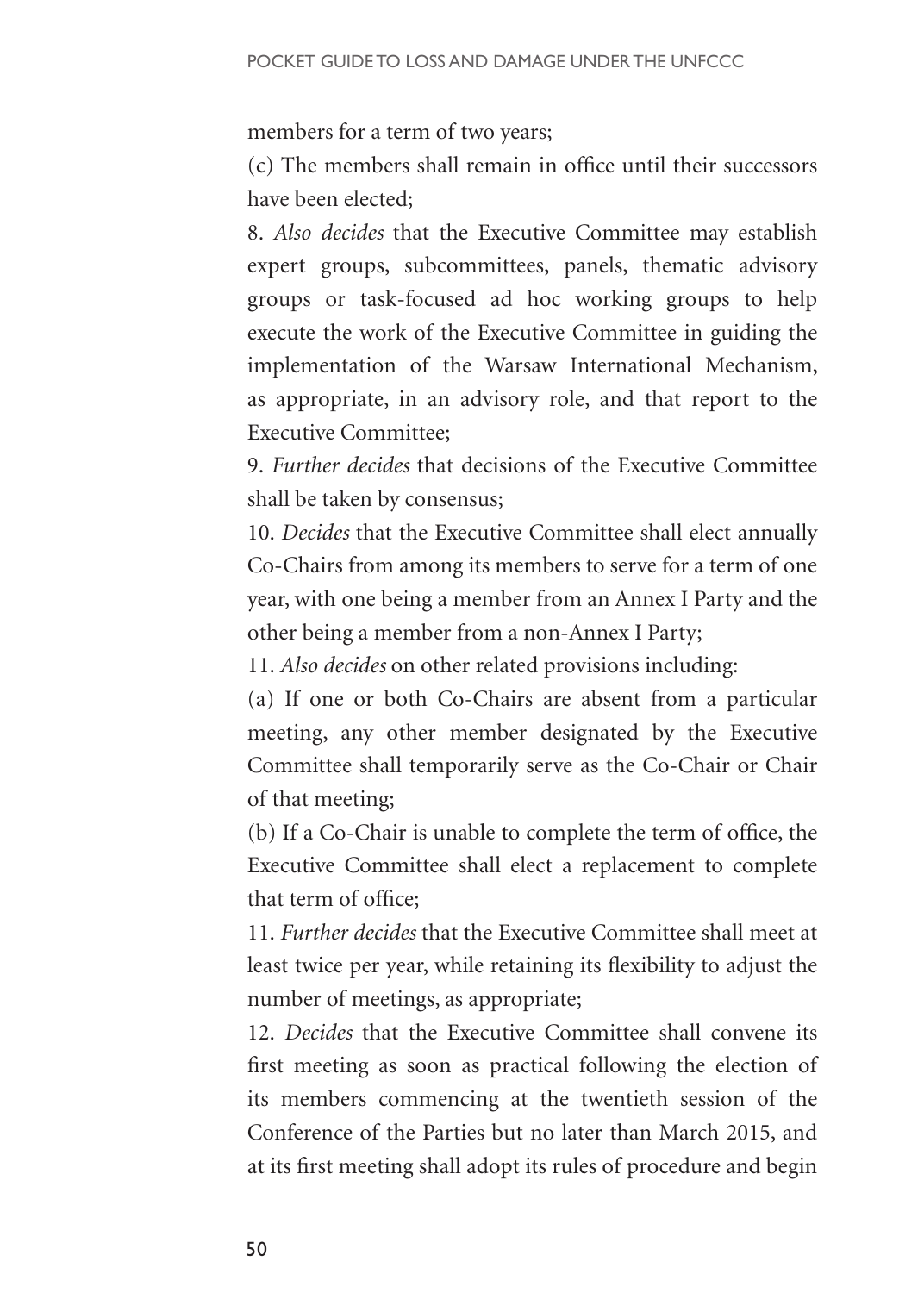members for a term of two years;

(c) The members shall remain in office until their successors have been elected;

8. *Also decides* that the Executive Committee may establish expert groups, subcommittees, panels, thematic advisory groups or task-focused ad hoc working groups to help execute the work of the Executive Committee in guiding the implementation of the Warsaw International Mechanism, as appropriate, in an advisory role, and that report to the Executive Committee;

9. *Further decides* that decisions of the Executive Committee shall be taken by consensus;

10. *Decides* that the Executive Committee shall elect annually Co-Chairs from among its members to serve for a term of one year, with one being a member from an Annex I Party and the other being a member from a non-Annex I Party;

11. *Also decides* on other related provisions including:

(a) If one or both Co-Chairs are absent from a particular meeting, any other member designated by the Executive Committee shall temporarily serve as the Co-Chair or Chair of that meeting;

(b) If a Co-Chair is unable to complete the term of office, the Executive Committee shall elect a replacement to complete that term of office;

11. *Further decides* that the Executive Committee shall meet at least twice per year, while retaining its flexibility to adjust the number of meetings, as appropriate;

12. *Decides* that the Executive Committee shall convene its first meeting as soon as practical following the election of its members commencing at the twentieth session of the Conference of the Parties but no later than March 2015, and at its first meeting shall adopt its rules of procedure and begin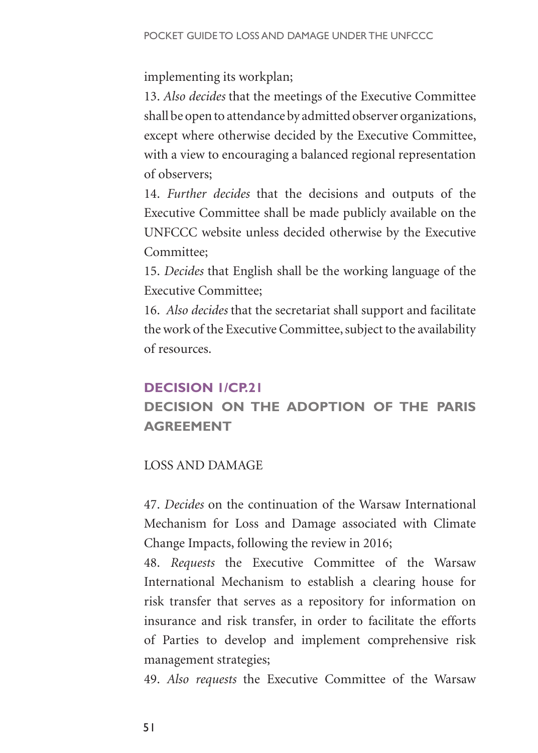implementing its workplan;

13. *Also decides* that the meetings of the Executive Committee shall be open to attendance by admitted observer organizations, except where otherwise decided by the Executive Committee, with a view to encouraging a balanced regional representation of observers;

14. *Further decides* that the decisions and outputs of the Executive Committee shall be made publicly available on the UNFCCC website unless decided otherwise by the Executive Committee;

15. *Decides* that English shall be the working language of the Executive Committee;

16. *Also decides* that the secretariat shall support and facilitate the work of the Executive Committee, subject to the availability of resources.

## DECISION 1/CP.21

## DECISION ON THE ADOPTION OF THE PARIS AGREEMENT

### LOSS AND DAMAGE

47. *Decides* on the continuation of the Warsaw International Mechanism for Loss and Damage associated with Climate Change Impacts, following the review in 2016;

48. *Requests* the Executive Committee of the Warsaw International Mechanism to establish a clearing house for risk transfer that serves as a repository for information on insurance and risk transfer, in order to facilitate the efforts of Parties to develop and implement comprehensive risk management strategies;

49. *Also requests* the Executive Committee of the Warsaw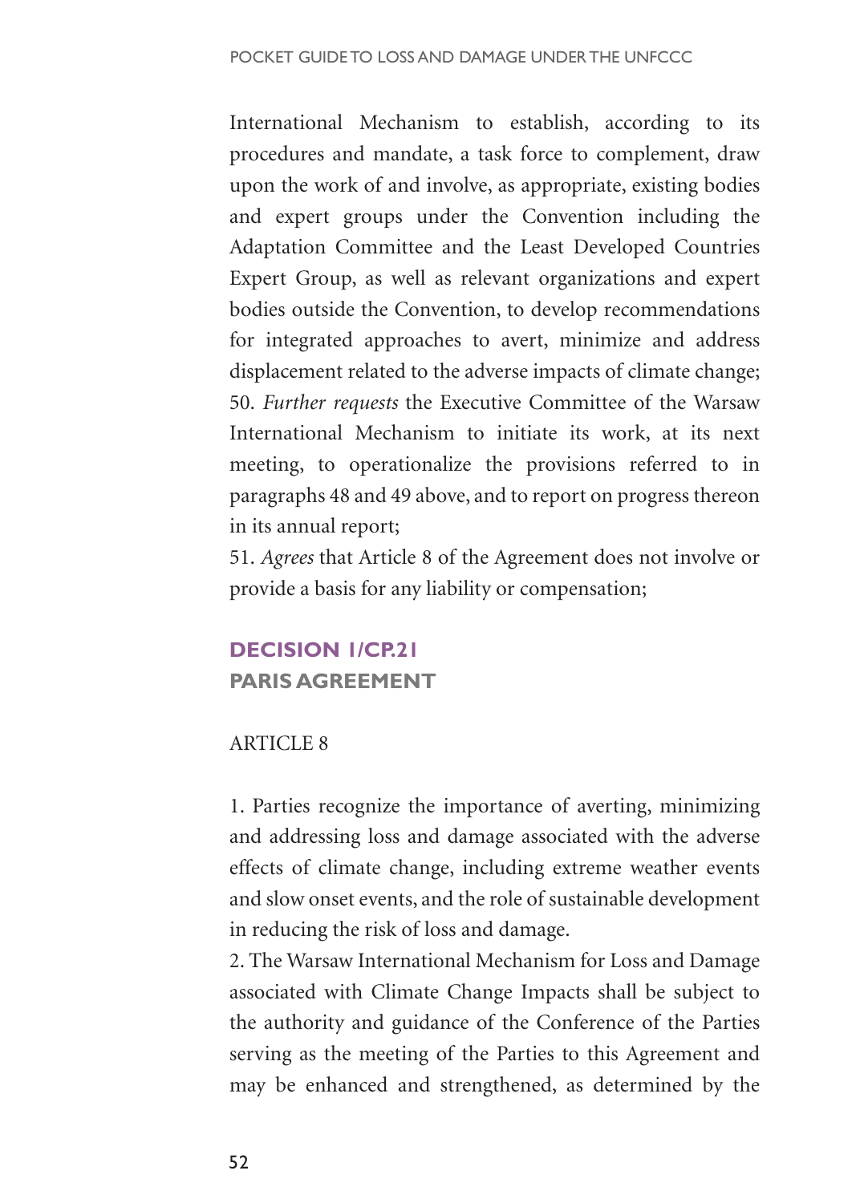International Mechanism to establish, according to its procedures and mandate, a task force to complement, draw upon the work of and involve, as appropriate, existing bodies and expert groups under the Convention including the Adaptation Committee and the Least Developed Countries Expert Group, as well as relevant organizations and expert bodies outside the Convention, to develop recommendations for integrated approaches to avert, minimize and address displacement related to the adverse impacts of climate change;

50. *Further requests* the Executive Committee of the Warsaw International Mechanism to initiate its work, at its next meeting, to operationalize the provisions referred to in paragraphs 48 and 49 above, and to report on progress thereon in its annual report;

51. *Agrees* that Article 8 of the Agreement does not involve or provide a basis for any liability or compensation;

## DECISION 1/CP.21

## PARIS AGREEMENT

ARTICLE 8

1. Parties recognize the importance of averting, minimizing and addressing loss and damage associated with the adverse effects of climate change, including extreme weather events and slow onset events, and the role of sustainable development in reducing the risk of loss and damage.

2. The Warsaw International Mechanism for Loss and Damage associated with Climate Change Impacts shall be subject to the authority and guidance of the Conference of the Parties serving as the meeting of the Parties to this Agreement and may be enhanced and strengthened, as determined by the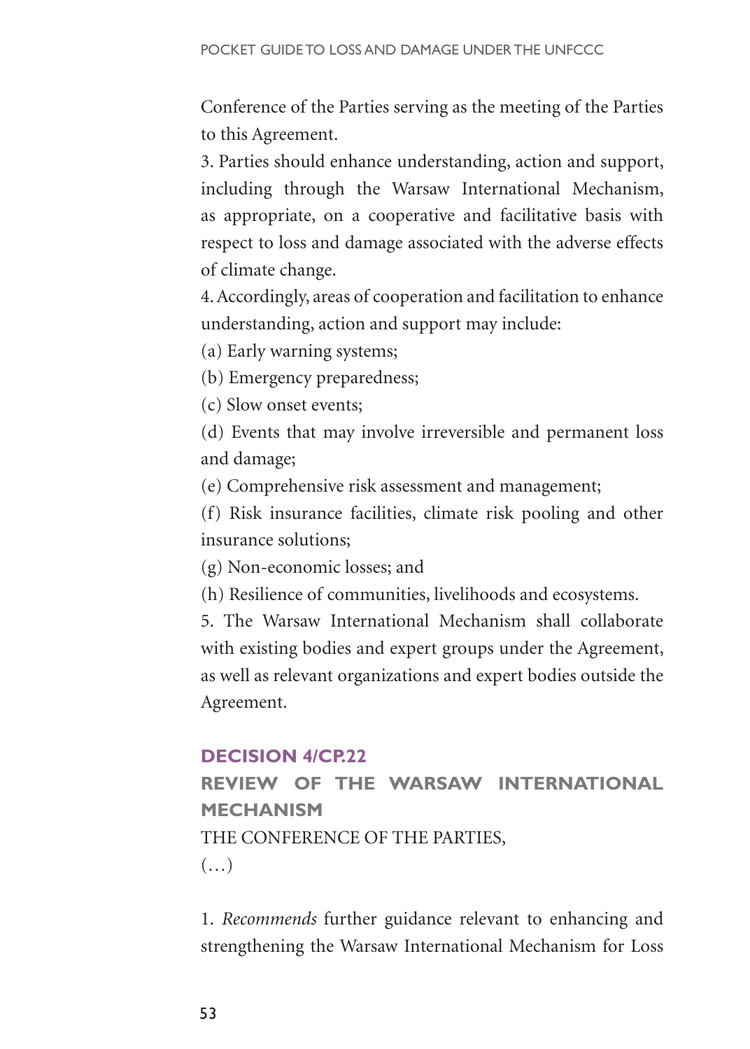Conference of the Parties serving as the meeting of the Parties to this Agreement.

3. Parties should enhance understanding, action and support, including through the Warsaw International Mechanism, as appropriate, on a cooperative and facilitative basis with respect to loss and damage associated with the adverse effects of climate change.

4. Accordingly, areas of cooperation and facilitation to enhance understanding, action and support may include:

(a) Early warning systems;

(b) Emergency preparedness;

(c) Slow onset events;

(d) Events that may involve irreversible and permanent loss and damage;

(e) Comprehensive risk assessment and management;

(f) Risk insurance facilities, climate risk pooling and other insurance solutions;

(g) Non-economic losses; and

(h) Resilience of communities, livelihoods and ecosystems.

5. The Warsaw International Mechanism shall collaborate with existing bodies and expert groups under the Agreement, as well as relevant organizations and expert bodies outside the Agreement.

## DECISION 4/CP.22

## REVIEW OF THE WARSAW INTERNATIONAL MECHANISM

THE CONFERENCE OF THE PARTIES,

(…)

1. *Recommends* further guidance relevant to enhancing and strengthening the Warsaw International Mechanism for Loss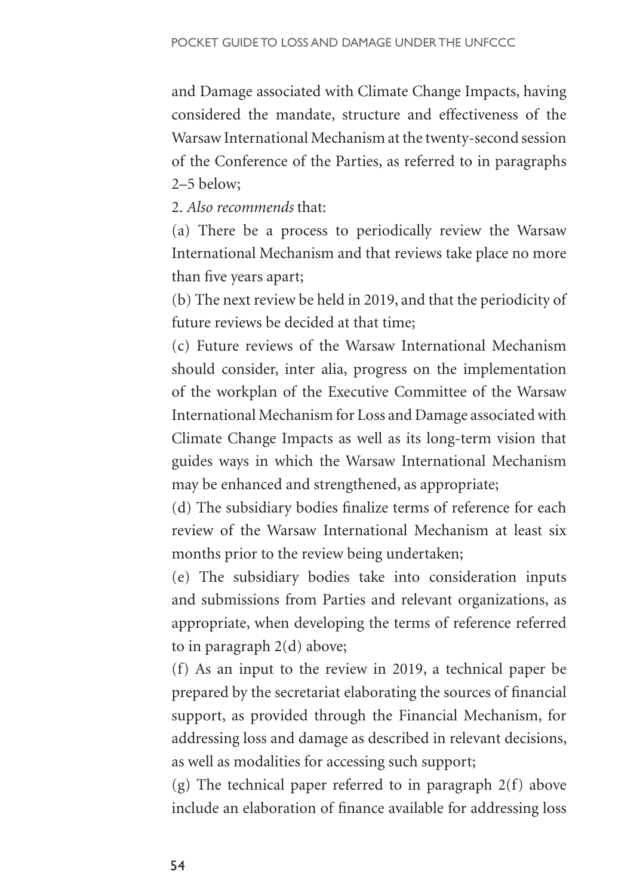and Damage associated with Climate Change Impacts, having considered the mandate, structure and effectiveness of the Warsaw International Mechanism at the twenty-second session of the Conference of the Parties, as referred to in paragraphs 2–5 below;

2. *Also recommends* that:

(a) There be a process to periodically review the Warsaw International Mechanism and that reviews take place no more than five years apart;

(b) The next review be held in 2019, and that the periodicity of future reviews be decided at that time;

(c) Future reviews of the Warsaw International Mechanism should consider, inter alia, progress on the implementation of the workplan of the Executive Committee of the Warsaw International Mechanism for Loss and Damage associated with Climate Change Impacts as well as its long-term vision that guides ways in which the Warsaw International Mechanism may be enhanced and strengthened, as appropriate;

(d) The subsidiary bodies finalize terms of reference for each review of the Warsaw International Mechanism at least six months prior to the review being undertaken;

(e) The subsidiary bodies take into consideration inputs and submissions from Parties and relevant organizations, as appropriate, when developing the terms of reference referred to in paragraph 2(d) above;

(f) As an input to the review in 2019, a technical paper be prepared by the secretariat elaborating the sources of financial support, as provided through the Financial Mechanism, for addressing loss and damage as described in relevant decisions, as well as modalities for accessing such support;

(g) The technical paper referred to in paragraph 2(f) above include an elaboration of finance available for addressing loss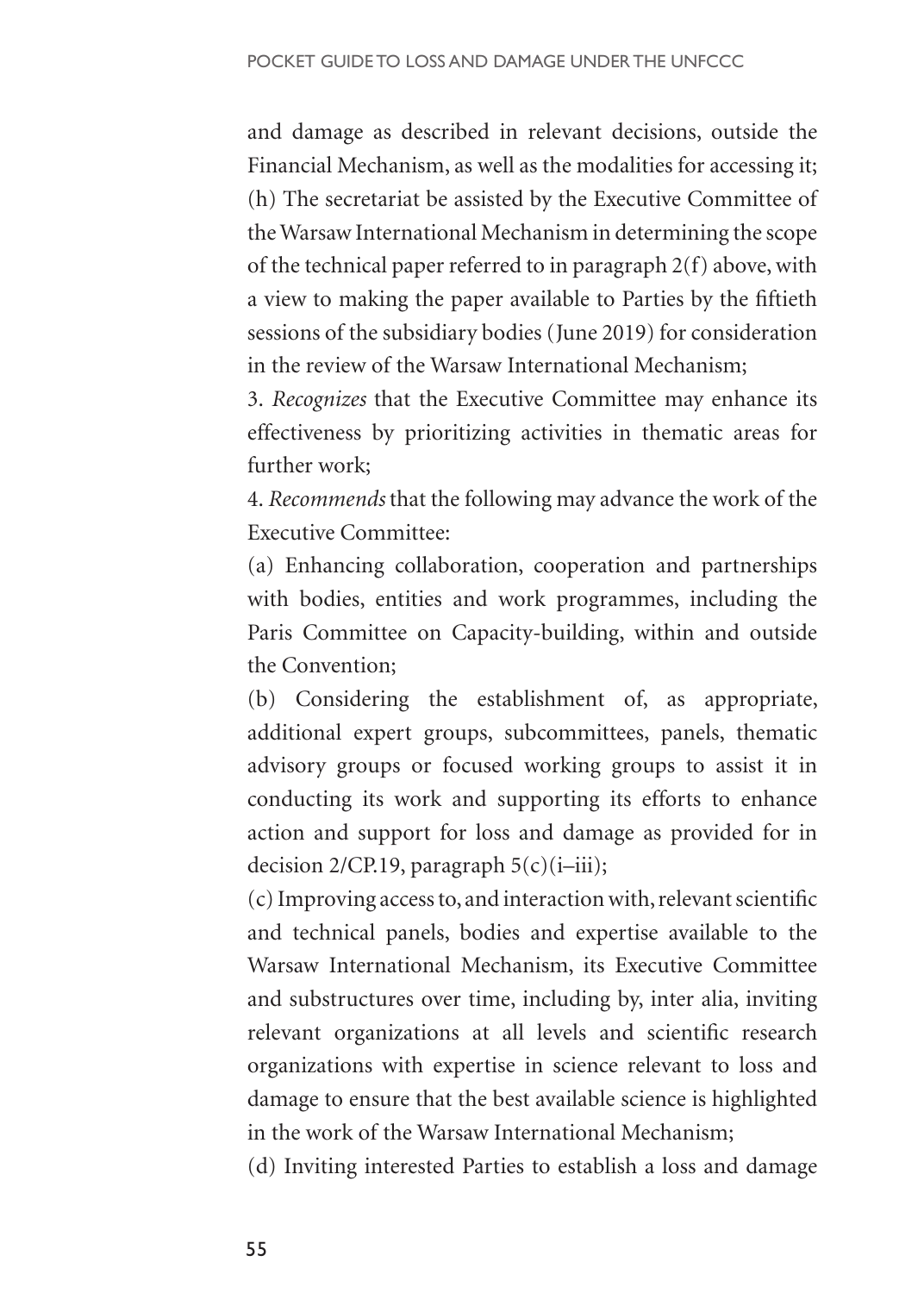and damage as described in relevant decisions, outside the Financial Mechanism, as well as the modalities for accessing it;

(h) The secretariat be assisted by the Executive Committee of the Warsaw International Mechanism in determining the scope of the technical paper referred to in paragraph 2(f) above, with a view to making the paper available to Parties by the fiftieth sessions of the subsidiary bodies (June 2019) for consideration in the review of the Warsaw International Mechanism;

3. *Recognizes* that the Executive Committee may enhance its effectiveness by prioritizing activities in thematic areas for further work;

4. *Recommends* that the following may advance the work of the Executive Committee:

(a) Enhancing collaboration, cooperation and partnerships with bodies, entities and work programmes, including the Paris Committee on Capacity-building, within and outside the Convention;

(b) Considering the establishment of, as appropriate, additional expert groups, subcommittees, panels, thematic advisory groups or focused working groups to assist it in conducting its work and supporting its efforts to enhance action and support for loss and damage as provided for in decision 2/CP.19, paragraph 5(c)(i–iii);

(c) Improving access to, and interaction with, relevant scientific and technical panels, bodies and expertise available to the Warsaw International Mechanism, its Executive Committee and substructures over time, including by, inter alia, inviting relevant organizations at all levels and scientific research organizations with expertise in science relevant to loss and damage to ensure that the best available science is highlighted in the work of the Warsaw International Mechanism;

(d) Inviting interested Parties to establish a loss and damage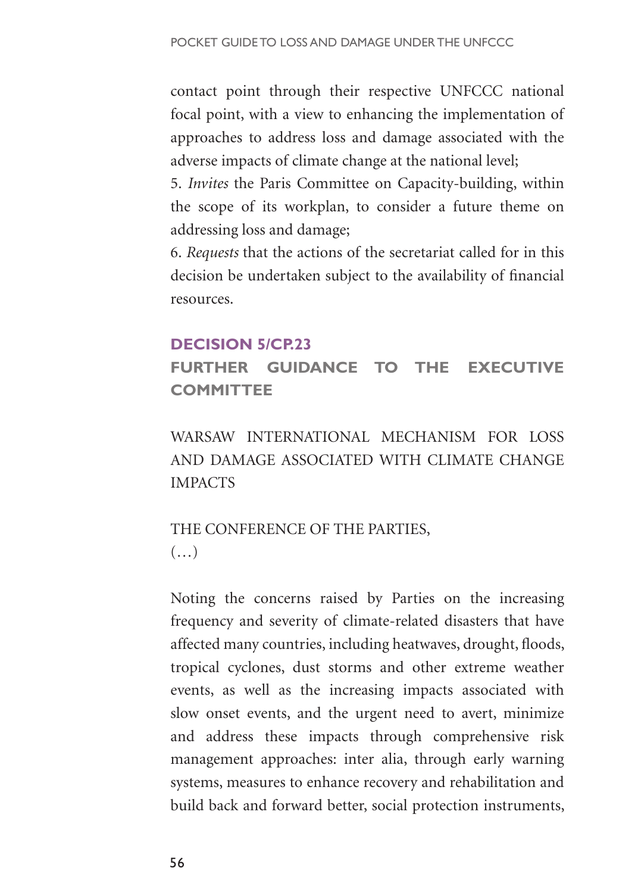contact point through their respective UNFCCC national focal point, with a view to enhancing the implementation of approaches to address loss and damage associated with the adverse impacts of climate change at the national level;

5. *Invites* the Paris Committee on Capacity-building, within the scope of its workplan, to consider a future theme on addressing loss and damage;

6. *Requests* that the actions of the secretariat called for in this decision be undertaken subject to the availability of financial resources.

## DECISION 5/CP.23

## FURTHER GUIDANCE TO THE EXECUTIVE COMMITTEE

WARSAW INTERNATIONAL MECHANISM FOR LOSS AND DAMAGE ASSOCIATED WITH CLIMATE CHANGE IMPACTS

THE CONFERENCE OF THE PARTIES,

(…)

Noting the concerns raised by Parties on the increasing frequency and severity of climate-related disasters that have affected many countries, including heatwaves, drought, floods, tropical cyclones, dust storms and other extreme weather events, as well as the increasing impacts associated with slow onset events, and the urgent need to avert, minimize and address these impacts through comprehensive risk management approaches: inter alia, through early warning systems, measures to enhance recovery and rehabilitation and build back and forward better, social protection instruments,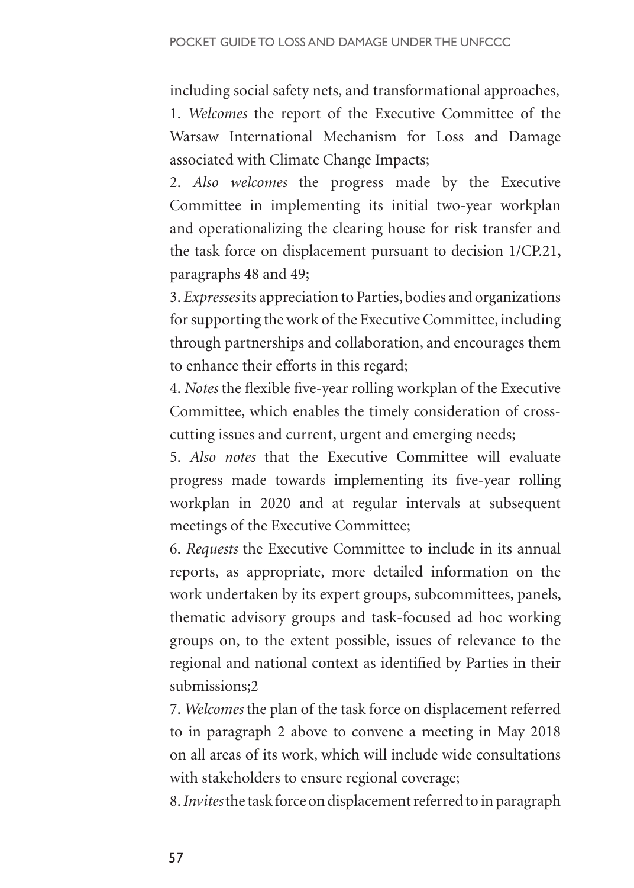including social safety nets, and transformational approaches,

1. *Welcomes* the report of the Executive Committee of the Warsaw International Mechanism for Loss and Damage associated with Climate Change Impacts;

2. *Also welcomes* the progress made by the Executive Committee in implementing its initial two-year workplan and operationalizing the clearing house for risk transfer and the task force on displacement pursuant to decision 1/CP.21, paragraphs 48 and 49;

3. *Expresses* its appreciation to Parties, bodies and organizations for supporting the work of the Executive Committee, including through partnerships and collaboration, and encourages them to enhance their efforts in this regard;

4. *Notes* the flexible five-year rolling workplan of the Executive Committee, which enables the timely consideration of cross-cutting issues and current, urgent and emerging needs;

5. *Also notes* that the Executive Committee will evaluate progress made towards implementing its five-year rolling workplan in 2020 and at regular intervals at subsequent meetings of the Executive Committee;

6. *Requests* the Executive Committee to include in its annual reports, as appropriate, more detailed information on the work undertaken by its expert groups, subcommittees, panels, thematic advisory groups and task-focused ad hoc working groups on, to the extent possible, issues of relevance to the regional and national context as identified by Parties in their submissions;[2]

7. *Welcomes* the plan of the task force on displacement referred to in paragraph 2 above to convene a meeting in May 2018 on all areas of its work, which will include wide consultations with stakeholders to ensure regional coverage;

8. *Invites* the task force on displacement referred to in paragraph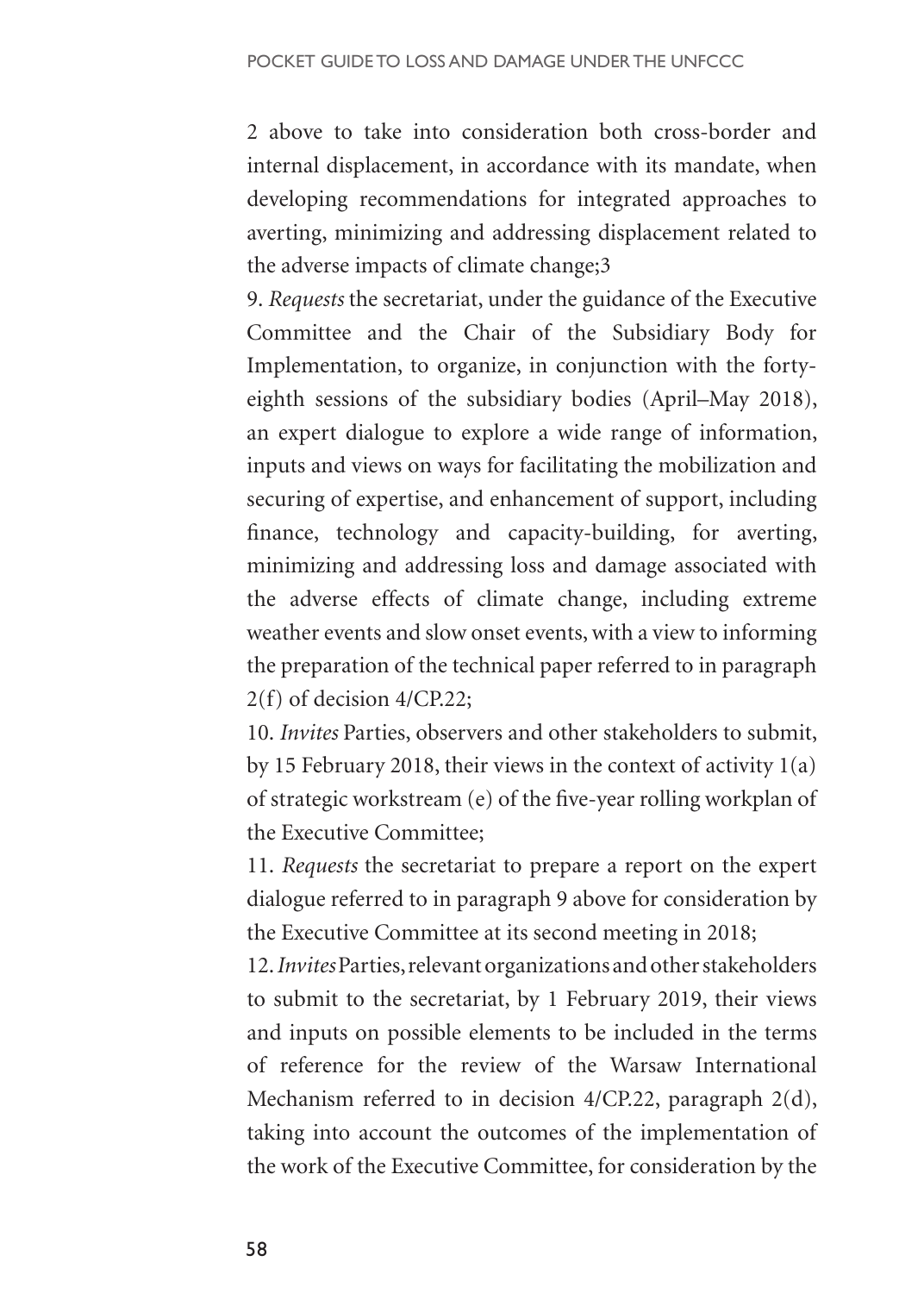2 above to take into consideration both cross-border and internal displacement, in accordance with its mandate, when developing recommendations for integrated approaches to averting, minimizing and addressing displacement related to the adverse impacts of climate change;3

9. *Requests* the secretariat, under the guidance of the Executive Committee and the Chair of the Subsidiary Body for Implementation, to organize, in conjunction with the forty-eighth sessions of the subsidiary bodies (April–May 2018), an expert dialogue to explore a wide range of information, inputs and views on ways for facilitating the mobilization and securing of expertise, and enhancement of support, including finance, technology and capacity-building, for averting, minimizing and addressing loss and damage associated with the adverse effects of climate change, including extreme weather events and slow onset events, with a view to informing the preparation of the technical paper referred to in paragraph 2(f) of decision 4/CP.22;

10. *Invites* Parties, observers and other stakeholders to submit, by 15 February 2018, their views in the context of activity 1(a) of strategic workstream (e) of the five-year rolling workplan of the Executive Committee;

11. *Requests* the secretariat to prepare a report on the expert dialogue referred to in paragraph 9 above for consideration by the Executive Committee at its second meeting in 2018;

12. *Invites* Parties, relevant organizations and other stakeholders to submit to the secretariat, by 1 February 2019, their views and inputs on possible elements to be included in the terms of reference for the review of the Warsaw International Mechanism referred to in decision 4/CP.22, paragraph 2(d), taking into account the outcomes of the implementation of the work of the Executive Committee, for consideration by the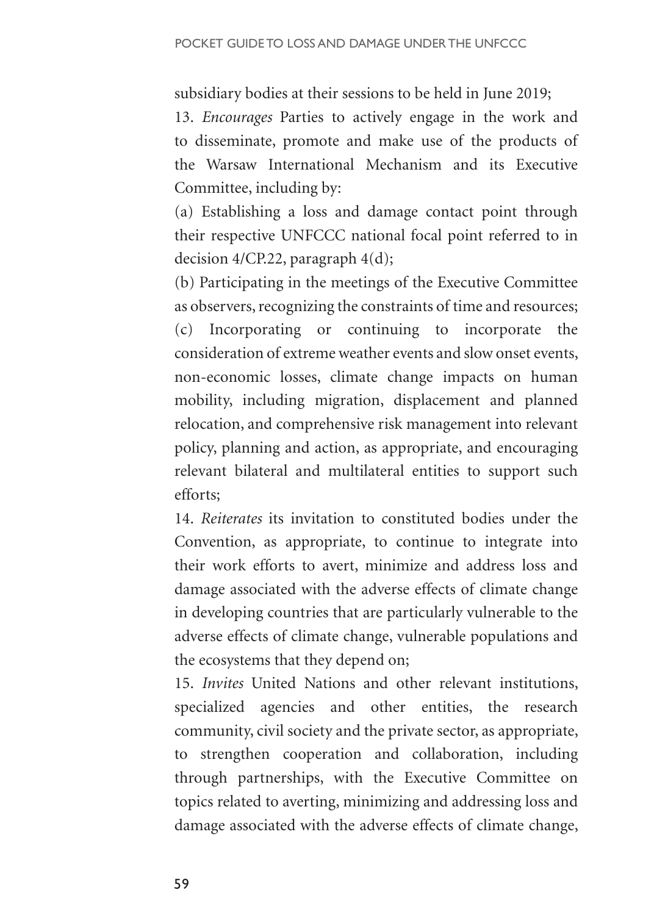subsidiary bodies at their sessions to be held in June 2019;

13. *Encourages* Parties to actively engage in the work and to disseminate, promote and make use of the products of the Warsaw International Mechanism and its Executive Committee, including by:

(a) Establishing a loss and damage contact point through their respective UNFCCC national focal point referred to in decision 4/CP.22, paragraph 4(d);

(b) Participating in the meetings of the Executive Committee as observers, recognizing the constraints of time and resources;

(c) Incorporating or continuing to incorporate the consideration of extreme weather events and slow onset events, non-economic losses, climate change impacts on human mobility, including migration, displacement and planned relocation, and comprehensive risk management into relevant policy, planning and action, as appropriate, and encouraging relevant bilateral and multilateral entities to support such efforts;

14. *Reiterates* its invitation to constituted bodies under the Convention, as appropriate, to continue to integrate into their work efforts to avert, minimize and address loss and damage associated with the adverse effects of climate change in developing countries that are particularly vulnerable to the adverse effects of climate change, vulnerable populations and the ecosystems that they depend on;

15. *Invites* United Nations and other relevant institutions, specialized agencies and other entities, the research community, civil society and the private sector, as appropriate, to strengthen cooperation and collaboration, including through partnerships, with the Executive Committee on topics related to averting, minimizing and addressing loss and damage associated with the adverse effects of climate change,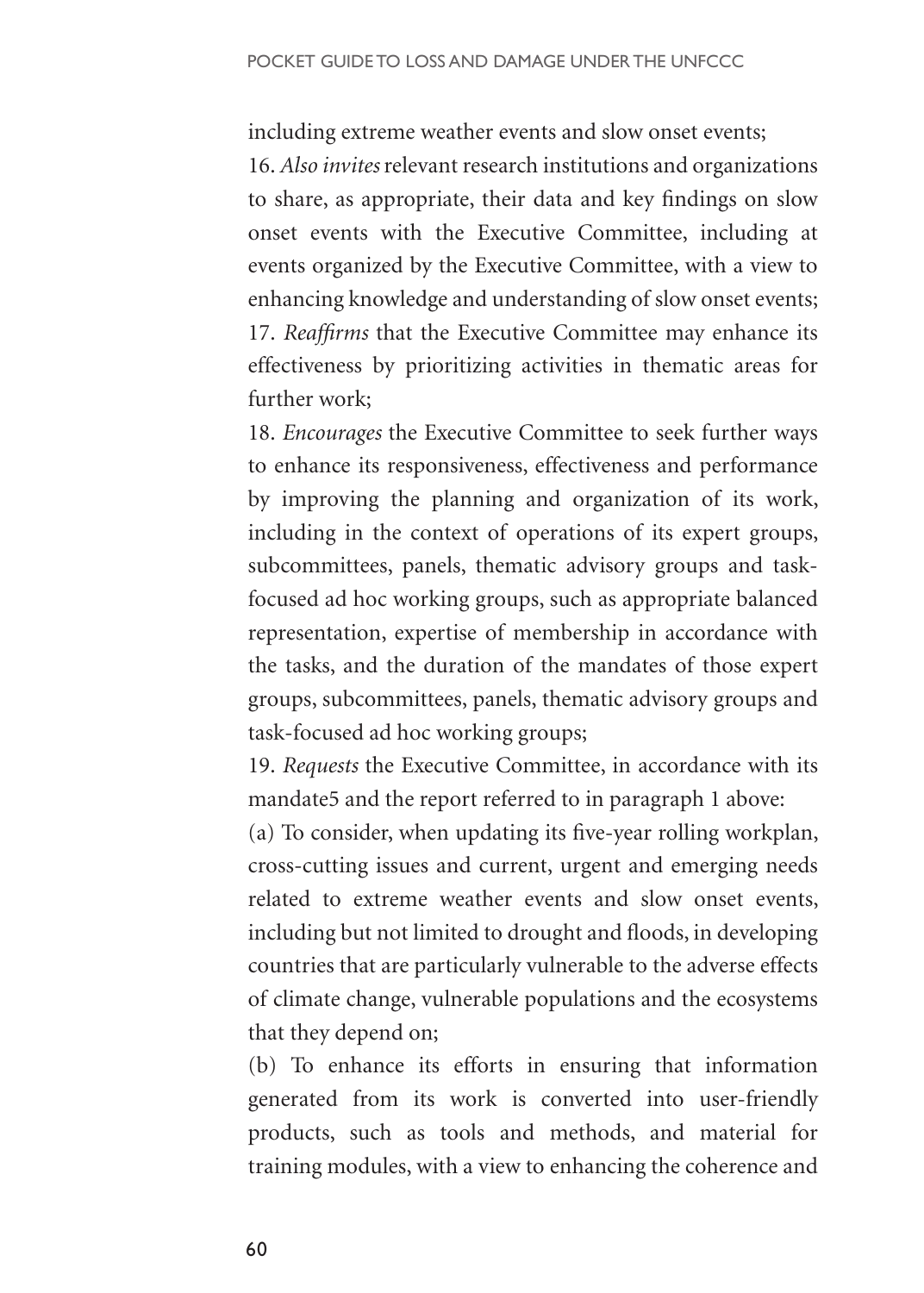including extreme weather events and slow onset events;

16. *Also invites* relevant research institutions and organizations to share, as appropriate, their data and key findings on slow onset events with the Executive Committee, including at events organized by the Executive Committee, with a view to enhancing knowledge and understanding of slow onset events;

17. *Reaffirms* that the Executive Committee may enhance its effectiveness by prioritizing activities in thematic areas for further work;

18. *Encourages* the Executive Committee to seek further ways to enhance its responsiveness, effectiveness and performance by improving the planning and organization of its work, including in the context of operations of its expert groups, subcommittees, panels, thematic advisory groups and task-focused ad hoc working groups, such as appropriate balanced representation, expertise of membership in accordance with the tasks, and the duration of the mandates of those expert groups, subcommittees, panels, thematic advisory groups and task-focused ad hoc working groups;

19. *Requests* the Executive Committee, in accordance with its mandate5 and the report referred to in paragraph 1 above:

(a) To consider, when updating its five-year rolling workplan, cross-cutting issues and current, urgent and emerging needs related to extreme weather events and slow onset events, including but not limited to drought and floods, in developing countries that are particularly vulnerable to the adverse effects of climate change, vulnerable populations and the ecosystems that they depend on;

(b) To enhance its efforts in ensuring that information generated from its work is converted into user-friendly products, such as tools and methods, and material for training modules, with a view to enhancing the coherence and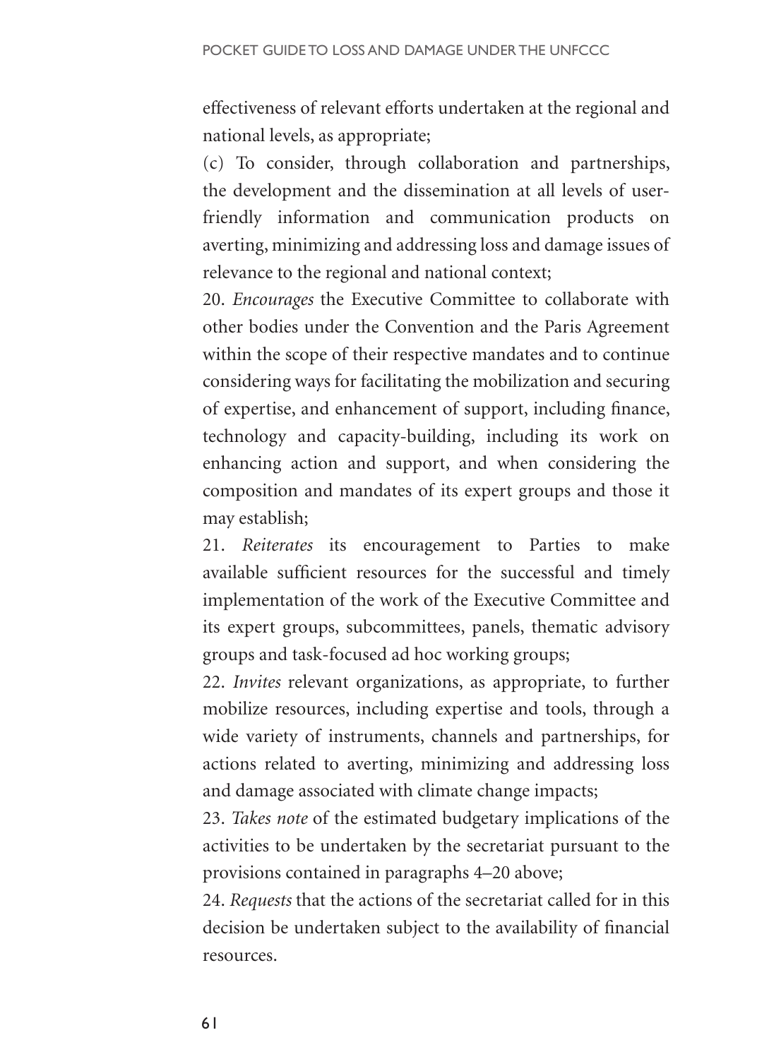effectiveness of relevant efforts undertaken at the regional and national levels, as appropriate;

(c) To consider, through collaboration and partnerships, the development and the dissemination at all levels of user-friendly information and communication products on averting, minimizing and addressing loss and damage issues of relevance to the regional and national context;

20. *Encourages* the Executive Committee to collaborate with other bodies under the Convention and the Paris Agreement within the scope of their respective mandates and to continue considering ways for facilitating the mobilization and securing of expertise, and enhancement of support, including finance, technology and capacity-building, including its work on enhancing action and support, and when considering the composition and mandates of its expert groups and those it may establish;

21. *Reiterates* its encouragement to Parties to make available sufficient resources for the successful and timely implementation of the work of the Executive Committee and its expert groups, subcommittees, panels, thematic advisory groups and task-focused ad hoc working groups;

22. *Invites* relevant organizations, as appropriate, to further mobilize resources, including expertise and tools, through a wide variety of instruments, channels and partnerships, for actions related to averting, minimizing and addressing loss and damage associated with climate change impacts;

23. *Takes note* of the estimated budgetary implications of the activities to be undertaken by the secretariat pursuant to the provisions contained in paragraphs 4–20 above;

24. *Requests* that the actions of the secretariat called for in this decision be undertaken subject to the availability of financial resources.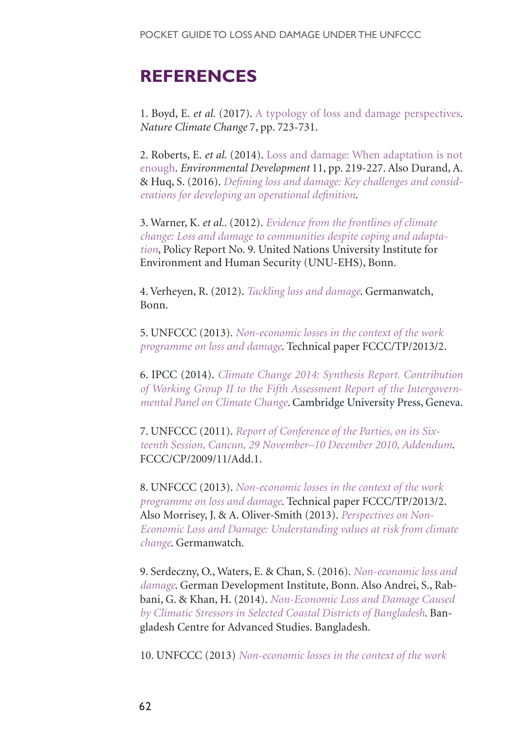## REFERENCES

1. Boyd, E. *et al.* (2017). A typology of loss and damage perspectives. *Nature Climate Change* 7, pp. 723-731.

2. Roberts, E. *et al.* (2014). Loss and damage: When adaptation is not enough. *Environmental Development* 11, pp. 219-227. Also Durand, A. & Huq, S. (2016). *Defining loss and damage: Key challenges and considerations for developing an operational definition*.

3. Warner, K. *et al.*. (2012). *Evidence from the frontlines of climate change: Loss and damage to communities despite coping and adaptation*, Policy Report No. 9. United Nations University Institute for Environment and Human Security (UNU-EHS), Bonn.

4. Verheyen, R. (2012). *Tackling loss and damage*. Germanwatch, Bonn.

5. UNFCCC (2013). *Non-economic losses in the context of the work programme on loss and damage*. Technical paper FCCC/TP/2013/2.

6. IPCC (2014). *Climate Change 2014: Synthesis Report. Contribution of Working Group II to the Fifth Assessment Report of the Intergovernmental Panel on Climate Change*. Cambridge University Press, Geneva.

7. UNFCCC (2011). *Report of Conference of the Parties, on its Sixteenth Session, Cancun, 29 November–10 December 2010, Addendum*. FCCC/CP/2009/11/Add.1.

8. UNFCCC (2013). *Non-economic losses in the context of the work programme on loss and damage*. Technical paper FCCC/TP/2013/2. Also Morrisey, J. & A. Oliver-Smith (2013). *Perspectives on Non-Economic Loss and Damage: Understanding values at risk from climate change*. Germanwatch.

9. Serdeczny, O., Waters, E. & Chan, S. (2016). *Non-economic loss and damage*. German Development Institute, Bonn. Also Andrei, S., Rabbani, G. & Khan, H. (2014). *Non-Economic Loss and Damage Caused by Climatic Stressors in Selected Coastal Districts of Bangladesh*. Bangladesh Centre for Advanced Studies. Bangladesh.

10. UNFCCC (2013) *Non-economic losses in the context of the work*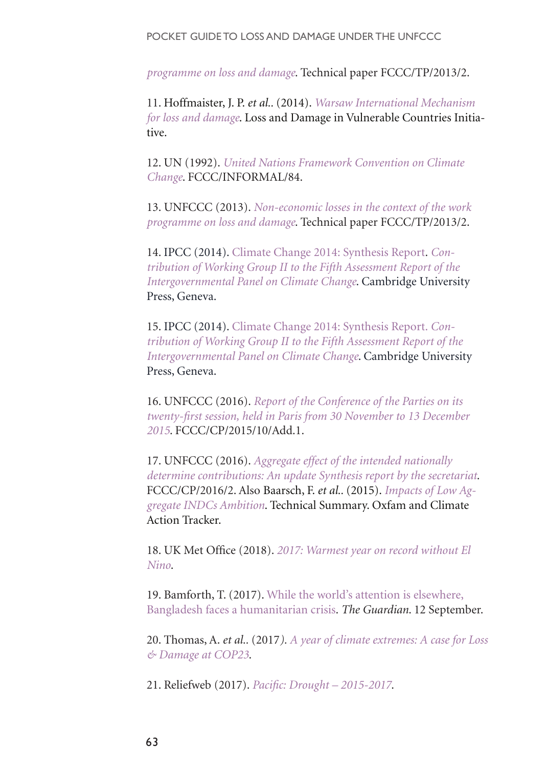*programme on loss and damage*. Technical paper FCCC/TP/2013/2.

11. Hoffmaister, J. P. *et al.*. (2014). *Warsaw International Mechanism for loss and damage*. Loss and Damage in Vulnerable Countries Initiative.

12. UN (1992). *United Nations Framework Convention on Climate Change*. FCCC/INFORMAL/84.

13. UNFCCC (2013). *Non-economic losses in the context of the work programme on loss and damage*. Technical paper FCCC/TP/2013/2.

14. IPCC (2014). Climate Change 2014: Synthesis Report. *Contribution of Working Group II to the Fifth Assessment Report of the Intergovernmental Panel on Climate Change*. Cambridge University Press, Geneva.

15. IPCC (2014). Climate Change 2014: Synthesis Report. *Contribution of Working Group II to the Fifth Assessment Report of the Intergovernmental Panel on Climate Change*. Cambridge University Press, Geneva.

16. UNFCCC (2016). *Report of the Conference of the Parties on its twenty-first session, held in Paris from 30 November to 13 December 2015*. FCCC/CP/2015/10/Add.1.

17. UNFCCC (2016). *Aggregate effect of the intended nationally determine contributions: An update Synthesis report by the secretariat*. FCCC/CP/2016/2. Also Baarsch, F. *et al.*. (2015). *Impacts of Low Aggregate INDCs Ambition*. Technical Summary. Oxfam and Climate Action Tracker.

18. UK Met Office (2018). *2017: Warmest year on record without El Nino*.

19. Bamforth, T. (2017). While the world's attention is elsewhere, Bangladesh faces a humanitarian crisis. *The Guardian*. 12 September.

20. Thomas, A. *et al.*. (2017). *A year of climate extremes: A case for Loss & Damage at COP23*.

21. Reliefweb (2017). *Pacific: Drought – 2015-2017*.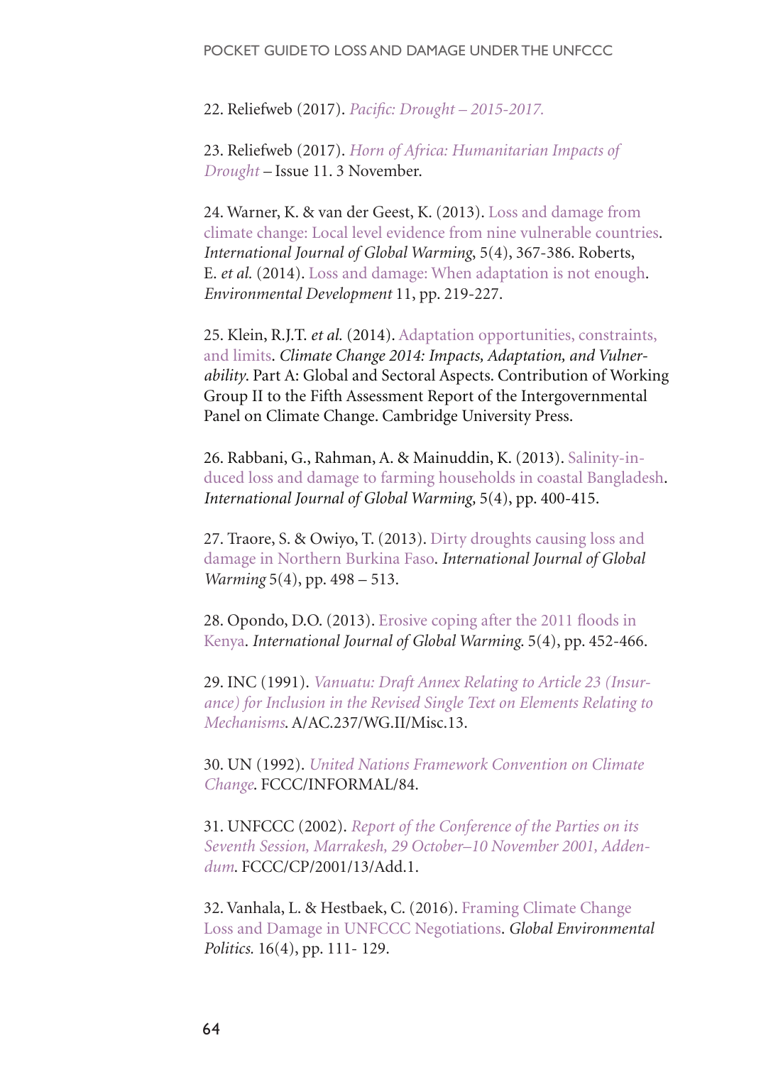22. Reliefweb (2017). *Pacific: Drought – 2015-2017.*

23. Reliefweb (2017). *Horn of Africa: Humanitarian Impacts of Drought* – Issue 11. 3 November.

24. Warner, K. & van der Geest, K. (2013). Loss and damage from climate change: Local level evidence from nine vulnerable countries. *International Journal of Global Warming*, 5(4), 367-386. Roberts, E. *et al.* (2014). Loss and damage: When adaptation is not enough. *Environmental Development* 11, pp. 219-227.

25. Klein, R.J.T. *et al.* (2014). Adaptation opportunities, constraints, and limits. *Climate Change 2014: Impacts, Adaptation, and Vulnerability*. Part A: Global and Sectoral Aspects. Contribution of Working Group II to the Fifth Assessment Report of the Intergovernmental Panel on Climate Change. Cambridge University Press.

26. Rabbani, G., Rahman, A. & Mainuddin, K. (2013). Salinity-induced loss and damage to farming households in coastal Bangladesh. *International Journal of Global Warming,* 5(4), pp. 400-415.

27. Traore, S. & Owiyo, T. (2013). Dirty droughts causing loss and damage in Northern Burkina Faso. *International Journal of Global Warming* 5(4), pp. 498 – 513.

28. Opondo, D.O. (2013). Erosive coping after the 2011 floods in Kenya. *International Journal of Global Warming.* 5(4), pp. 452-466.

29. INC (1991). *Vanuatu: Draft Annex Relating to Article 23 (Insurance) for Inclusion in the Revised Single Text on Elements Relating to Mechanisms.* A/AC.237/WG.II/Misc.13.

30. UN (1992). *United Nations Framework Convention on Climate Change*. FCCC/INFORMAL/84.

31. UNFCCC (2002). *Report of the Conference of the Parties on its Seventh Session, Marrakesh, 29 October–10 November 2001, Addendum*. FCCC/CP/2001/13/Add.1.

32. Vanhala, L. & Hestbaek, C. (2016). Framing Climate Change Loss and Damage in UNFCCC Negotiations. *Global Environmental Politics.* 16(4), pp. 111- 129.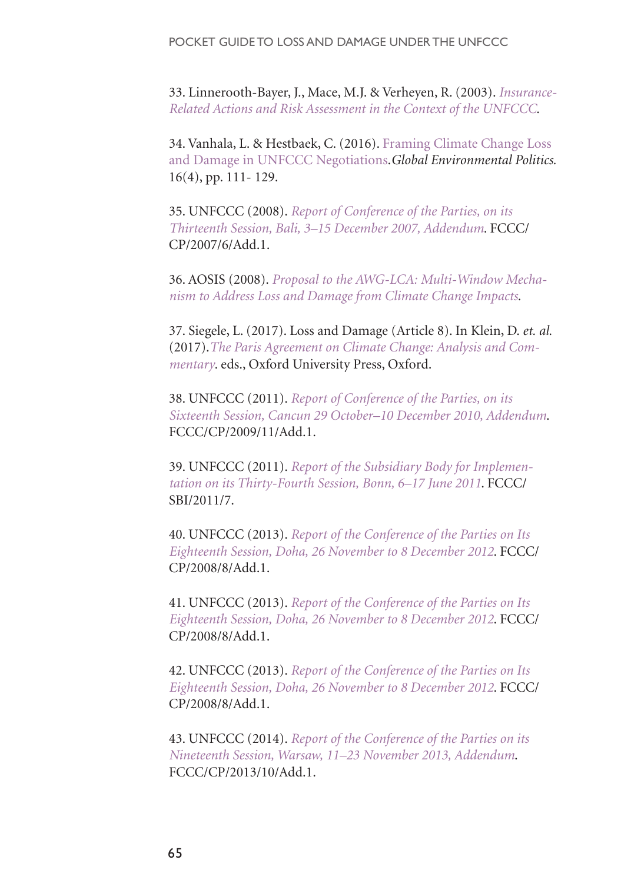33. Linnerooth-Bayer, J., Mace, M.J. & Verheyen, R. (2003). *Insurance-Related Actions and Risk Assessment in the Context of the UNFCCC.*

34. Vanhala, L. & Hestbaek, C. (2016). Framing Climate Change Loss and Damage in UNFCCC Negotiations.*Global Environmental Politics.* 16(4), pp. 111- 129.

35. UNFCCC (2008). *Report of Conference of the Parties, on its Thirteenth Session, Bali, 3–15 December 2007, Addendum*. FCCC/CP/2007/6/Add.1.

36. AOSIS (2008). *Proposal to the AWG-LCA: Multi-Window Mechanism to Address Loss and Damage from Climate Change Impacts.*

37. Siegele, L. (2017). Loss and Damage (Article 8). In Klein, D. *et. al.* (2017).*The Paris Agreement on Climate Change: Analysis and Commentary*. eds., Oxford University Press, Oxford.

38. UNFCCC (2011). *Report of Conference of the Parties, on its Sixteenth Session, Cancun 29 October–10 December 2010, Addendum.* FCCC/CP/2009/11/Add.1.

39. UNFCCC (2011). *Report of the Subsidiary Body for Implementation on its Thirty-Fourth Session, Bonn, 6–17 June 2011*. FCCC/SBI/2011/7.

40. UNFCCC (2013). *Report of the Conference of the Parties on Its Eighteenth Session, Doha, 26 November to 8 December 2012.* FCCC/CP/2008/8/Add.1.

41. UNFCCC (2013). *Report of the Conference of the Parties on Its Eighteenth Session, Doha, 26 November to 8 December 2012.* FCCC/CP/2008/8/Add.1.

42. UNFCCC (2013). *Report of the Conference of the Parties on Its Eighteenth Session, Doha, 26 November to 8 December 2012.* FCCC/CP/2008/8/Add.1.

43. UNFCCC (2014). *Report of the Conference of the Parties on its Nineteenth Session, Warsaw, 11–23 November 2013, Addendum.* FCCC/CP/2013/10/Add.1.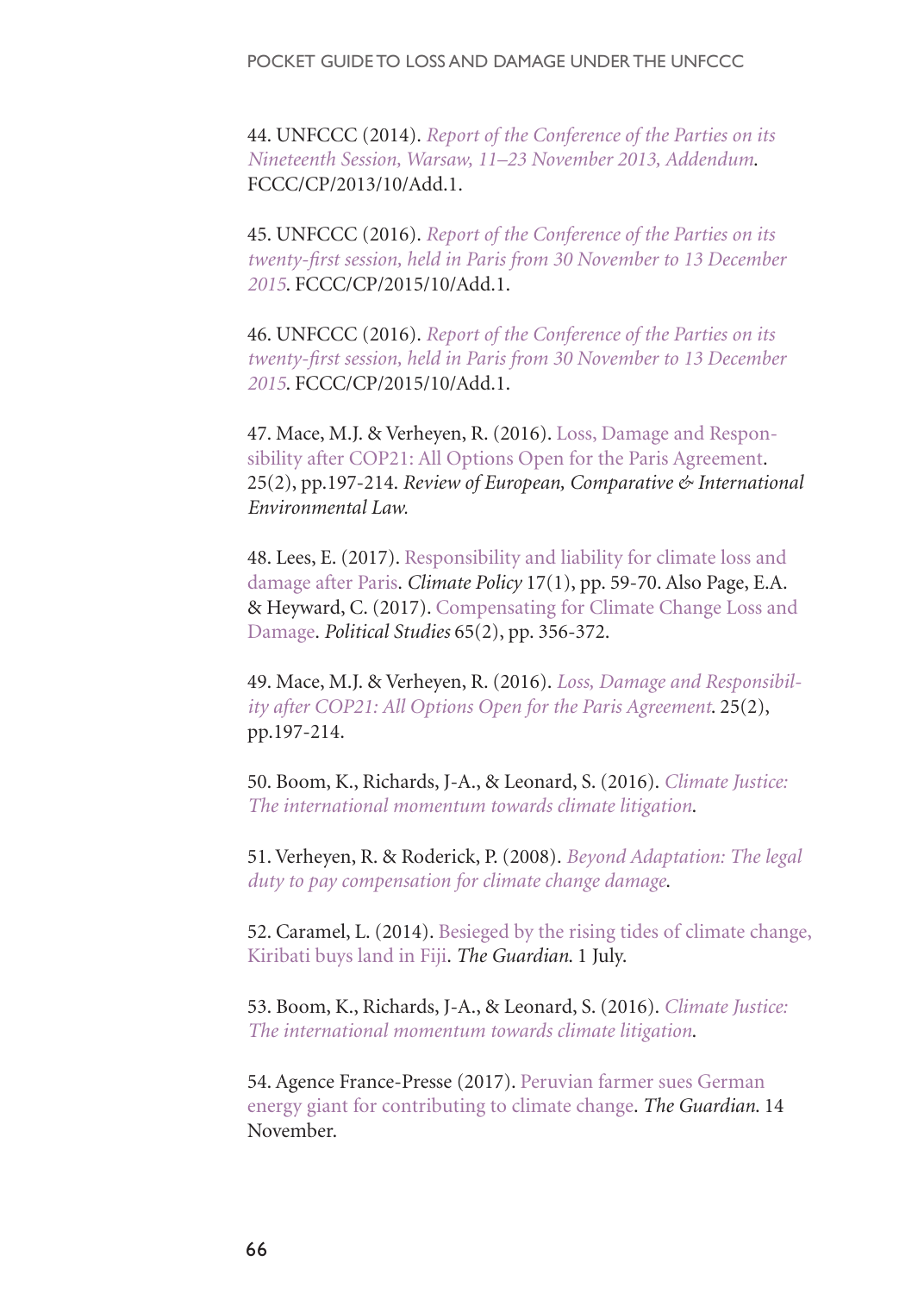44. UNFCCC (2014). *Report of the Conference of the Parties on its Nineteenth Session, Warsaw, 11–23 November 2013, Addendum*. FCCC/CP/2013/10/Add.1.

45. UNFCCC (2016). *Report of the Conference of the Parties on its twenty-first session, held in Paris from 30 November to 13 December 2015*. FCCC/CP/2015/10/Add.1.

46. UNFCCC (2016). *Report of the Conference of the Parties on its twenty-first session, held in Paris from 30 November to 13 December 2015*. FCCC/CP/2015/10/Add.1.

47. Mace, M.J. & Verheyen, R. (2016). Loss, Damage and Responsibility after COP21: All Options Open for the Paris Agreement. 25(2), pp.197-214. *Review of European, Comparative & International Environmental Law.*

48. Lees, E. (2017). Responsibility and liability for climate loss and damage after Paris. *Climate Policy* 17(1), pp. 59-70. Also Page, E.A. & Heyward, C. (2017). Compensating for Climate Change Loss and Damage. *Political Studies* 65(2), pp. 356-372.

49. Mace, M.J. & Verheyen, R. (2016). *Loss, Damage and Responsibility after COP21: All Options Open for the Paris Agreement*. 25(2), pp.197-214.

50. Boom, K., Richards, J-A., & Leonard, S. (2016). *Climate Justice: The international momentum towards climate litigation*.

51. Verheyen, R. & Roderick, P. (2008). *Beyond Adaptation: The legal duty to pay compensation for climate change damage*.

52. Caramel, L. (2014). Besieged by the rising tides of climate change, Kiribati buys land in Fiji. *The Guardian.* 1 July.

53. Boom, K., Richards, J-A., & Leonard, S. (2016). *Climate Justice: The international momentum towards climate litigation*.

54. Agence France-Presse (2017). Peruvian farmer sues German energy giant for contributing to climate change. *The Guardian.* 14 November.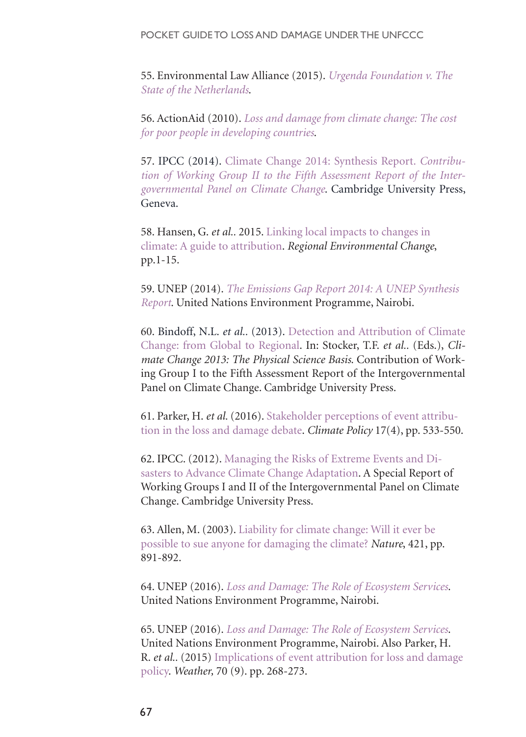55. Environmental Law Alliance (2015). *Urgenda Foundation v. The State of the Netherlands*.

56. ActionAid (2010). *Loss and damage from climate change: The cost for poor people in developing countries*.

57. IPCC (2014). Climate Change 2014: Synthesis Report. *Contribution of Working Group II to the Fifth Assessment Report of the Intergovernmental Panel on Climate Change*. Cambridge University Press, Geneva.

58. Hansen, G. *et al.*. 2015. Linking local impacts to changes in climate: A guide to attribution. *Regional Environmental Change*, pp.1-15.

59. UNEP (2014). *The Emissions Gap Report 2014: A UNEP Synthesis Report*. United Nations Environment Programme, Nairobi.

60. Bindoff, N.L. *et al.*. (2013). Detection and Attribution of Climate Change: from Global to Regional. In: Stocker, T.F. *et al.*. (Eds.), *Climate Change 2013: The Physical Science Basis*. Contribution of Working Group I to the Fifth Assessment Report of the Intergovernmental Panel on Climate Change. Cambridge University Press.

61. Parker, H. *et al.* (2016). Stakeholder perceptions of event attribution in the loss and damage debate. *Climate Policy* 17(4), pp. 533-550.

62. IPCC. (2012). Managing the Risks of Extreme Events and Disasters to Advance Climate Change Adaptation. A Special Report of Working Groups I and II of the Intergovernmental Panel on Climate Change. Cambridge University Press.

63. Allen, M. (2003). Liability for climate change: Will it ever be possible to sue anyone for damaging the climate? *Nature*, 421, pp. 891-892.

64. UNEP (2016). *Loss and Damage: The Role of Ecosystem Services*. United Nations Environment Programme, Nairobi.

65. UNEP (2016). *Loss and Damage: The Role of Ecosystem Services*. United Nations Environment Programme, Nairobi. Also Parker, H. R. *et al.*. (2015) Implications of event attribution for loss and damage policy. *Weather*, 70 (9). pp. 268-273.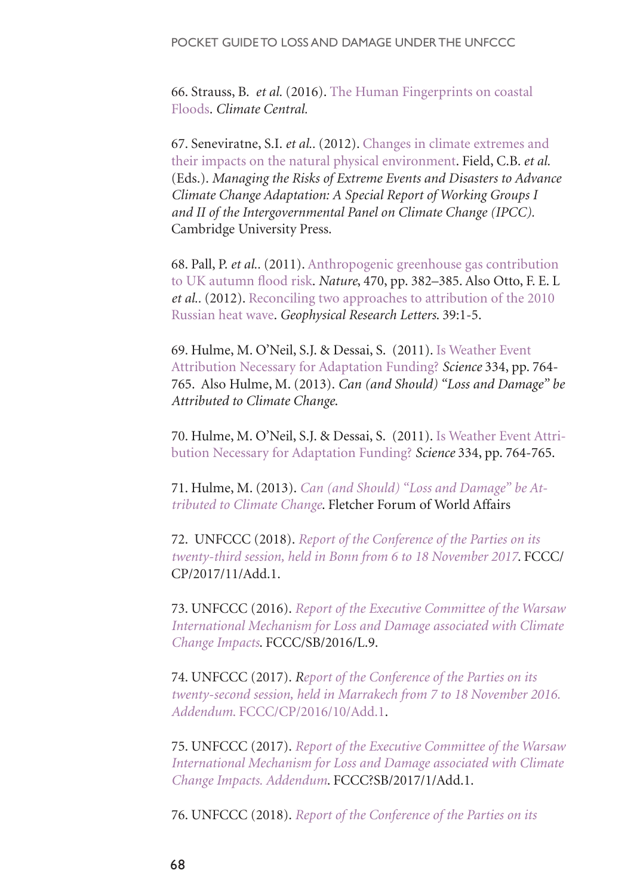66. Strauss, B. *et al.* (2016). The Human Fingerprints on coastal Floods. *Climate Central.*

67. Seneviratne, S.I. *et al.*. (2012). Changes in climate extremes and their impacts on the natural physical environment. Field, C.B. *et al.* (Eds.). *Managing the Risks of Extreme Events and Disasters to Advance Climate Change Adaptation: A Special Report of Working Groups I and II of the Intergovernmental Panel on Climate Change (IPCC).* Cambridge University Press.

68. Pall, P. *et al.*. (2011). Anthropogenic greenhouse gas contribution to UK autumn flood risk. *Nature*, 470, pp. 382–385. Also Otto, F. E. L *et al.*. (2012). Reconciling two approaches to attribution of the 2010 Russian heat wave. *Geophysical Research Letters.* 39:1-5.

69. Hulme, M. O'Neil, S.J. & Dessai, S. (2011). Is Weather Event Attribution Necessary for Adaptation Funding? *Science* 334, pp. 764-765. Also Hulme, M. (2013). *Can (and Should) "Loss and Damage" be Attributed to Climate Change.*

70. Hulme, M. O'Neil, S.J. & Dessai, S. (2011). Is Weather Event Attribution Necessary for Adaptation Funding? *Science* 334, pp. 764-765.

71. Hulme, M. (2013). *Can (and Should) "Loss and Damage" be Attributed to Climate Change*. Fletcher Forum of World Affairs

72. UNFCCC (2018). *Report of the Conference of the Parties on its twenty-third session, held in Bonn from 6 to 18 November 2017*. FCCC/CP/2017/11/Add.1.

73. UNFCCC (2016). *Report of the Executive Committee of the Warsaw International Mechanism for Loss and Damage associated with Climate Change Impacts*. FCCC/SB/2016/L.9.

74. UNFCCC (2017). *Report of the Conference of the Parties on its twenty-second session, held in Marrakech from 7 to 18 November 2016. Addendum.* FCCC/CP/2016/10/Add.1.

75. UNFCCC (2017). *Report of the Executive Committee of the Warsaw International Mechanism for Loss and Damage associated with Climate Change Impacts. Addendum*. FCCC?SB/2017/1/Add.1.

76. UNFCCC (2018). *Report of the Conference of the Parties on its*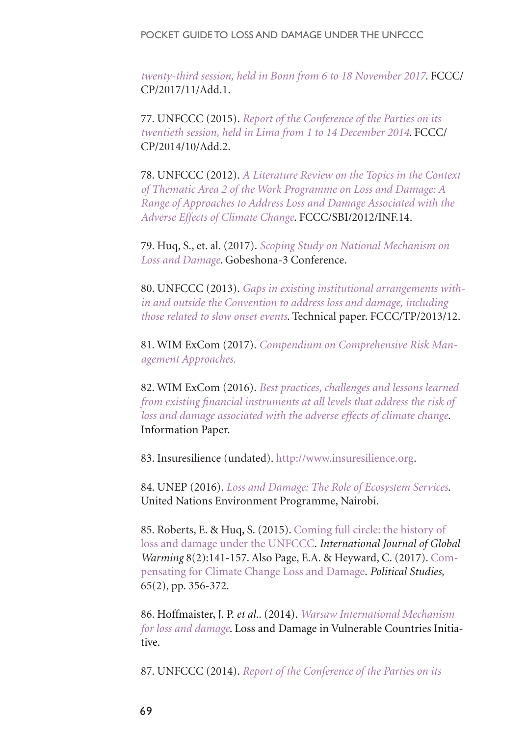*twenty-third session, held in Bonn from 6 to 18 November 2017*. FCCC/CP/2017/11/Add.1.

77. UNFCCC (2015). *Report of the Conference of the Parties on its twentieth session, held in Lima from 1 to 14 December 2014*. FCCC/CP/2014/10/Add.2.

78. UNFCCC (2012). *A Literature Review on the Topics in the Context of Thematic Area 2 of the Work Programme on Loss and Damage: A Range of Approaches to Address Loss and Damage Associated with the Adverse Effects of Climate Change*. FCCC/SBI/2012/INF.14.

79. Huq, S., et. al. (2017). *Scoping Study on National Mechanism on Loss and Damage*. Gobeshona-3 Conference.

80. UNFCCC (2013). *Gaps in existing institutional arrangements within and outside the Convention to address loss and damage, including those related to slow onset events.* Technical paper. FCCC/TP/2013/12.

81. WIM ExCom (2017). *Compendium on Comprehensive Risk Management Approaches.*

82. WIM ExCom (2016). *Best practices, challenges and lessons learned from existing financial instruments at all levels that address the risk of loss and damage associated with the adverse effects of climate change*. Information Paper.

83. Insuresilience (undated). http://www.insuresilience.org.

84. UNEP (2016). *Loss and Damage: The Role of Ecosystem Services*. United Nations Environment Programme, Nairobi.

85. Roberts, E. & Huq, S. (2015). Coming full circle: the history of loss and damage under the UNFCCC. *International Journal of Global Warming* 8(2):141-157. Also Page, E.A. & Heyward, C. (2017). Compensating for Climate Change Loss and Damage. *Political Studies,* 65(2), pp. 356-372.

86. Hoffmaister, J. P. *et al.*. (2014). *Warsaw International Mechanism for loss and damage*. Loss and Damage in Vulnerable Countries Initiative.

87. UNFCCC (2014). *Report of the Conference of the Parties on its*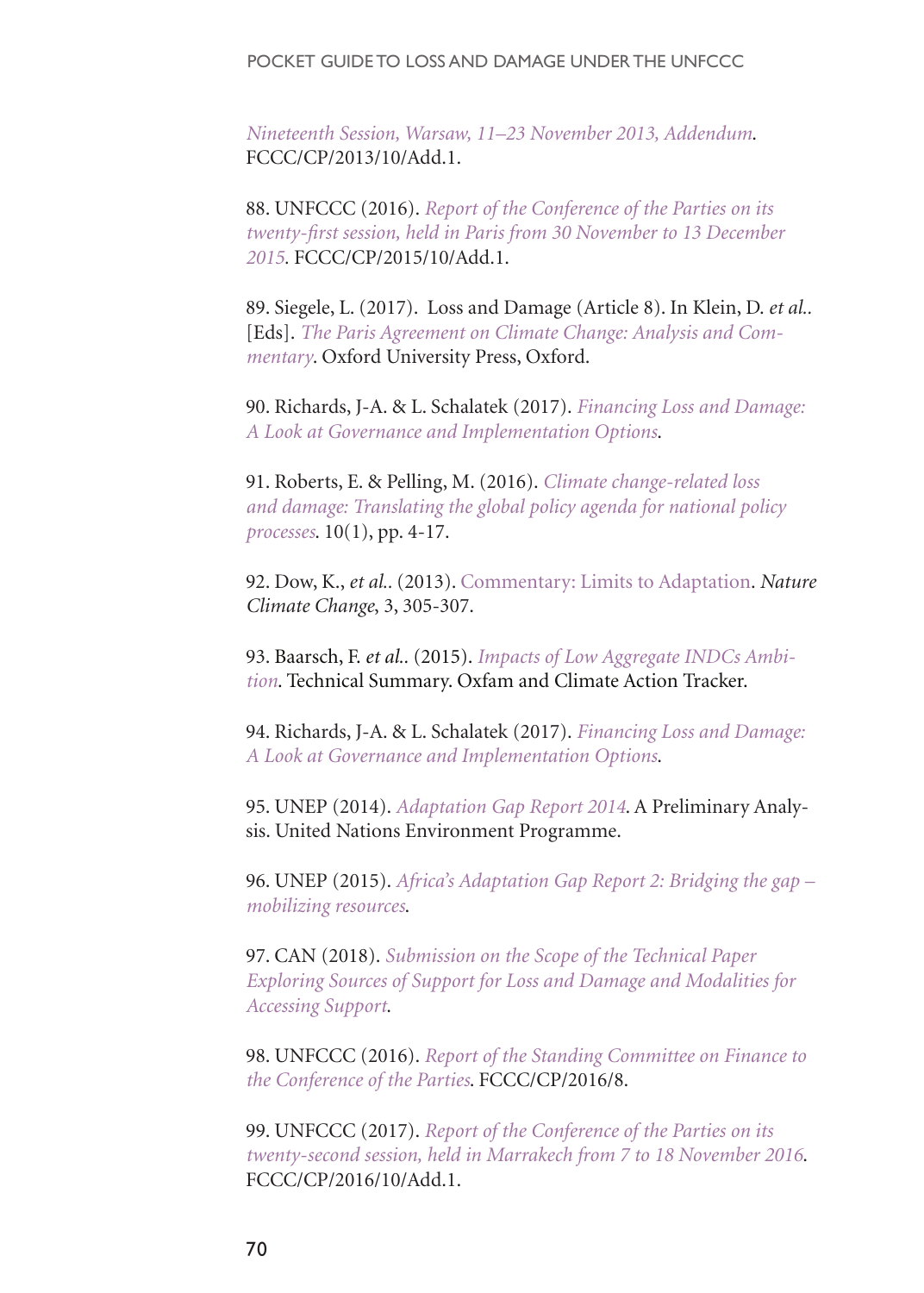*Nineteenth Session, Warsaw, 11–23 November 2013, Addendum*. FCCC/CP/2013/10/Add.1.

88. UNFCCC (2016). *Report of the Conference of the Parties on its twenty-first session, held in Paris from 30 November to 13 December 2015*. FCCC/CP/2015/10/Add.1.

89. Siegele, L. (2017). Loss and Damage (Article 8). In Klein, D. *et al.*. [Eds]. *The Paris Agreement on Climate Change: Analysis and Commentary*. Oxford University Press, Oxford.

90. Richards, J-A. & L. Schalatek (2017). *Financing Loss and Damage: A Look at Governance and Implementation Options*.

91. Roberts, E. & Pelling, M. (2016). *Climate change-related loss and damage: Translating the global policy agenda for national policy processes*. 10(1), pp. 4-17.

92. Dow, K., *et al.*. (2013). Commentary: Limits to Adaptation. *Nature Climate Change*, 3, 305-307.

93. Baarsch, F. *et al.*. (2015). *Impacts of Low Aggregate INDCs Ambition*. Technical Summary. Oxfam and Climate Action Tracker.

94. Richards, J-A. & L. Schalatek (2017). *Financing Loss and Damage: A Look at Governance and Implementation Options*.

95. UNEP (2014). *Adaptation Gap Report 2014*. A Preliminary Analysis. United Nations Environment Programme.

96. UNEP (2015). *Africa's Adaptation Gap Report 2: Bridging the gap – mobilizing resources*.

97. CAN (2018). *Submission on the Scope of the Technical Paper Exploring Sources of Support for Loss and Damage and Modalities for Accessing Support*.

98. UNFCCC (2016). *Report of the Standing Committee on Finance to the Conference of the Parties*. FCCC/CP/2016/8.

99. UNFCCC (2017). *Report of the Conference of the Parties on its twenty-second session, held in Marrakech from 7 to 18 November 2016*. FCCC/CP/2016/10/Add.1.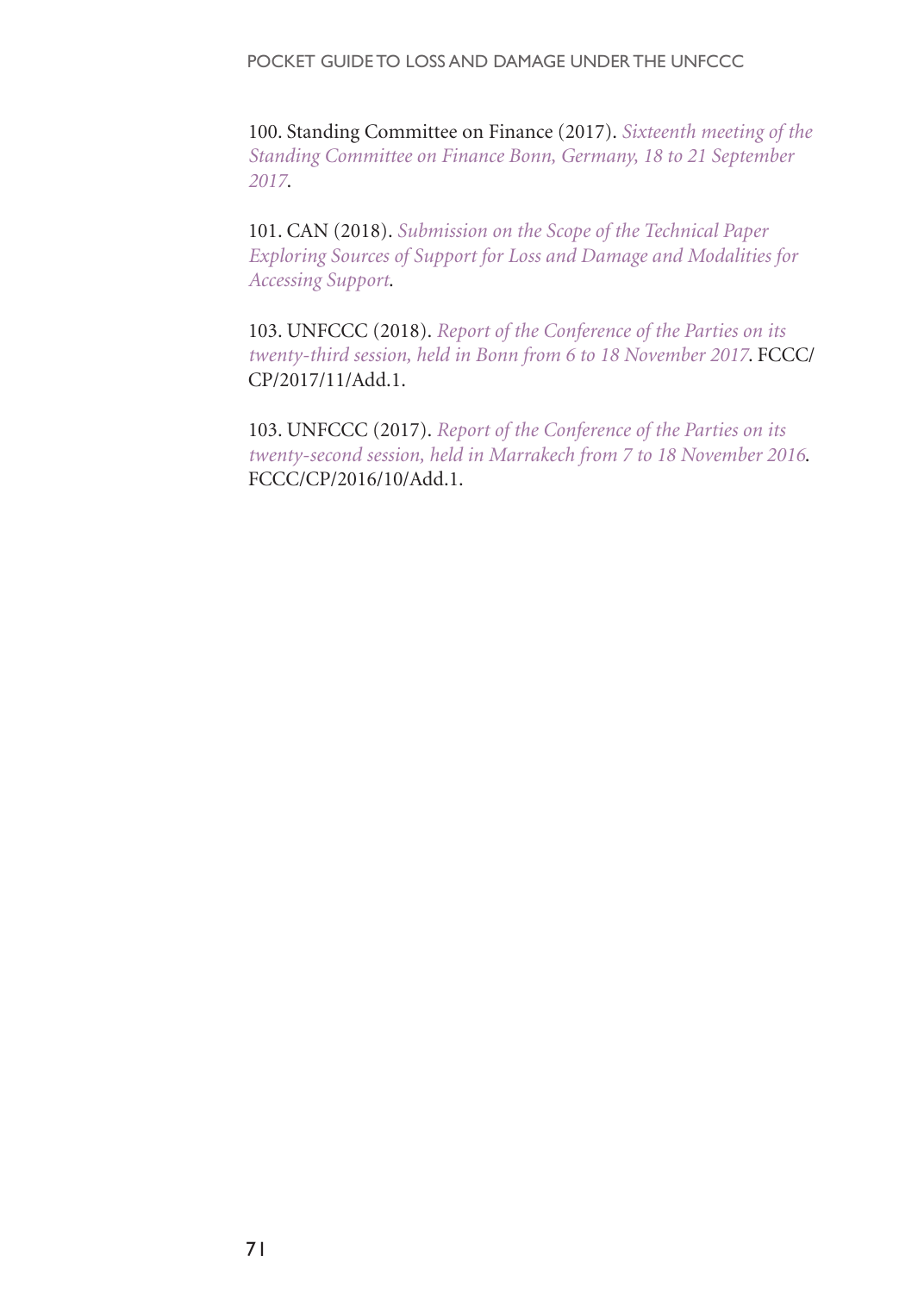100. Standing Committee on Finance (2017). *Sixteenth meeting of the Standing Committee on Finance Bonn, Germany, 18 to 21 September 2017*.

101. CAN (2018). *Submission on the Scope of the Technical Paper Exploring Sources of Support for Loss and Damage and Modalities for Accessing Support*.

103. UNFCCC (2018). *Report of the Conference of the Parties on its twenty-third session, held in Bonn from 6 to 18 November 2017*. FCCC/CP/2017/11/Add.1.

103. UNFCCC (2017). *Report of the Conference of the Parties on its twenty-second session, held in Marrakech from 7 to 18 November 2016*. FCCC/CP/2016/10/Add.1.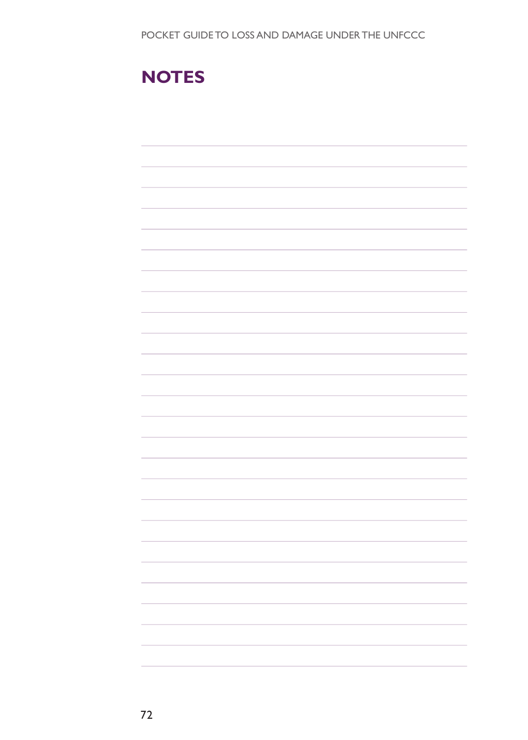# NOTES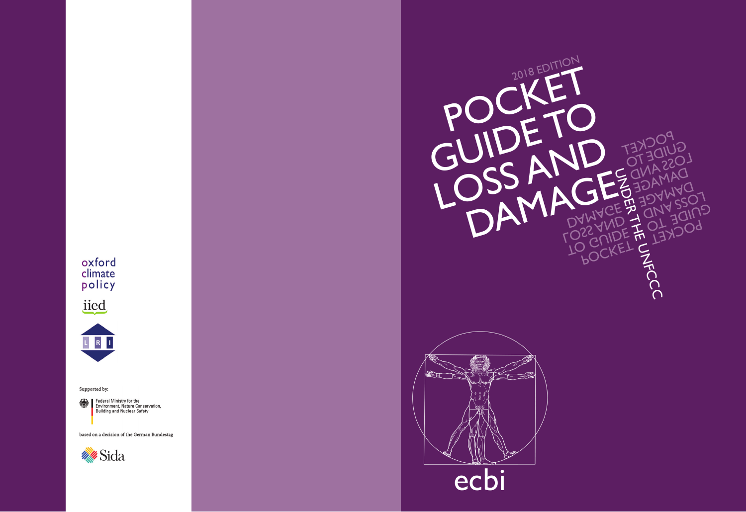2018 EDITION

# POCKET GUIDE TO LOSS AND DAMAGE

UNDER THE UNFCCC

ecbi

oxford climate policy

iied

LRI

Supported by:

Federal Ministry for the Environment, Nature Conservation, Building and Nuclear Safety

based on a decision of the German Bundestag

Sida